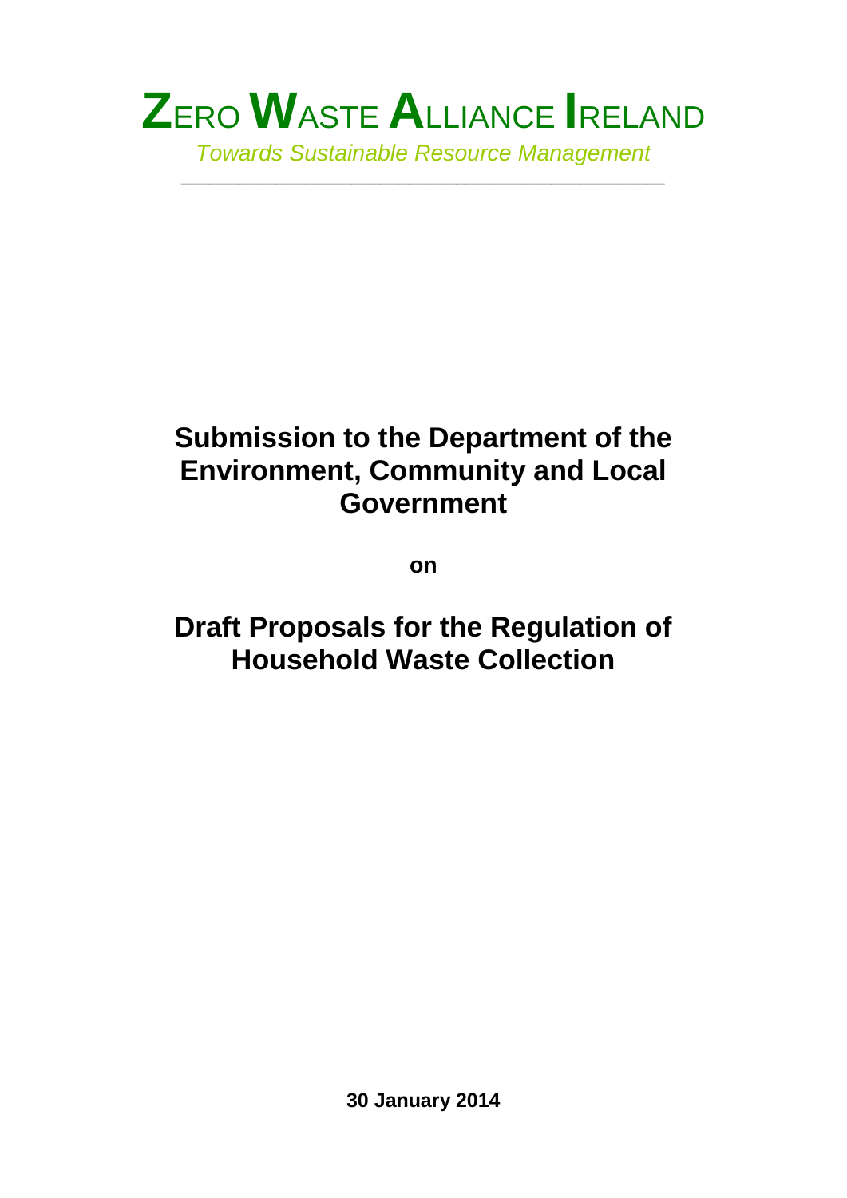# ZERO WASTE ALLIANCE IRELAND

*Towards Sustainable Resource Management*

---

## Submission to the Department of the Environment, Community and Local Government

**on**

## Draft Proposals for the Regulation of Household Waste Collection

**30 January 2014**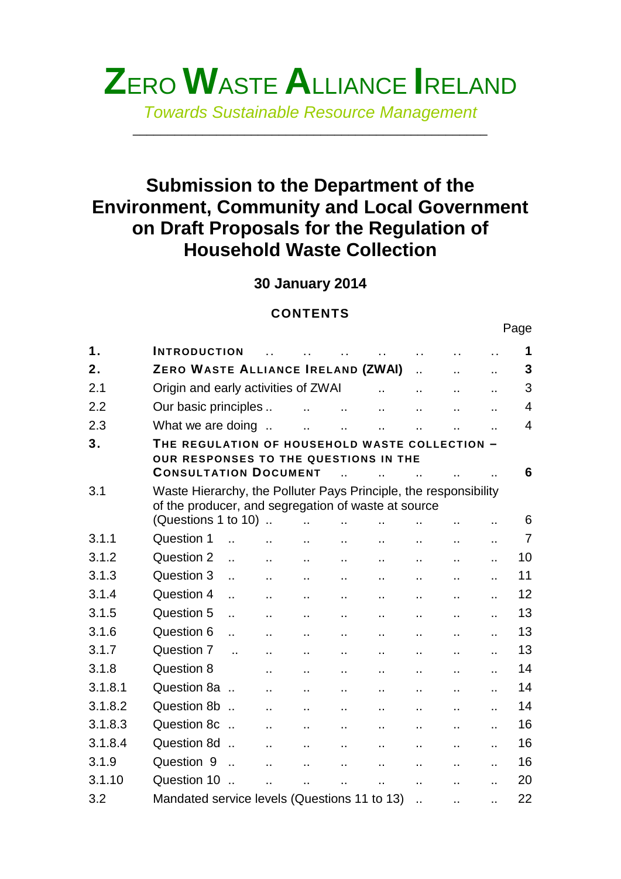# ZERO WASTE ALLIANCE IRELAND

*Towards Sustainable Resource Management*

---

## Submission to the Department of the Environment, Community and Local Government on Draft Proposals for the Regulation of Household Waste Collection

**30 January 2014**

**CONTENTS**

| | | Page |
|---|---|---|
| **1.** | **INTRODUCTION** | **1** |
| **2.** | **ZERO WASTE ALLIANCE IRELAND (ZWAI)** | **3** |
| 2.1 | Origin and early activities of ZWAI | 3 |
| 2.2 | Our basic principles | 4 |
| 2.3 | What we are doing | 4 |
| **3.** | **THE REGULATION OF HOUSEHOLD WASTE COLLECTION – OUR RESPONSES TO THE QUESTIONS IN THE CONSULTATION DOCUMENT** | **6** |
| 3.1 | Waste Hierarchy, the Polluter Pays Principle, the responsibility of the producer, and segregation of waste at source (Questions 1 to 10) | 6 |
| 3.1.1 | Question 1 | 7 |
| 3.1.2 | Question 2 | 10 |
| 3.1.3 | Question 3 | 11 |
| 3.1.4 | Question 4 | 12 |
| 3.1.5 | Question 5 | 13 |
| 3.1.6 | Question 6 | 13 |
| 3.1.7 | Question 7 | 13 |
| 3.1.8 | Question 8 | 14 |
| 3.1.8.1 | Question 8a | 14 |
| 3.1.8.2 | Question 8b | 14 |
| 3.1.8.3 | Question 8c | 16 |
| 3.1.8.4 | Question 8d | 16 |
| 3.1.9 | Question 9 | 16 |
| 3.1.10 | Question 10 | 20 |
| 3.2 | Mandated service levels (Questions 11 to 13) | 22 |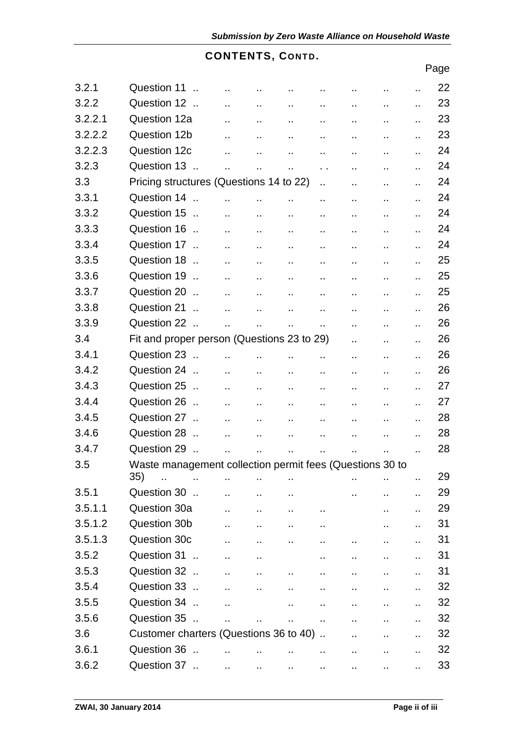## CONTENTS, CONTD.

| | | Page |
|---|---|---|
| 3.2.1 | Question 11 | 22 |
| 3.2.2 | Question 12 | 23 |
| 3.2.2.1 | Question 12a | 23 |
| 3.2.2.2 | Question 12b | 23 |
| 3.2.2.3 | Question 12c | 24 |
| 3.2.3 | Question 13 | 24 |
| 3.3 | Pricing structures (Questions 14 to 22) | 24 |
| 3.3.1 | Question 14 | 24 |
| 3.3.2 | Question 15 | 24 |
| 3.3.3 | Question 16 | 24 |
| 3.3.4 | Question 17 | 24 |
| 3.3.5 | Question 18 | 25 |
| 3.3.6 | Question 19 | 25 |
| 3.3.7 | Question 20 | 25 |
| 3.3.8 | Question 21 | 26 |
| 3.3.9 | Question 22 | 26 |
| 3.4 | Fit and proper person (Questions 23 to 29) | 26 |
| 3.4.1 | Question 23 | 26 |
| 3.4.2 | Question 24 | 26 |
| 3.4.3 | Question 25 | 27 |
| 3.4.4 | Question 26 | 27 |
| 3.4.5 | Question 27 | 28 |
| 3.4.6 | Question 28 | 28 |
| 3.4.7 | Question 29 | 28 |
| 3.5 | Waste management collection permit fees (Questions 30 to 35) | 29 |
| 3.5.1 | Question 30 | 29 |
| 3.5.1.1 | Question 30a | 29 |
| 3.5.1.2 | Question 30b | 31 |
| 3.5.1.3 | Question 30c | 31 |
| 3.5.2 | Question 31 | 31 |
| 3.5.3 | Question 32 | 31 |
| 3.5.4 | Question 33 | 32 |
| 3.5.5 | Question 34 | 32 |
| 3.5.6 | Question 35 | 32 |
| 3.6 | Customer charters (Questions 36 to 40) | 32 |
| 3.6.1 | Question 36 | 32 |
| 3.6.2 | Question 37 | 33 |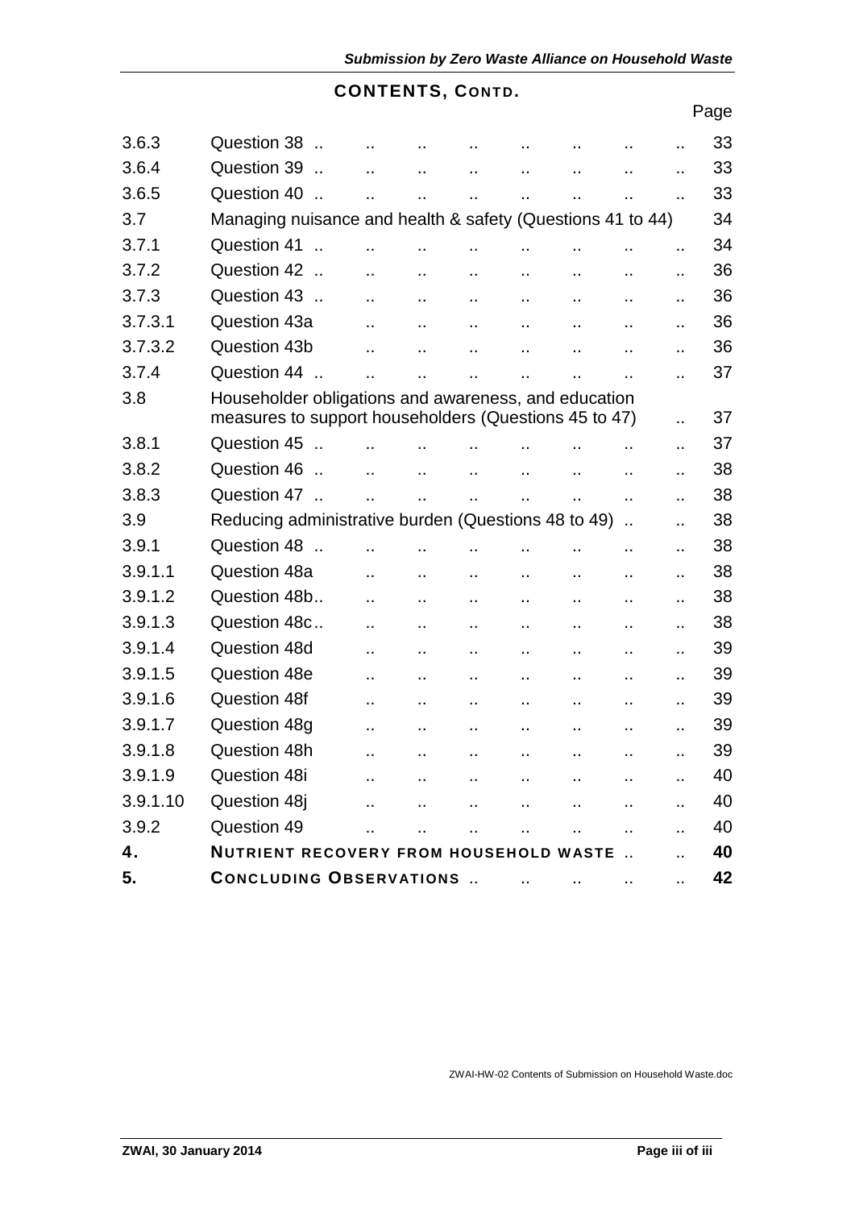## CONTENTS, CONTD.

| | | Page |
|---|---|---|
| 3.6.3 | Question 38 | 33 |
| 3.6.4 | Question 39 | 33 |
| 3.6.5 | Question 40 | 33 |
| 3.7 | Managing nuisance and health & safety (Questions 41 to 44) | 34 |
| 3.7.1 | Question 41 | 34 |
| 3.7.2 | Question 42 | 36 |
| 3.7.3 | Question 43 | 36 |
| 3.7.3.1 | Question 43a | 36 |
| 3.7.3.2 | Question 43b | 36 |
| 3.7.4 | Question 44 | 37 |
| 3.8 | Householder obligations and awareness, and education measures to support householders (Questions 45 to 47) | 37 |
| 3.8.1 | Question 45 | 37 |
| 3.8.2 | Question 46 | 38 |
| 3.8.3 | Question 47 | 38 |
| 3.9 | Reducing administrative burden (Questions 48 to 49) | 38 |
| 3.9.1 | Question 48 | 38 |
| 3.9.1.1 | Question 48a | 38 |
| 3.9.1.2 | Question 48b | 38 |
| 3.9.1.3 | Question 48c | 38 |
| 3.9.1.4 | Question 48d | 39 |
| 3.9.1.5 | Question 48e | 39 |
| 3.9.1.6 | Question 48f | 39 |
| 3.9.1.7 | Question 48g | 39 |
| 3.9.1.8 | Question 48h | 39 |
| 3.9.1.9 | Question 48i | 40 |
| 3.9.1.10 | Question 48j | 40 |
| 3.9.2 | Question 49 | 40 |
| **4.** | **NUTRIENT RECOVERY FROM HOUSEHOLD WASTE** | **40** |
| **5.** | **CONCLUDING OBSERVATIONS** | **42** |

ZWAI-HW-02 Contents of Submission on Household Waste.doc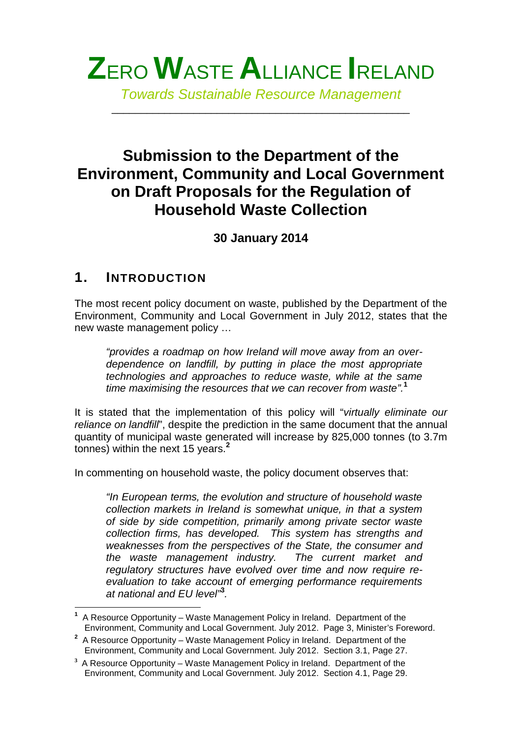# ZERO WASTE ALLIANCE IRELAND

*Towards Sustainable Resource Management*

---

# Submission to the Department of the Environment, Community and Local Government on Draft Proposals for the Regulation of Household Waste Collection

**30 January 2014**

## 1. INTRODUCTION

The most recent policy document on waste, published by the Department of the Environment, Community and Local Government in July 2012, states that the new waste management policy …

> *"provides a roadmap on how Ireland will move away from an over-dependence on landfill, by putting in place the most appropriate technologies and approaches to reduce waste, while at the same time maximising the resources that we can recover from waste".*[1]

It is stated that the implementation of this policy will "*virtually eliminate our reliance on landfill*", despite the prediction in the same document that the annual quantity of municipal waste generated will increase by 825,000 tonnes (to 3.7m tonnes) within the next 15 years.[2]

In commenting on household waste, the policy document observes that:

> *"In European terms, the evolution and structure of household waste collection markets in Ireland is somewhat unique, in that a system of side by side competition, primarily among private sector waste collection firms, has developed. This system has strengths and weaknesses from the perspectives of the State, the consumer and the waste management industry. The current market and regulatory structures have evolved over time and now require re-evaluation to take account of emerging performance requirements at national and EU level"*[3].

---

[1] A Resource Opportunity – Waste Management Policy in Ireland. Department of the Environment, Community and Local Government. July 2012. Page 3, Minister's Foreword.

[2] A Resource Opportunity – Waste Management Policy in Ireland. Department of the Environment, Community and Local Government. July 2012. Section 3.1, Page 27.

[3] A Resource Opportunity – Waste Management Policy in Ireland. Department of the Environment, Community and Local Government. July 2012. Section 4.1, Page 29.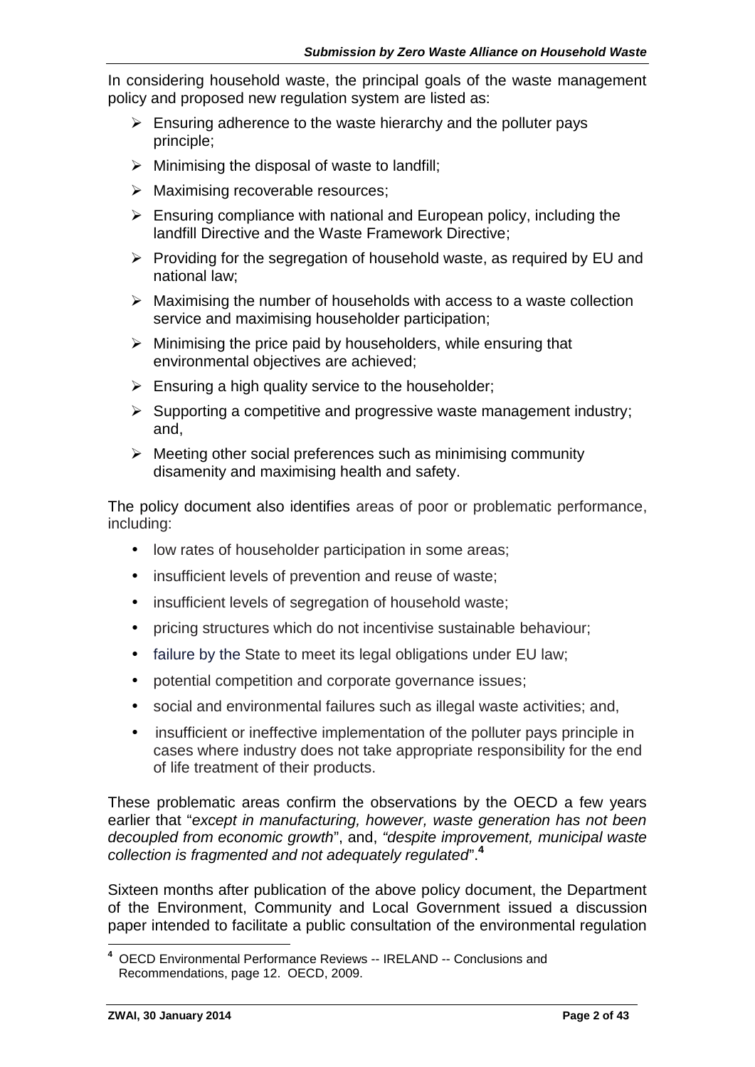In considering household waste, the principal goals of the waste management policy and proposed new regulation system are listed as:

- Ensuring adherence to the waste hierarchy and the polluter pays principle;
- Minimising the disposal of waste to landfill;
- Maximising recoverable resources;
- Ensuring compliance with national and European policy, including the landfill Directive and the Waste Framework Directive;
- Providing for the segregation of household waste, as required by EU and national law;
- Maximising the number of households with access to a waste collection service and maximising householder participation;
- Minimising the price paid by householders, while ensuring that environmental objectives are achieved;
- Ensuring a high quality service to the householder;
- Supporting a competitive and progressive waste management industry; and,
- Meeting other social preferences such as minimising community disamenity and maximising health and safety.

The policy document also identifies areas of poor or problematic performance, including:

- low rates of householder participation in some areas;
- insufficient levels of prevention and reuse of waste;
- insufficient levels of segregation of household waste;
- pricing structures which do not incentivise sustainable behaviour;
- failure by the State to meet its legal obligations under EU law;
- potential competition and corporate governance issues;
- social and environmental failures such as illegal waste activities; and,
- insufficient or ineffective implementation of the polluter pays principle in cases where industry does not take appropriate responsibility for the end of life treatment of their products.

These problematic areas confirm the observations by the OECD a few years earlier that "*except in manufacturing, however, waste generation has not been decoupled from economic growth*", and, "*despite improvement, municipal waste collection is fragmented and not adequately regulated*".[4]

Sixteen months after publication of the above policy document, the Department of the Environment, Community and Local Government issued a discussion paper intended to facilitate a public consultation of the environmental regulation

[4] OECD Environmental Performance Reviews -- IRELAND -- Conclusions and Recommendations, page 12. OECD, 2009.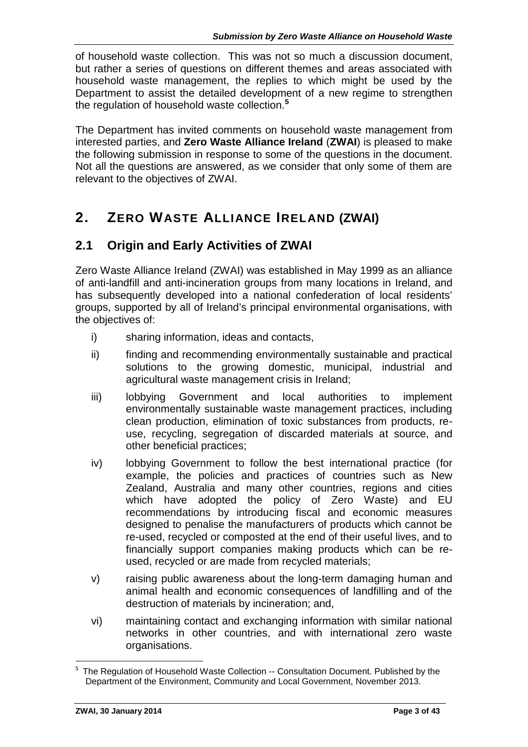of household waste collection. This was not so much a discussion document, but rather a series of questions on different themes and areas associated with household waste management, the replies to which might be used by the Department to assist the detailed development of a new regime to strengthen the regulation of household waste collection.[5]

The Department has invited comments on household waste management from interested parties, and **Zero Waste Alliance Ireland** (**ZWAI**) is pleased to make the following submission in response to some of the questions in the document. Not all the questions are answered, as we consider that only some of them are relevant to the objectives of ZWAI.

# 2. ZERO WASTE ALLIANCE IRELAND (ZWAI)

## 2.1 Origin and Early Activities of ZWAI

Zero Waste Alliance Ireland (ZWAI) was established in May 1999 as an alliance of anti-landfill and anti-incineration groups from many locations in Ireland, and has subsequently developed into a national confederation of local residents' groups, supported by all of Ireland's principal environmental organisations, with the objectives of:

i) sharing information, ideas and contacts,

ii) finding and recommending environmentally sustainable and practical solutions to the growing domestic, municipal, industrial and agricultural waste management crisis in Ireland;

iii) lobbying Government and local authorities to implement environmentally sustainable waste management practices, including clean production, elimination of toxic substances from products, re-use, recycling, segregation of discarded materials at source, and other beneficial practices;

iv) lobbying Government to follow the best international practice (for example, the policies and practices of countries such as New Zealand, Australia and many other countries, regions and cities which have adopted the policy of Zero Waste) and EU recommendations by introducing fiscal and economic measures designed to penalise the manufacturers of products which cannot be re-used, recycled or composted at the end of their useful lives, and to financially support companies making products which can be re-used, recycled or are made from recycled materials;

v) raising public awareness about the long-term damaging human and animal health and economic consequences of landfilling and of the destruction of materials by incineration; and,

vi) maintaining contact and exchanging information with similar national networks in other countries, and with international zero waste organisations.

[5] The Regulation of Household Waste Collection -- Consultation Document. Published by the Department of the Environment, Community and Local Government, November 2013.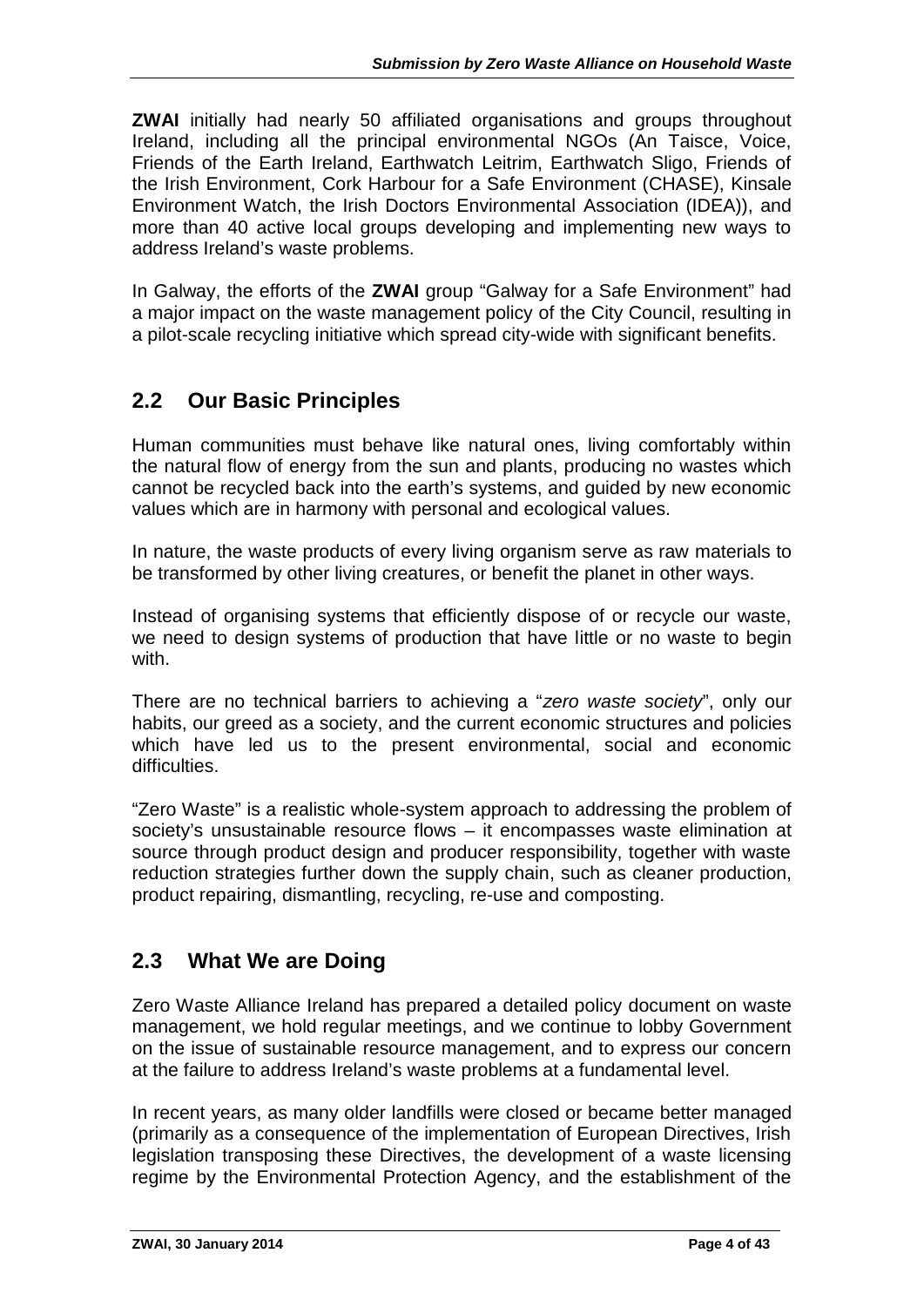**ZWAI** initially had nearly 50 affiliated organisations and groups throughout Ireland, including all the principal environmental NGOs (An Taisce, Voice, Friends of the Earth Ireland, Earthwatch Leitrim, Earthwatch Sligo, Friends of the Irish Environment, Cork Harbour for a Safe Environment (CHASE), Kinsale Environment Watch, the Irish Doctors Environmental Association (IDEA)), and more than 40 active local groups developing and implementing new ways to address Ireland's waste problems.

In Galway, the efforts of the **ZWAI** group "Galway for a Safe Environment" had a major impact on the waste management policy of the City Council, resulting in a pilot-scale recycling initiative which spread city-wide with significant benefits.

## 2.2 Our Basic Principles

Human communities must behave like natural ones, living comfortably within the natural flow of energy from the sun and plants, producing no wastes which cannot be recycled back into the earth's systems, and guided by new economic values which are in harmony with personal and ecological values.

In nature, the waste products of every living organism serve as raw materials to be transformed by other living creatures, or benefit the planet in other ways.

Instead of organising systems that efficiently dispose of or recycle our waste, we need to design systems of production that have little or no waste to begin with.

There are no technical barriers to achieving a "*zero waste society*", only our habits, our greed as a society, and the current economic structures and policies which have led us to the present environmental, social and economic difficulties.

"Zero Waste" is a realistic whole-system approach to addressing the problem of society's unsustainable resource flows – it encompasses waste elimination at source through product design and producer responsibility, together with waste reduction strategies further down the supply chain, such as cleaner production, product repairing, dismantling, recycling, re-use and composting.

## 2.3 What We are Doing

Zero Waste Alliance Ireland has prepared a detailed policy document on waste management, we hold regular meetings, and we continue to lobby Government on the issue of sustainable resource management, and to express our concern at the failure to address Ireland's waste problems at a fundamental level.

In recent years, as many older landfills were closed or became better managed (primarily as a consequence of the implementation of European Directives, Irish legislation transposing these Directives, the development of a waste licensing regime by the Environmental Protection Agency, and the establishment of the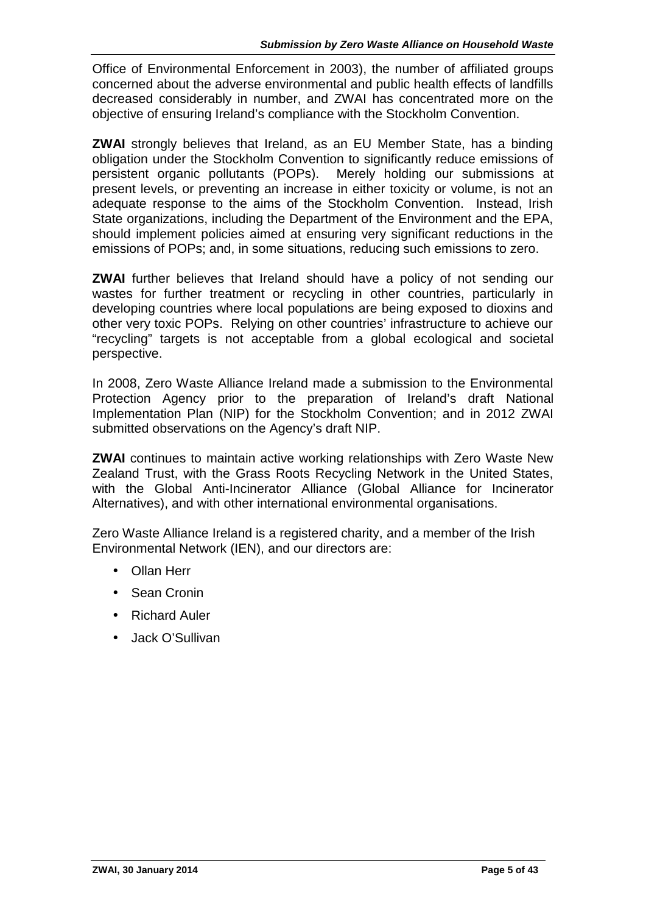Office of Environmental Enforcement in 2003), the number of affiliated groups concerned about the adverse environmental and public health effects of landfills decreased considerably in number, and ZWAI has concentrated more on the objective of ensuring Ireland's compliance with the Stockholm Convention.

**ZWAI** strongly believes that Ireland, as an EU Member State, has a binding obligation under the Stockholm Convention to significantly reduce emissions of persistent organic pollutants (POPs). Merely holding our submissions at present levels, or preventing an increase in either toxicity or volume, is not an adequate response to the aims of the Stockholm Convention. Instead, Irish State organizations, including the Department of the Environment and the EPA, should implement policies aimed at ensuring very significant reductions in the emissions of POPs; and, in some situations, reducing such emissions to zero.

**ZWAI** further believes that Ireland should have a policy of not sending our wastes for further treatment or recycling in other countries, particularly in developing countries where local populations are being exposed to dioxins and other very toxic POPs. Relying on other countries' infrastructure to achieve our "recycling" targets is not acceptable from a global ecological and societal perspective.

In 2008, Zero Waste Alliance Ireland made a submission to the Environmental Protection Agency prior to the preparation of Ireland's draft National Implementation Plan (NIP) for the Stockholm Convention; and in 2012 ZWAI submitted observations on the Agency's draft NIP.

**ZWAI** continues to maintain active working relationships with Zero Waste New Zealand Trust, with the Grass Roots Recycling Network in the United States, with the Global Anti-Incinerator Alliance (Global Alliance for Incinerator Alternatives), and with other international environmental organisations.

Zero Waste Alliance Ireland is a registered charity, and a member of the Irish Environmental Network (IEN), and our directors are:

- Ollan Herr
- Sean Cronin
- Richard Auler
- Jack O'Sullivan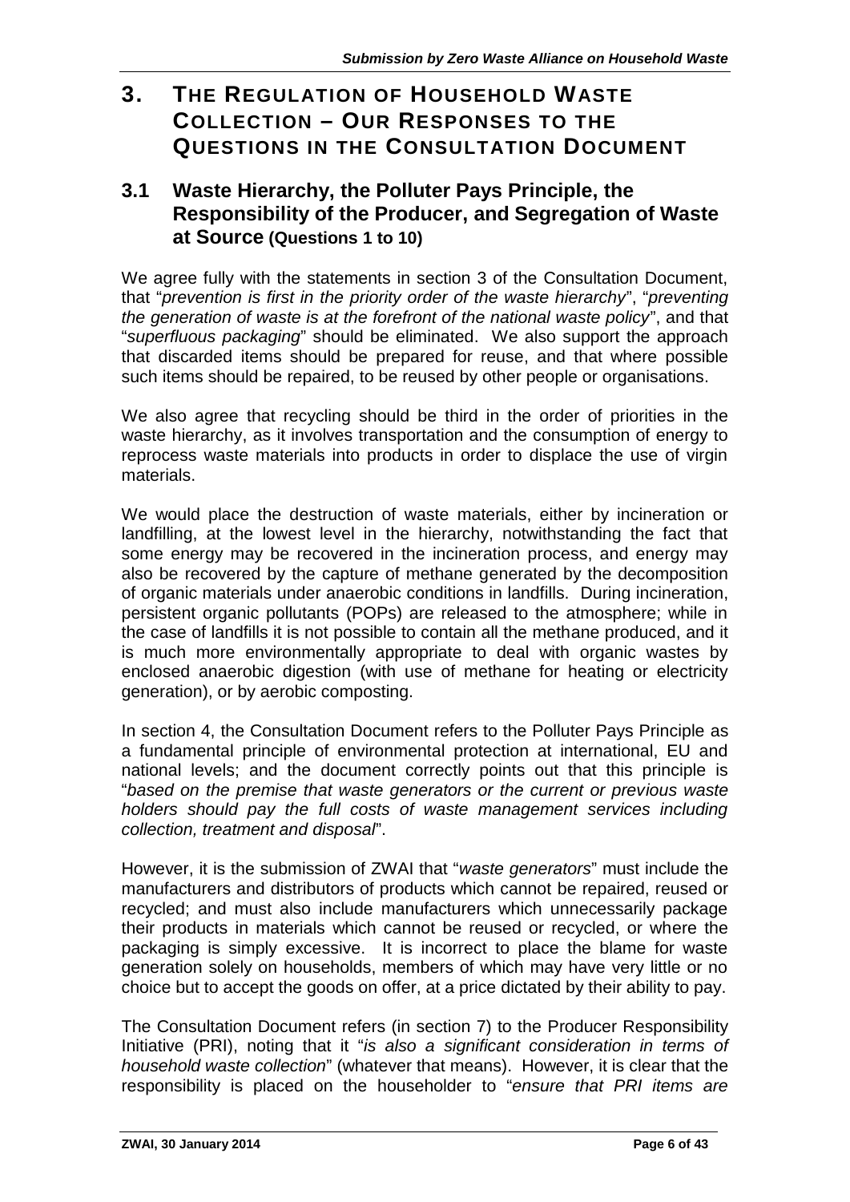# 3. THE REGULATION OF HOUSEHOLD WASTE COLLECTION – OUR RESPONSES TO THE QUESTIONS IN THE CONSULTATION DOCUMENT

## 3.1 Waste Hierarchy, the Polluter Pays Principle, the Responsibility of the Producer, and Segregation of Waste at Source (Questions 1 to 10)

We agree fully with the statements in section 3 of the Consultation Document, that "*prevention is first in the priority order of the waste hierarchy*", "*preventing the generation of waste is at the forefront of the national waste policy*", and that "*superfluous packaging*" should be eliminated. We also support the approach that discarded items should be prepared for reuse, and that where possible such items should be repaired, to be reused by other people or organisations.

We also agree that recycling should be third in the order of priorities in the waste hierarchy, as it involves transportation and the consumption of energy to reprocess waste materials into products in order to displace the use of virgin materials.

We would place the destruction of waste materials, either by incineration or landfilling, at the lowest level in the hierarchy, notwithstanding the fact that some energy may be recovered in the incineration process, and energy may also be recovered by the capture of methane generated by the decomposition of organic materials under anaerobic conditions in landfills. During incineration, persistent organic pollutants (POPs) are released to the atmosphere; while in the case of landfills it is not possible to contain all the methane produced, and it is much more environmentally appropriate to deal with organic wastes by enclosed anaerobic digestion (with use of methane for heating or electricity generation), or by aerobic composting.

In section 4, the Consultation Document refers to the Polluter Pays Principle as a fundamental principle of environmental protection at international, EU and national levels; and the document correctly points out that this principle is "*based on the premise that waste generators or the current or previous waste holders should pay the full costs of waste management services including collection, treatment and disposal*".

However, it is the submission of ZWAI that "*waste generators*" must include the manufacturers and distributors of products which cannot be repaired, reused or recycled; and must also include manufacturers which unnecessarily package their products in materials which cannot be reused or recycled, or where the packaging is simply excessive. It is incorrect to place the blame for waste generation solely on households, members of which may have very little or no choice but to accept the goods on offer, at a price dictated by their ability to pay.

The Consultation Document refers (in section 7) to the Producer Responsibility Initiative (PRI), noting that it "*is also a significant consideration in terms of household waste collection*" (whatever that means). However, it is clear that the responsibility is placed on the householder to "*ensure that PRI items are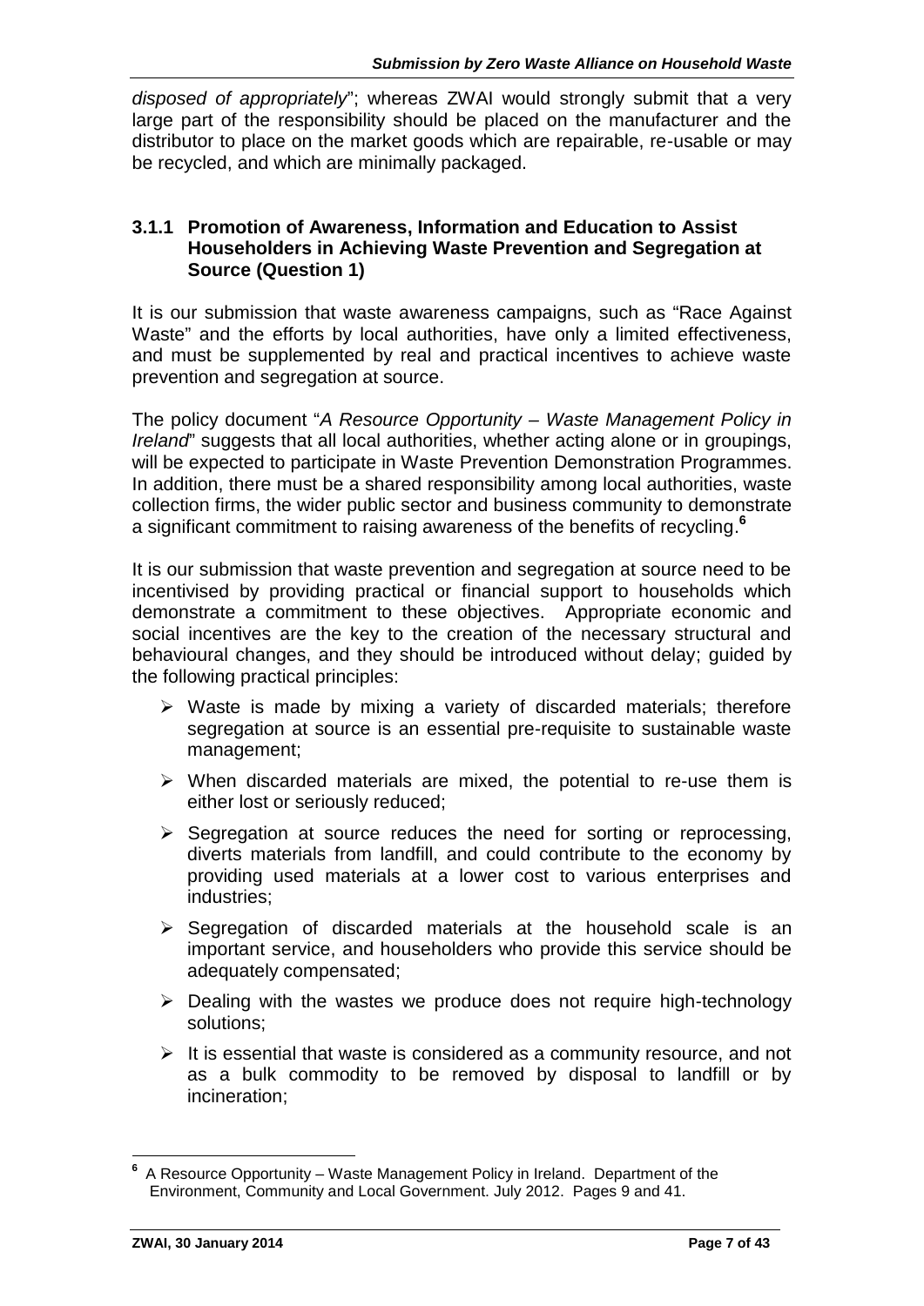*disposed of appropriately*"; whereas ZWAI would strongly submit that a very large part of the responsibility should be placed on the manufacturer and the distributor to place on the market goods which are repairable, re-usable or may be recycled, and which are minimally packaged.

### 3.1.1 Promotion of Awareness, Information and Education to Assist Householders in Achieving Waste Prevention and Segregation at Source (Question 1)

It is our submission that waste awareness campaigns, such as "Race Against Waste" and the efforts by local authorities, have only a limited effectiveness, and must be supplemented by real and practical incentives to achieve waste prevention and segregation at source.

The policy document "*A Resource Opportunity – Waste Management Policy in Ireland*" suggests that all local authorities, whether acting alone or in groupings, will be expected to participate in Waste Prevention Demonstration Programmes. In addition, there must be a shared responsibility among local authorities, waste collection firms, the wider public sector and business community to demonstrate a significant commitment to raising awareness of the benefits of recycling.[6]

It is our submission that waste prevention and segregation at source need to be incentivised by providing practical or financial support to households which demonstrate a commitment to these objectives. Appropriate economic and social incentives are the key to the creation of the necessary structural and behavioural changes, and they should be introduced without delay; guided by the following practical principles:

- Waste is made by mixing a variety of discarded materials; therefore segregation at source is an essential pre-requisite to sustainable waste management;
- When discarded materials are mixed, the potential to re-use them is either lost or seriously reduced;
- Segregation at source reduces the need for sorting or reprocessing, diverts materials from landfill, and could contribute to the economy by providing used materials at a lower cost to various enterprises and industries;
- Segregation of discarded materials at the household scale is an important service, and householders who provide this service should be adequately compensated;
- Dealing with the wastes we produce does not require high-technology solutions;
- It is essential that waste is considered as a community resource, and not as a bulk commodity to be removed by disposal to landfill or by incineration;

[6] A Resource Opportunity – Waste Management Policy in Ireland. Department of the Environment, Community and Local Government. July 2012. Pages 9 and 41.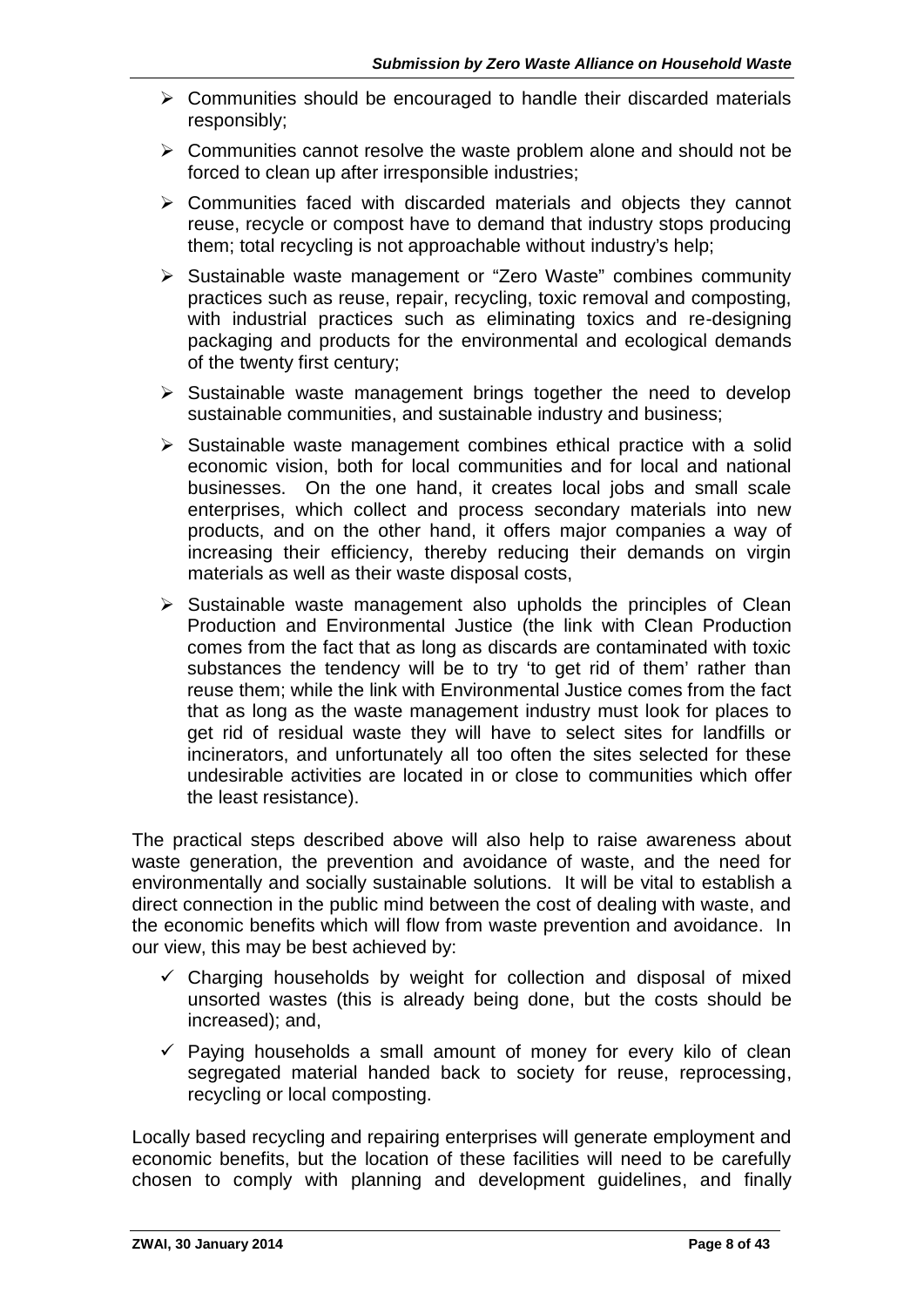- Communities should be encouraged to handle their discarded materials responsibly;
- Communities cannot resolve the waste problem alone and should not be forced to clean up after irresponsible industries;
- Communities faced with discarded materials and objects they cannot reuse, recycle or compost have to demand that industry stops producing them; total recycling is not approachable without industry's help;
- Sustainable waste management or "Zero Waste" combines community practices such as reuse, repair, recycling, toxic removal and composting, with industrial practices such as eliminating toxics and re-designing packaging and products for the environmental and ecological demands of the twenty first century;
- Sustainable waste management brings together the need to develop sustainable communities, and sustainable industry and business;
- Sustainable waste management combines ethical practice with a solid economic vision, both for local communities and for local and national businesses. On the one hand, it creates local jobs and small scale enterprises, which collect and process secondary materials into new products, and on the other hand, it offers major companies a way of increasing their efficiency, thereby reducing their demands on virgin materials as well as their waste disposal costs,
- Sustainable waste management also upholds the principles of Clean Production and Environmental Justice (the link with Clean Production comes from the fact that as long as discards are contaminated with toxic substances the tendency will be to try 'to get rid of them' rather than reuse them; while the link with Environmental Justice comes from the fact that as long as the waste management industry must look for places to get rid of residual waste they will have to select sites for landfills or incinerators, and unfortunately all too often the sites selected for these undesirable activities are located in or close to communities which offer the least resistance).

The practical steps described above will also help to raise awareness about waste generation, the prevention and avoidance of waste, and the need for environmentally and socially sustainable solutions. It will be vital to establish a direct connection in the public mind between the cost of dealing with waste, and the economic benefits which will flow from waste prevention and avoidance. In our view, this may be best achieved by:

- ✓ Charging households by weight for collection and disposal of mixed unsorted wastes (this is already being done, but the costs should be increased); and,
- ✓ Paying households a small amount of money for every kilo of clean segregated material handed back to society for reuse, reprocessing, recycling or local composting.

Locally based recycling and repairing enterprises will generate employment and economic benefits, but the location of these facilities will need to be carefully chosen to comply with planning and development guidelines, and finally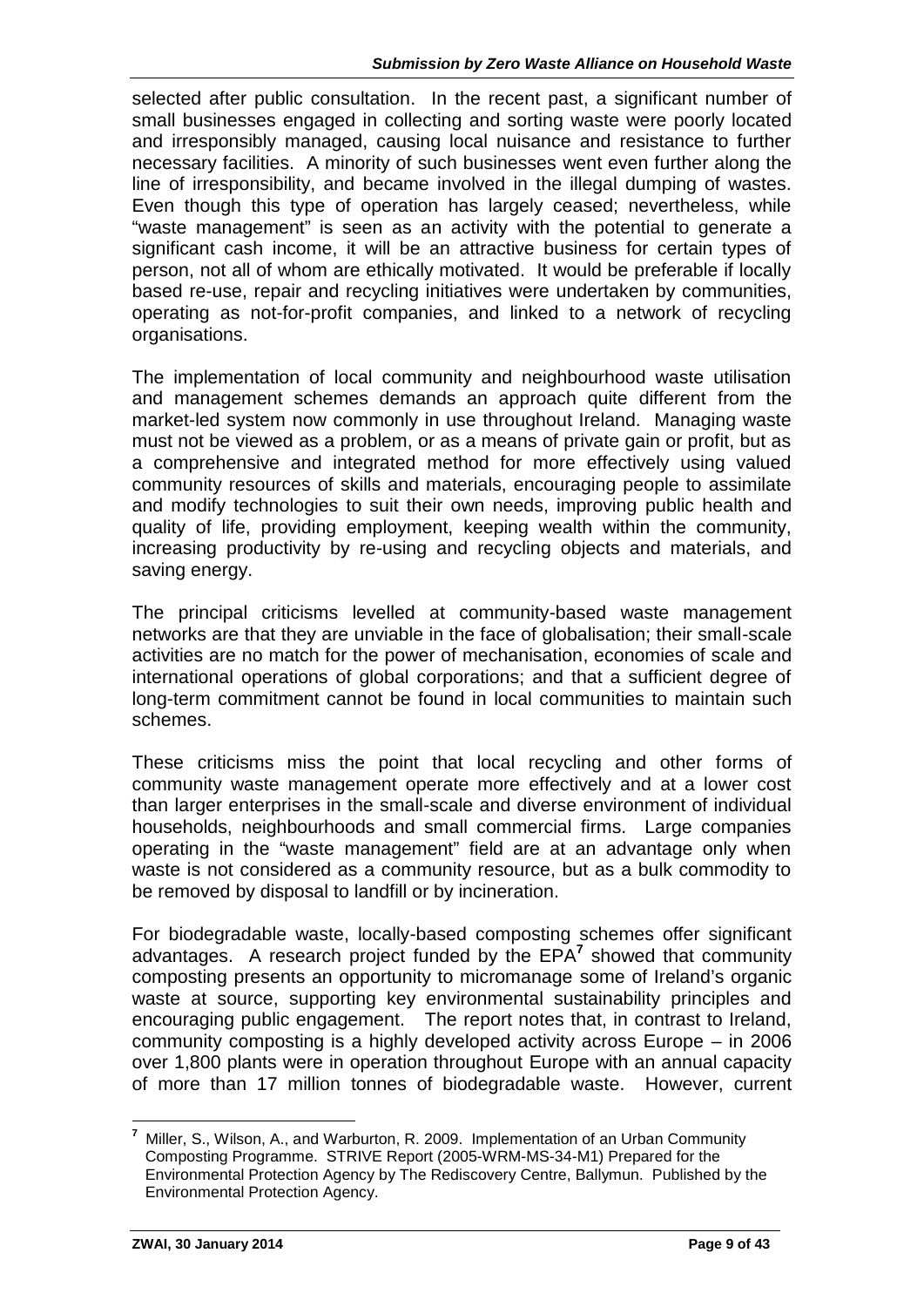selected after public consultation. In the recent past, a significant number of small businesses engaged in collecting and sorting waste were poorly located and irresponsibly managed, causing local nuisance and resistance to further necessary facilities. A minority of such businesses went even further along the line of irresponsibility, and became involved in the illegal dumping of wastes. Even though this type of operation has largely ceased; nevertheless, while "waste management" is seen as an activity with the potential to generate a significant cash income, it will be an attractive business for certain types of person, not all of whom are ethically motivated. It would be preferable if locally based re-use, repair and recycling initiatives were undertaken by communities, operating as not-for-profit companies, and linked to a network of recycling organisations.

The implementation of local community and neighbourhood waste utilisation and management schemes demands an approach quite different from the market-led system now commonly in use throughout Ireland. Managing waste must not be viewed as a problem, or as a means of private gain or profit, but as a comprehensive and integrated method for more effectively using valued community resources of skills and materials, encouraging people to assimilate and modify technologies to suit their own needs, improving public health and quality of life, providing employment, keeping wealth within the community, increasing productivity by re-using and recycling objects and materials, and saving energy.

The principal criticisms levelled at community-based waste management networks are that they are unviable in the face of globalisation; their small-scale activities are no match for the power of mechanisation, economies of scale and international operations of global corporations; and that a sufficient degree of long-term commitment cannot be found in local communities to maintain such schemes.

These criticisms miss the point that local recycling and other forms of community waste management operate more effectively and at a lower cost than larger enterprises in the small-scale and diverse environment of individual households, neighbourhoods and small commercial firms. Large companies operating in the "waste management" field are at an advantage only when waste is not considered as a community resource, but as a bulk commodity to be removed by disposal to landfill or by incineration.

For biodegradable waste, locally-based composting schemes offer significant advantages. A research project funded by the EPA[7] showed that community composting presents an opportunity to micromanage some of Ireland's organic waste at source, supporting key environmental sustainability principles and encouraging public engagement. The report notes that, in contrast to Ireland, community composting is a highly developed activity across Europe – in 2006 over 1,800 plants were in operation throughout Europe with an annual capacity of more than 17 million tonnes of biodegradable waste. However, current

[7] Miller, S., Wilson, A., and Warburton, R. 2009. Implementation of an Urban Community Composting Programme. STRIVE Report (2005-WRM-MS-34-M1) Prepared for the Environmental Protection Agency by The Rediscovery Centre, Ballymun. Published by the Environmental Protection Agency.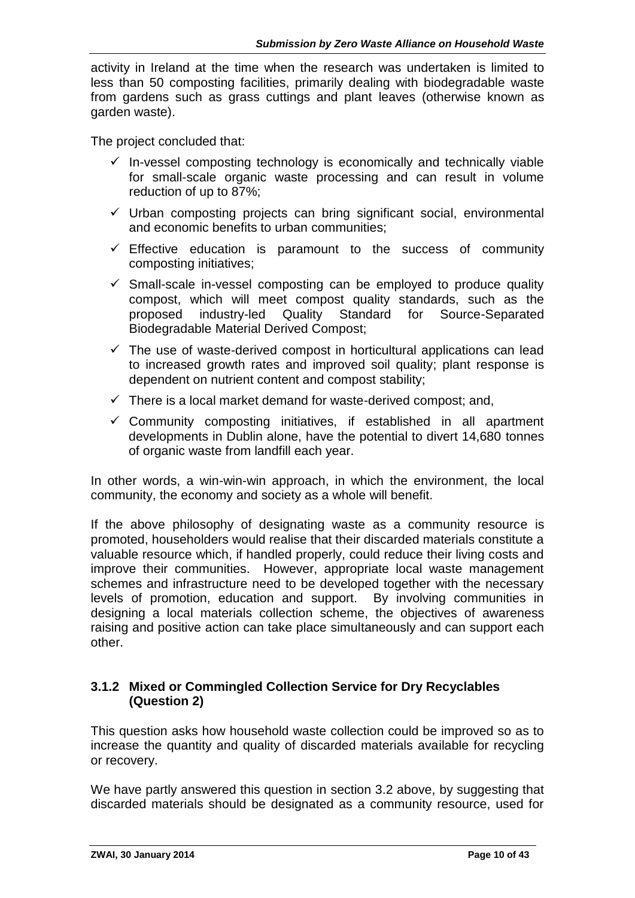activity in Ireland at the time when the research was undertaken is limited to less than 50 composting facilities, primarily dealing with biodegradable waste from gardens such as grass cuttings and plant leaves (otherwise known as garden waste).

The project concluded that:

- ✓ In-vessel composting technology is economically and technically viable for small-scale organic waste processing and can result in volume reduction of up to 87%;
- ✓ Urban composting projects can bring significant social, environmental and economic benefits to urban communities;
- ✓ Effective education is paramount to the success of community composting initiatives;
- ✓ Small-scale in-vessel composting can be employed to produce quality compost, which will meet compost quality standards, such as the proposed industry-led Quality Standard for Source-Separated Biodegradable Material Derived Compost;
- ✓ The use of waste-derived compost in horticultural applications can lead to increased growth rates and improved soil quality; plant response is dependent on nutrient content and compost stability;
- ✓ There is a local market demand for waste-derived compost; and,
- ✓ Community composting initiatives, if established in all apartment developments in Dublin alone, have the potential to divert 14,680 tonnes of organic waste from landfill each year.

In other words, a win-win-win approach, in which the environment, the local community, the economy and society as a whole will benefit.

If the above philosophy of designating waste as a community resource is promoted, householders would realise that their discarded materials constitute a valuable resource which, if handled properly, could reduce their living costs and improve their communities. However, appropriate local waste management schemes and infrastructure need to be developed together with the necessary levels of promotion, education and support. By involving communities in designing a local materials collection scheme, the objectives of awareness raising and positive action can take place simultaneously and can support each other.

### 3.1.2 Mixed or Commingled Collection Service for Dry Recyclables (Question 2)

This question asks how household waste collection could be improved so as to increase the quantity and quality of discarded materials available for recycling or recovery.

We have partly answered this question in section 3.2 above, by suggesting that discarded materials should be designated as a community resource, used for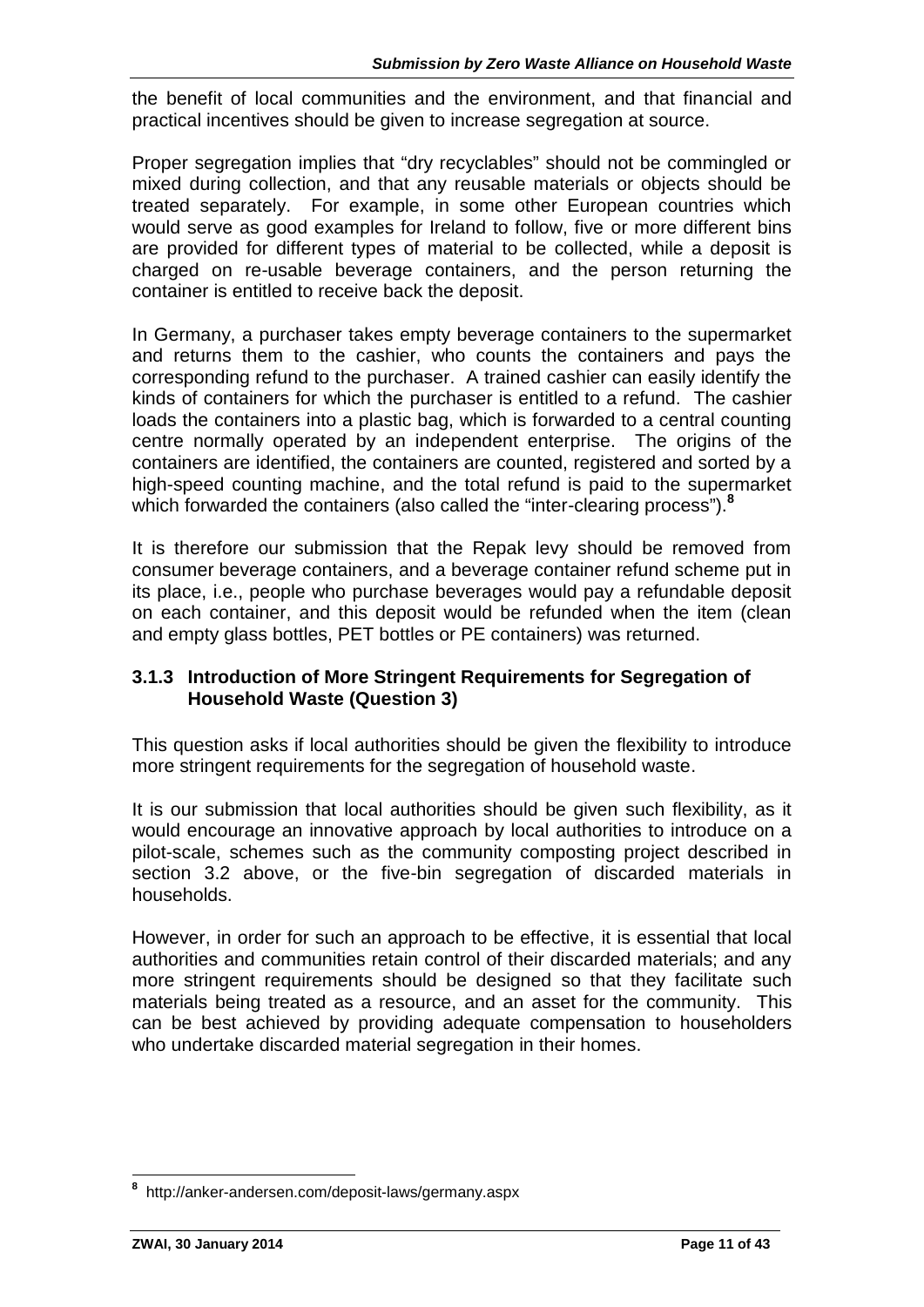the benefit of local communities and the environment, and that financial and practical incentives should be given to increase segregation at source.

Proper segregation implies that "dry recyclables" should not be commingled or mixed during collection, and that any reusable materials or objects should be treated separately. For example, in some other European countries which would serve as good examples for Ireland to follow, five or more different bins are provided for different types of material to be collected, while a deposit is charged on re-usable beverage containers, and the person returning the container is entitled to receive back the deposit.

In Germany, a purchaser takes empty beverage containers to the supermarket and returns them to the cashier, who counts the containers and pays the corresponding refund to the purchaser. A trained cashier can easily identify the kinds of containers for which the purchaser is entitled to a refund. The cashier loads the containers into a plastic bag, which is forwarded to a central counting centre normally operated by an independent enterprise. The origins of the containers are identified, the containers are counted, registered and sorted by a high-speed counting machine, and the total refund is paid to the supermarket which forwarded the containers (also called the "inter-clearing process").[8]

It is therefore our submission that the Repak levy should be removed from consumer beverage containers, and a beverage container refund scheme put in its place, i.e., people who purchase beverages would pay a refundable deposit on each container, and this deposit would be refunded when the item (clean and empty glass bottles, PET bottles or PE containers) was returned.

### 3.1.3 Introduction of More Stringent Requirements for Segregation of Household Waste (Question 3)

This question asks if local authorities should be given the flexibility to introduce more stringent requirements for the segregation of household waste.

It is our submission that local authorities should be given such flexibility, as it would encourage an innovative approach by local authorities to introduce on a pilot-scale, schemes such as the community composting project described in section 3.2 above, or the five-bin segregation of discarded materials in households.

However, in order for such an approach to be effective, it is essential that local authorities and communities retain control of their discarded materials; and any more stringent requirements should be designed so that they facilitate such materials being treated as a resource, and an asset for the community. This can be best achieved by providing adequate compensation to householders who undertake discarded material segregation in their homes.

---

[8] http://anker-andersen.com/deposit-laws/germany.aspx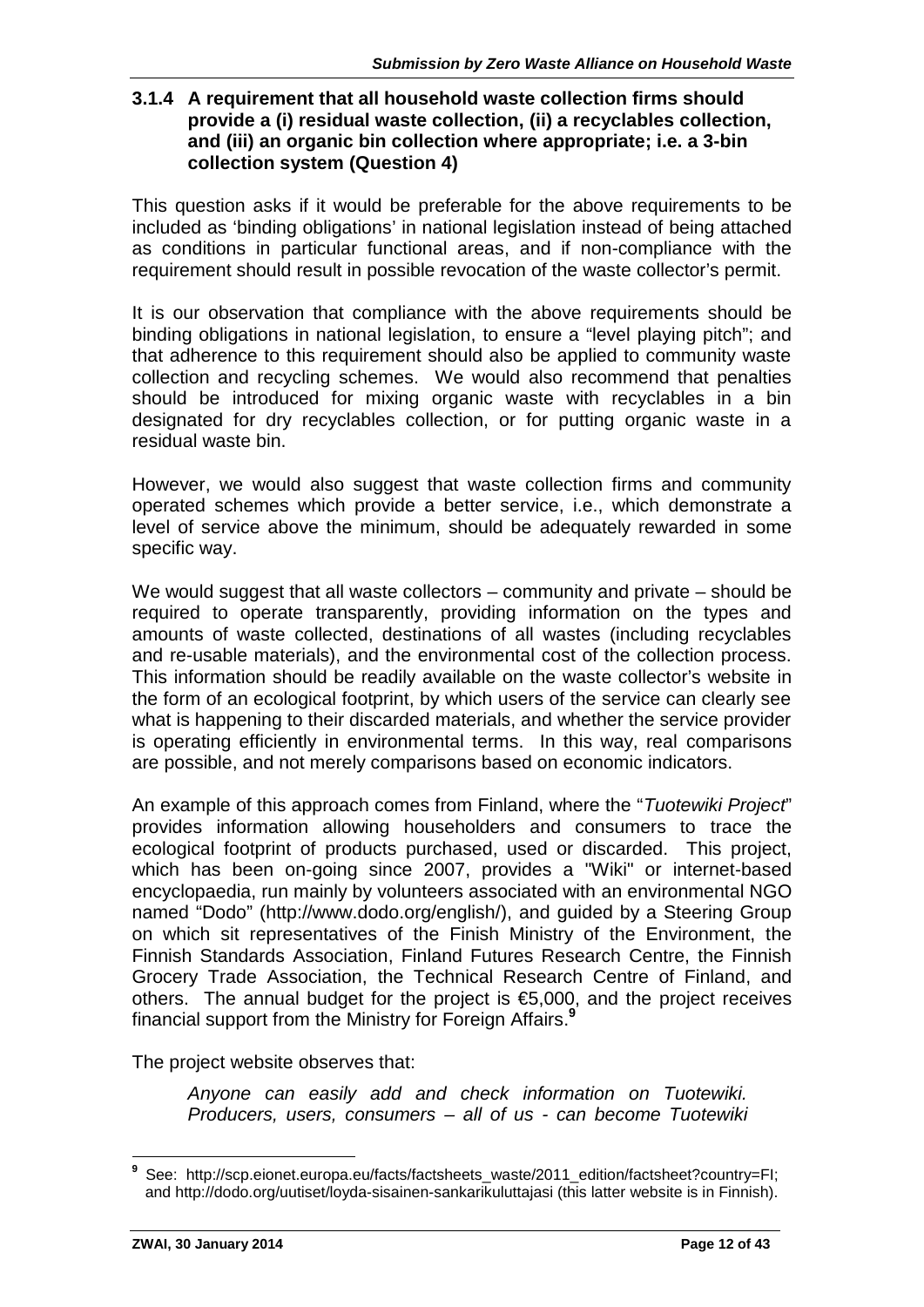### 3.1.4 A requirement that all household waste collection firms should provide a (i) residual waste collection, (ii) a recyclables collection, and (iii) an organic bin collection where appropriate; i.e. a 3-bin collection system (Question 4)

This question asks if it would be preferable for the above requirements to be included as 'binding obligations' in national legislation instead of being attached as conditions in particular functional areas, and if non-compliance with the requirement should result in possible revocation of the waste collector's permit.

It is our observation that compliance with the above requirements should be binding obligations in national legislation, to ensure a "level playing pitch"; and that adherence to this requirement should also be applied to community waste collection and recycling schemes. We would also recommend that penalties should be introduced for mixing organic waste with recyclables in a bin designated for dry recyclables collection, or for putting organic waste in a residual waste bin.

However, we would also suggest that waste collection firms and community operated schemes which provide a better service, i.e., which demonstrate a level of service above the minimum, should be adequately rewarded in some specific way.

We would suggest that all waste collectors – community and private – should be required to operate transparently, providing information on the types and amounts of waste collected, destinations of all wastes (including recyclables and re-usable materials), and the environmental cost of the collection process. This information should be readily available on the waste collector's website in the form of an ecological footprint, by which users of the service can clearly see what is happening to their discarded materials, and whether the service provider is operating efficiently in environmental terms. In this way, real comparisons are possible, and not merely comparisons based on economic indicators.

An example of this approach comes from Finland, where the "*Tuotewiki Project*" provides information allowing householders and consumers to trace the ecological footprint of products purchased, used or discarded. This project, which has been on-going since 2007, provides a "Wiki" or internet-based encyclopaedia, run mainly by volunteers associated with an environmental NGO named "Dodo" (http://www.dodo.org/english/), and guided by a Steering Group on which sit representatives of the Finish Ministry of the Environment, the Finnish Standards Association, Finland Futures Research Centre, the Finnish Grocery Trade Association, the Technical Research Centre of Finland, and others. The annual budget for the project is €5,000, and the project receives financial support from the Ministry for Foreign Affairs.[9]

The project website observes that:

> *Anyone can easily add and check information on Tuotewiki. Producers, users, consumers – all of us - can become Tuotewiki*

---

[9] See: http://scp.eionet.europa.eu/facts/factsheets_waste/2011_edition/factsheet?country=FI; and http://dodo.org/uutiset/loyda-sisainen-sankarikuluttajasi (this latter website is in Finnish).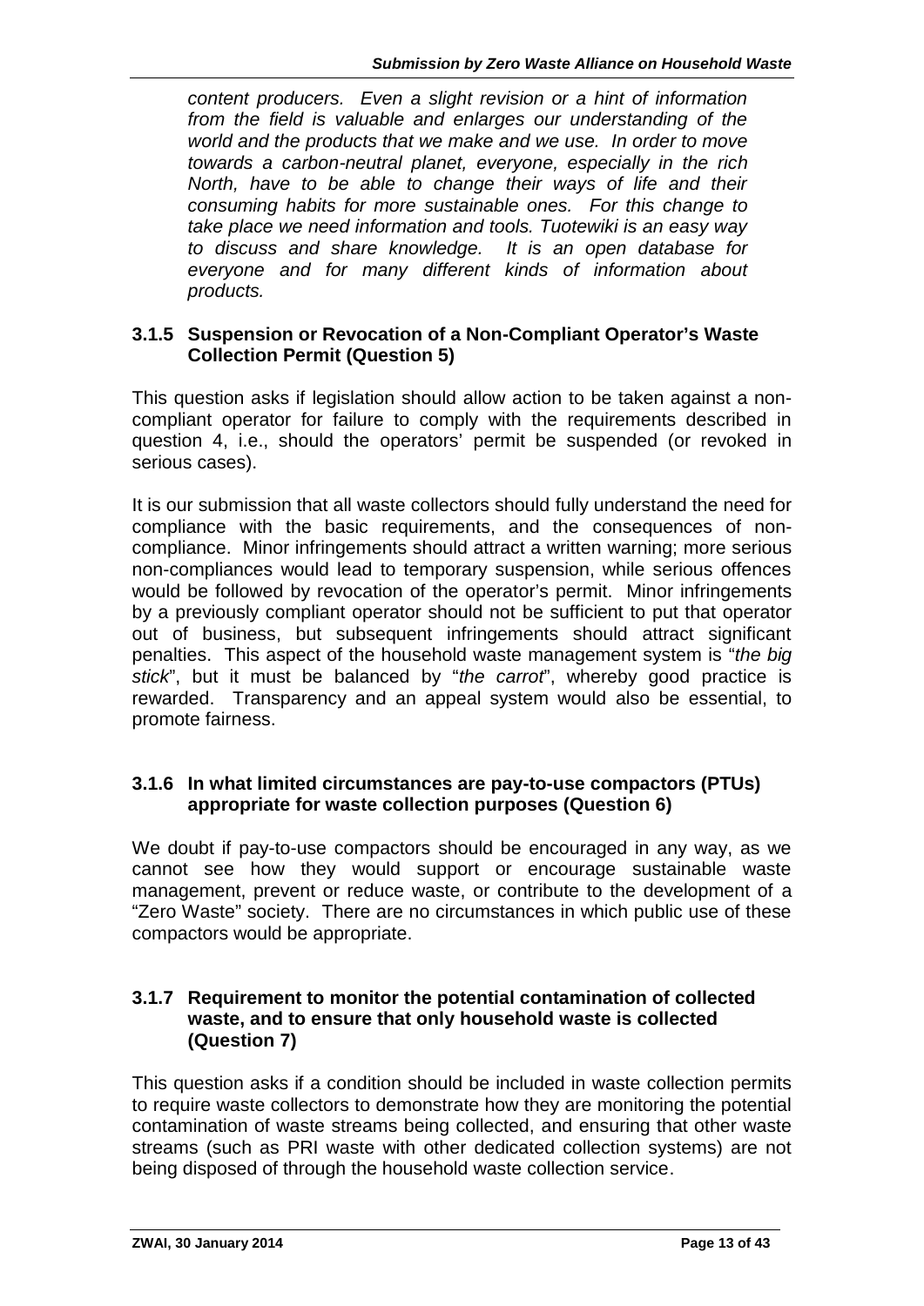*content producers. Even a slight revision or a hint of information from the field is valuable and enlarges our understanding of the world and the products that we make and we use. In order to move towards a carbon-neutral planet, everyone, especially in the rich North, have to be able to change their ways of life and their consuming habits for more sustainable ones. For this change to take place we need information and tools. Tuotewiki is an easy way to discuss and share knowledge. It is an open database for everyone and for many different kinds of information about products.*

### 3.1.5 Suspension or Revocation of a Non-Compliant Operator's Waste Collection Permit (Question 5)

This question asks if legislation should allow action to be taken against a non-compliant operator for failure to comply with the requirements described in question 4, i.e., should the operators' permit be suspended (or revoked in serious cases).

It is our submission that all waste collectors should fully understand the need for compliance with the basic requirements, and the consequences of non-compliance. Minor infringements should attract a written warning; more serious non-compliances would lead to temporary suspension, while serious offences would be followed by revocation of the operator's permit. Minor infringements by a previously compliant operator should not be sufficient to put that operator out of business, but subsequent infringements should attract significant penalties. This aspect of the household waste management system is "*the big stick*", but it must be balanced by "*the carrot*", whereby good practice is rewarded. Transparency and an appeal system would also be essential, to promote fairness.

### 3.1.6 In what limited circumstances are pay-to-use compactors (PTUs) appropriate for waste collection purposes (Question 6)

We doubt if pay-to-use compactors should be encouraged in any way, as we cannot see how they would support or encourage sustainable waste management, prevent or reduce waste, or contribute to the development of a "Zero Waste" society. There are no circumstances in which public use of these compactors would be appropriate.

### 3.1.7 Requirement to monitor the potential contamination of collected waste, and to ensure that only household waste is collected (Question 7)

This question asks if a condition should be included in waste collection permits to require waste collectors to demonstrate how they are monitoring the potential contamination of waste streams being collected, and ensuring that other waste streams (such as PRI waste with other dedicated collection systems) are not being disposed of through the household waste collection service.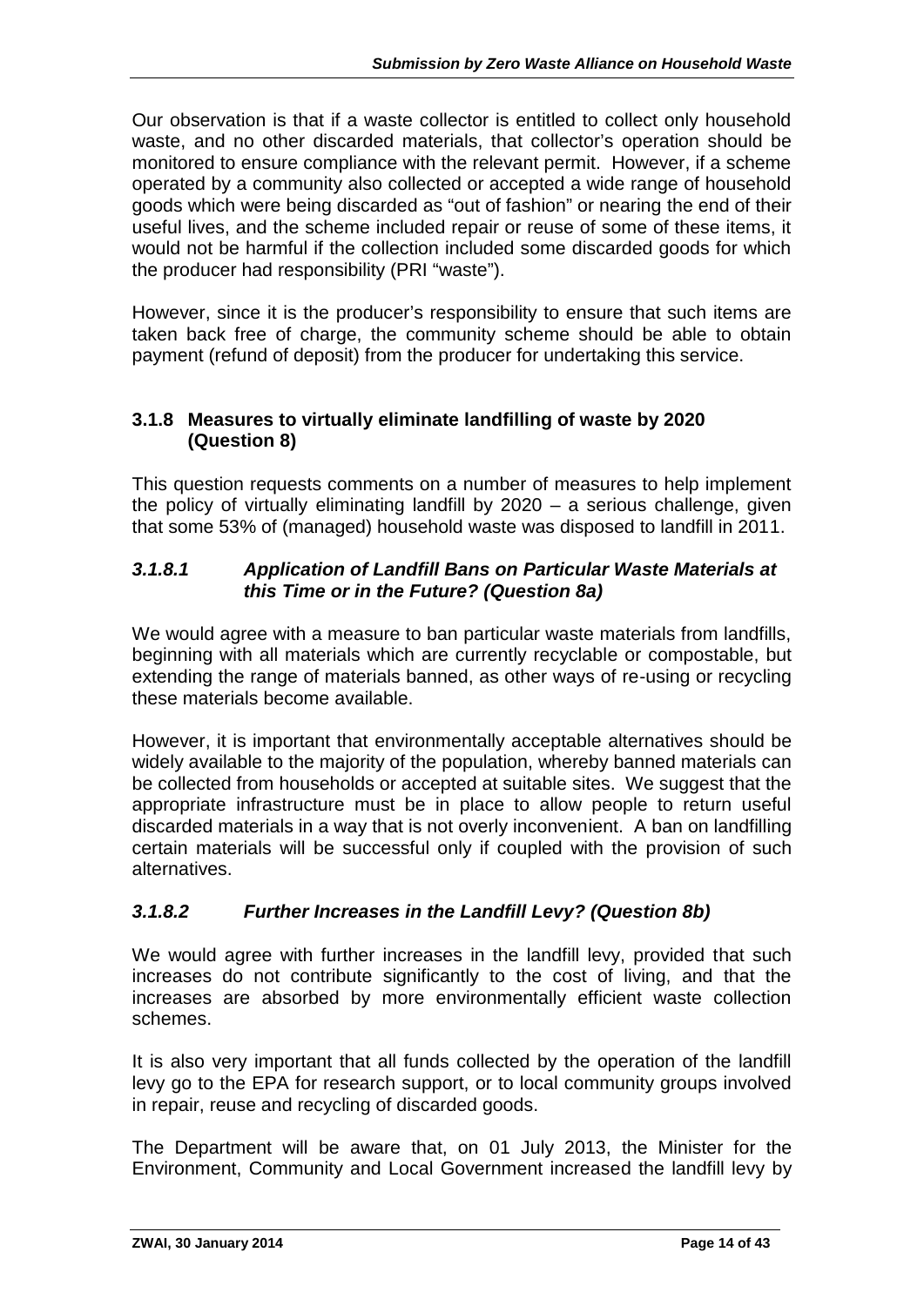Our observation is that if a waste collector is entitled to collect only household waste, and no other discarded materials, that collector's operation should be monitored to ensure compliance with the relevant permit. However, if a scheme operated by a community also collected or accepted a wide range of household goods which were being discarded as "out of fashion" or nearing the end of their useful lives, and the scheme included repair or reuse of some of these items, it would not be harmful if the collection included some discarded goods for which the producer had responsibility (PRI "waste").

However, since it is the producer's responsibility to ensure that such items are taken back free of charge, the community scheme should be able to obtain payment (refund of deposit) from the producer for undertaking this service.

### 3.1.8 Measures to virtually eliminate landfilling of waste by 2020 (Question 8)

This question requests comments on a number of measures to help implement the policy of virtually eliminating landfill by 2020 – a serious challenge, given that some 53% of (managed) household waste was disposed to landfill in 2011.

#### *3.1.8.1 Application of Landfill Bans on Particular Waste Materials at this Time or in the Future? (Question 8a)*

We would agree with a measure to ban particular waste materials from landfills, beginning with all materials which are currently recyclable or compostable, but extending the range of materials banned, as other ways of re-using or recycling these materials become available.

However, it is important that environmentally acceptable alternatives should be widely available to the majority of the population, whereby banned materials can be collected from households or accepted at suitable sites. We suggest that the appropriate infrastructure must be in place to allow people to return useful discarded materials in a way that is not overly inconvenient. A ban on landfilling certain materials will be successful only if coupled with the provision of such alternatives.

#### *3.1.8.2 Further Increases in the Landfill Levy? (Question 8b)*

We would agree with further increases in the landfill levy, provided that such increases do not contribute significantly to the cost of living, and that the increases are absorbed by more environmentally efficient waste collection schemes.

It is also very important that all funds collected by the operation of the landfill levy go to the EPA for research support, or to local community groups involved in repair, reuse and recycling of discarded goods.

The Department will be aware that, on 01 July 2013, the Minister for the Environment, Community and Local Government increased the landfill levy by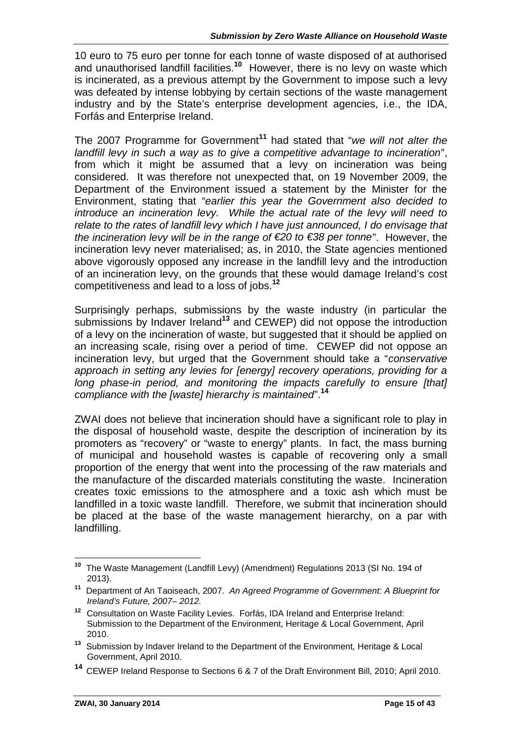10 euro to 75 euro per tonne for each tonne of waste disposed of at authorised and unauthorised landfill facilities.[10] However, there is no levy on waste which is incinerated, as a previous attempt by the Government to impose such a levy was defeated by intense lobbying by certain sections of the waste management industry and by the State's enterprise development agencies, i.e., the IDA, Forfás and Enterprise Ireland.

The 2007 Programme for Government[11] had stated that "*we will not alter the landfill levy in such a way as to give a competitive advantage to incineration*", from which it might be assumed that a levy on incineration was being considered. It was therefore not unexpected that, on 19 November 2009, the Department of the Environment issued a statement by the Minister for the Environment, stating that "*earlier this year the Government also decided to introduce an incineration levy. While the actual rate of the levy will need to relate to the rates of landfill levy which I have just announced, I do envisage that the incineration levy will be in the range of €20 to €38 per tonne*". However, the incineration levy never materialised; as, in 2010, the State agencies mentioned above vigorously opposed any increase in the landfill levy and the introduction of an incineration levy, on the grounds that these would damage Ireland's cost competitiveness and lead to a loss of jobs.[12]

Surprisingly perhaps, submissions by the waste industry (in particular the submissions by Indaver Ireland[13] and CEWEP) did not oppose the introduction of a levy on the incineration of waste, but suggested that it should be applied on an increasing scale, rising over a period of time. CEWEP did not oppose an incineration levy, but urged that the Government should take a "*conservative approach in setting any levies for [energy] recovery operations, providing for a long phase-in period, and monitoring the impacts carefully to ensure [that] compliance with the [waste] hierarchy is maintained*".[14]

ZWAI does not believe that incineration should have a significant role to play in the disposal of household waste, despite the description of incineration by its promoters as "recovery" or "waste to energy" plants. In fact, the mass burning of municipal and household wastes is capable of recovering only a small proportion of the energy that went into the processing of the raw materials and the manufacture of the discarded materials constituting the waste. Incineration creates toxic emissions to the atmosphere and a toxic ash which must be landfilled in a toxic waste landfill. Therefore, we submit that incineration should be placed at the base of the waste management hierarchy, on a par with landfilling.

---

[10] The Waste Management (Landfill Levy) (Amendment) Regulations 2013 (SI No. 194 of 2013).

[11] Department of An Taoiseach, 2007. *An Agreed Programme of Government: A Blueprint for Ireland's Future, 2007– 2012.*

[12] Consultation on Waste Facility Levies. Forfás, IDA Ireland and Enterprise Ireland: Submission to the Department of the Environment, Heritage & Local Government, April 2010.

[13] Submission by Indaver Ireland to the Department of the Environment, Heritage & Local Government, April 2010.

[14] CEWEP Ireland Response to Sections 6 & 7 of the Draft Environment Bill, 2010; April 2010.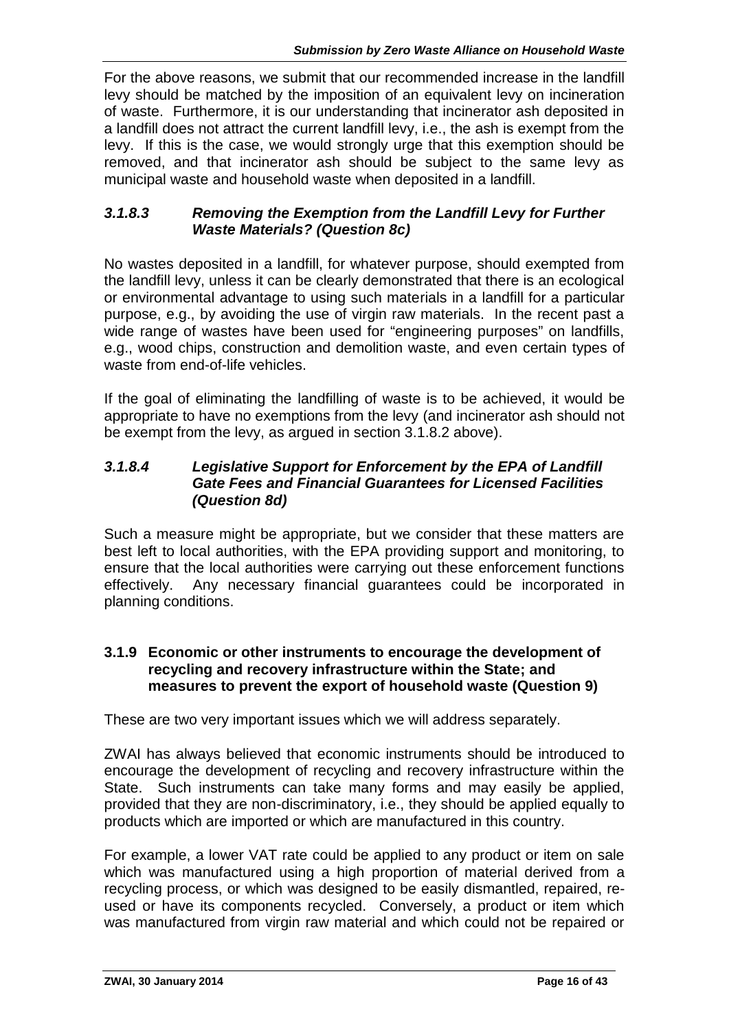For the above reasons, we submit that our recommended increase in the landfill levy should be matched by the imposition of an equivalent levy on incineration of waste. Furthermore, it is our understanding that incinerator ash deposited in a landfill does not attract the current landfill levy, i.e., the ash is exempt from the levy. If this is the case, we would strongly urge that this exemption should be removed, and that incinerator ash should be subject to the same levy as municipal waste and household waste when deposited in a landfill.

#### *3.1.8.3 Removing the Exemption from the Landfill Levy for Further Waste Materials? (Question 8c)*

No wastes deposited in a landfill, for whatever purpose, should exempted from the landfill levy, unless it can be clearly demonstrated that there is an ecological or environmental advantage to using such materials in a landfill for a particular purpose, e.g., by avoiding the use of virgin raw materials. In the recent past a wide range of wastes have been used for "engineering purposes" on landfills, e.g., wood chips, construction and demolition waste, and even certain types of waste from end-of-life vehicles.

If the goal of eliminating the landfilling of waste is to be achieved, it would be appropriate to have no exemptions from the levy (and incinerator ash should not be exempt from the levy, as argued in section 3.1.8.2 above).

#### *3.1.8.4 Legislative Support for Enforcement by the EPA of Landfill Gate Fees and Financial Guarantees for Licensed Facilities (Question 8d)*

Such a measure might be appropriate, but we consider that these matters are best left to local authorities, with the EPA providing support and monitoring, to ensure that the local authorities were carrying out these enforcement functions effectively. Any necessary financial guarantees could be incorporated in planning conditions.

### 3.1.9 Economic or other instruments to encourage the development of recycling and recovery infrastructure within the State; and measures to prevent the export of household waste (Question 9)

These are two very important issues which we will address separately.

ZWAI has always believed that economic instruments should be introduced to encourage the development of recycling and recovery infrastructure within the State. Such instruments can take many forms and may easily be applied, provided that they are non-discriminatory, i.e., they should be applied equally to products which are imported or which are manufactured in this country.

For example, a lower VAT rate could be applied to any product or item on sale which was manufactured using a high proportion of material derived from a recycling process, or which was designed to be easily dismantled, repaired, re-used or have its components recycled. Conversely, a product or item which was manufactured from virgin raw material and which could not be repaired or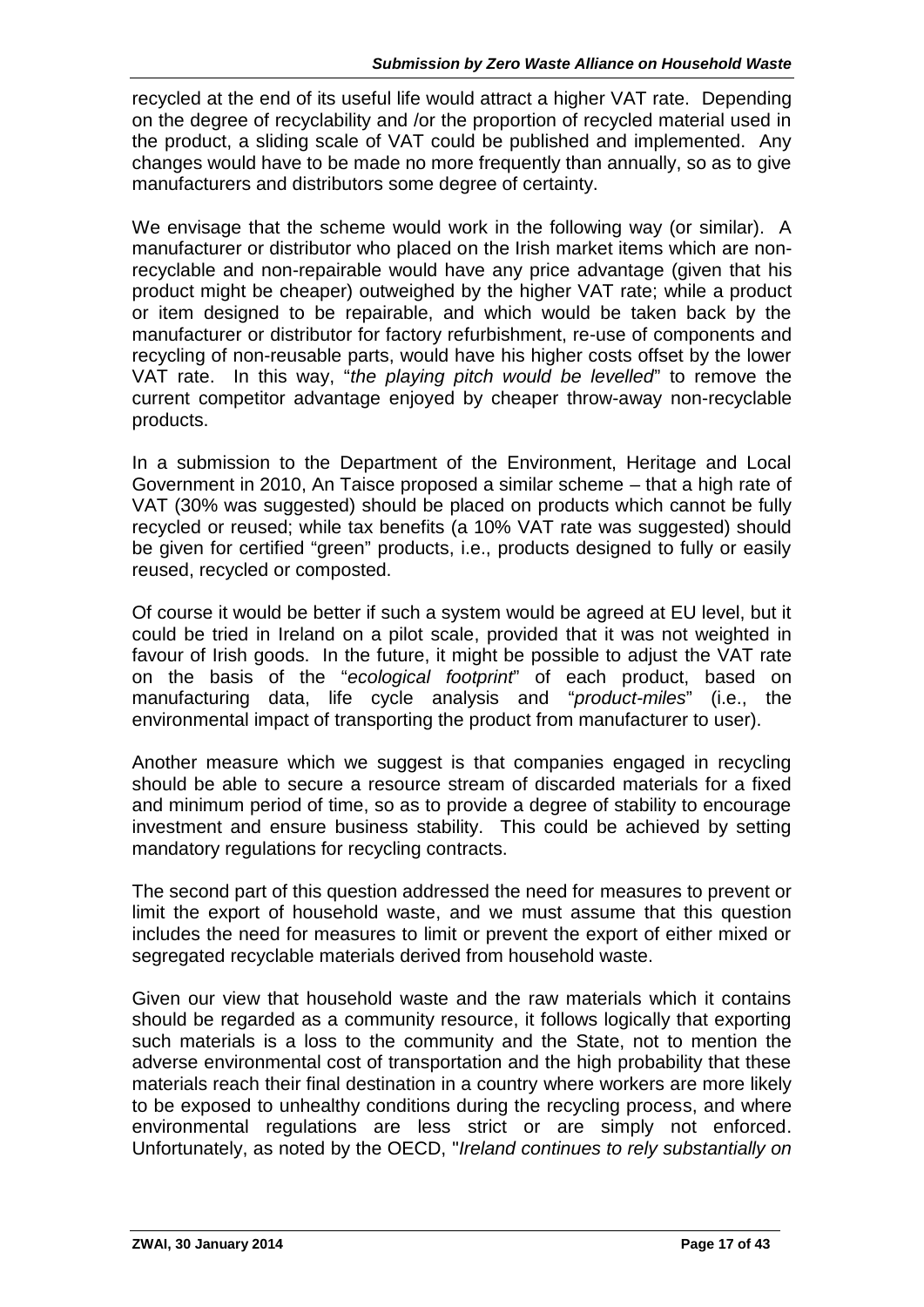recycled at the end of its useful life would attract a higher VAT rate. Depending on the degree of recyclability and /or the proportion of recycled material used in the product, a sliding scale of VAT could be published and implemented. Any changes would have to be made no more frequently than annually, so as to give manufacturers and distributors some degree of certainty.

We envisage that the scheme would work in the following way (or similar). A manufacturer or distributor who placed on the Irish market items which are non-recyclable and non-repairable would have any price advantage (given that his product might be cheaper) outweighed by the higher VAT rate; while a product or item designed to be repairable, and which would be taken back by the manufacturer or distributor for factory refurbishment, re-use of components and recycling of non-reusable parts, would have his higher costs offset by the lower VAT rate. In this way, "*the playing pitch would be levelled*" to remove the current competitor advantage enjoyed by cheaper throw-away non-recyclable products.

In a submission to the Department of the Environment, Heritage and Local Government in 2010, An Taisce proposed a similar scheme – that a high rate of VAT (30% was suggested) should be placed on products which cannot be fully recycled or reused; while tax benefits (a 10% VAT rate was suggested) should be given for certified "green" products, i.e., products designed to fully or easily reused, recycled or composted.

Of course it would be better if such a system would be agreed at EU level, but it could be tried in Ireland on a pilot scale, provided that it was not weighted in favour of Irish goods. In the future, it might be possible to adjust the VAT rate on the basis of the "*ecological footprint*" of each product, based on manufacturing data, life cycle analysis and "*product-miles*" (i.e., the environmental impact of transporting the product from manufacturer to user).

Another measure which we suggest is that companies engaged in recycling should be able to secure a resource stream of discarded materials for a fixed and minimum period of time, so as to provide a degree of stability to encourage investment and ensure business stability. This could be achieved by setting mandatory regulations for recycling contracts.

The second part of this question addressed the need for measures to prevent or limit the export of household waste, and we must assume that this question includes the need for measures to limit or prevent the export of either mixed or segregated recyclable materials derived from household waste.

Given our view that household waste and the raw materials which it contains should be regarded as a community resource, it follows logically that exporting such materials is a loss to the community and the State, not to mention the adverse environmental cost of transportation and the high probability that these materials reach their final destination in a country where workers are more likely to be exposed to unhealthy conditions during the recycling process, and where environmental regulations are less strict or are simply not enforced. Unfortunately, as noted by the OECD, "*Ireland continues to rely substantially on*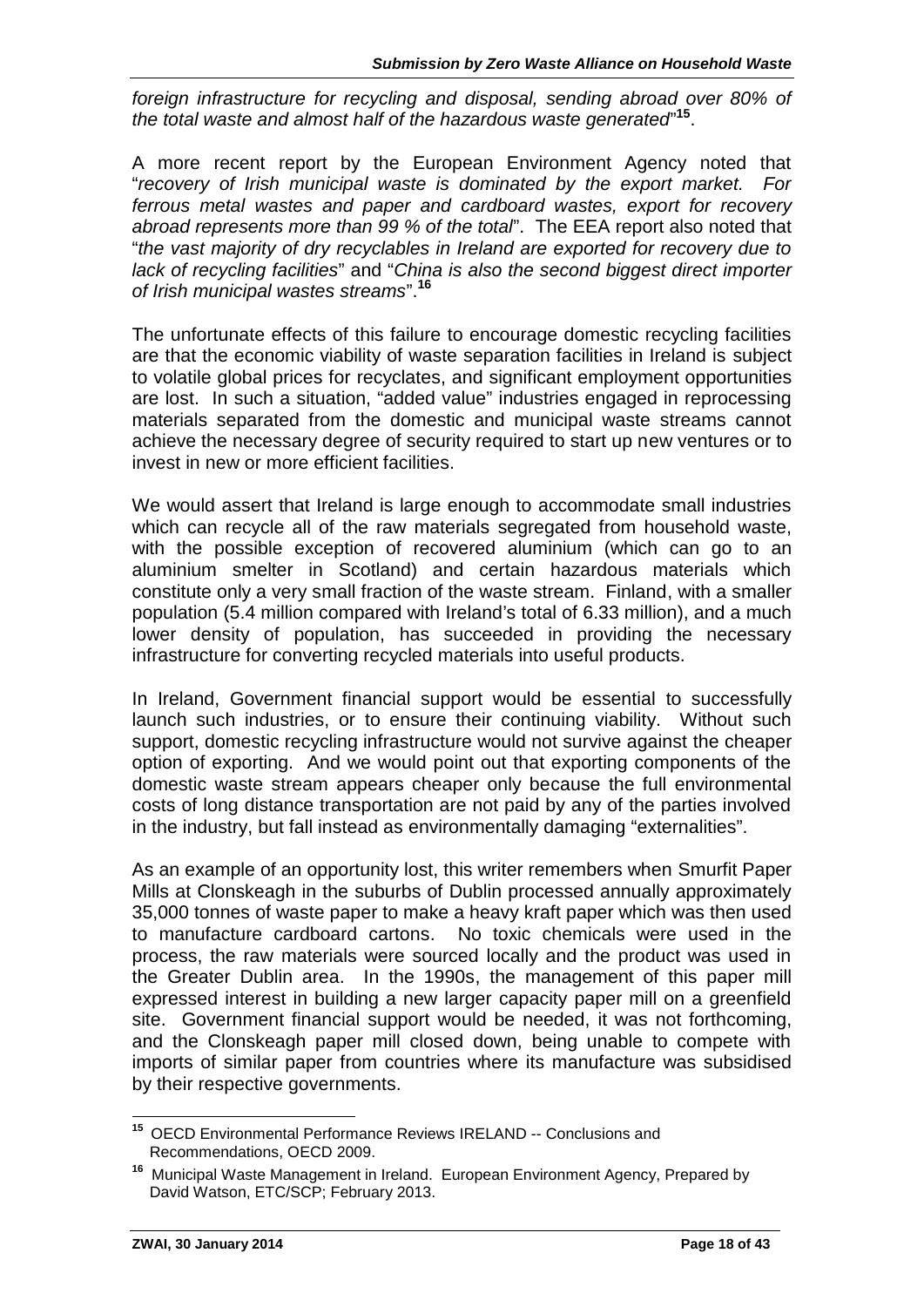*foreign infrastructure for recycling and disposal, sending abroad over 80% of the total waste and almost half of the hazardous waste generated*"[15].

A more recent report by the European Environment Agency noted that "*recovery of Irish municipal waste is dominated by the export market. For ferrous metal wastes and paper and cardboard wastes, export for recovery abroad represents more than 99 % of the total*". The EEA report also noted that "*the vast majority of dry recyclables in Ireland are exported for recovery due to lack of recycling facilities*" and "*China is also the second biggest direct importer of Irish municipal wastes streams*".[16]

The unfortunate effects of this failure to encourage domestic recycling facilities are that the economic viability of waste separation facilities in Ireland is subject to volatile global prices for recyclates, and significant employment opportunities are lost. In such a situation, "added value" industries engaged in reprocessing materials separated from the domestic and municipal waste streams cannot achieve the necessary degree of security required to start up new ventures or to invest in new or more efficient facilities.

We would assert that Ireland is large enough to accommodate small industries which can recycle all of the raw materials segregated from household waste, with the possible exception of recovered aluminium (which can go to an aluminium smelter in Scotland) and certain hazardous materials which constitute only a very small fraction of the waste stream. Finland, with a smaller population (5.4 million compared with Ireland's total of 6.33 million), and a much lower density of population, has succeeded in providing the necessary infrastructure for converting recycled materials into useful products.

In Ireland, Government financial support would be essential to successfully launch such industries, or to ensure their continuing viability. Without such support, domestic recycling infrastructure would not survive against the cheaper option of exporting. And we would point out that exporting components of the domestic waste stream appears cheaper only because the full environmental costs of long distance transportation are not paid by any of the parties involved in the industry, but fall instead as environmentally damaging "externalities".

As an example of an opportunity lost, this writer remembers when Smurfit Paper Mills at Clonskeagh in the suburbs of Dublin processed annually approximately 35,000 tonnes of waste paper to make a heavy kraft paper which was then used to manufacture cardboard cartons. No toxic chemicals were used in the process, the raw materials were sourced locally and the product was used in the Greater Dublin area. In the 1990s, the management of this paper mill expressed interest in building a new larger capacity paper mill on a greenfield site. Government financial support would be needed, it was not forthcoming, and the Clonskeagh paper mill closed down, being unable to compete with imports of similar paper from countries where its manufacture was subsidised by their respective governments.

---

[15] OECD Environmental Performance Reviews IRELAND -- Conclusions and Recommendations, OECD 2009.

[16] Municipal Waste Management in Ireland. European Environment Agency, Prepared by David Watson, ETC/SCP; February 2013.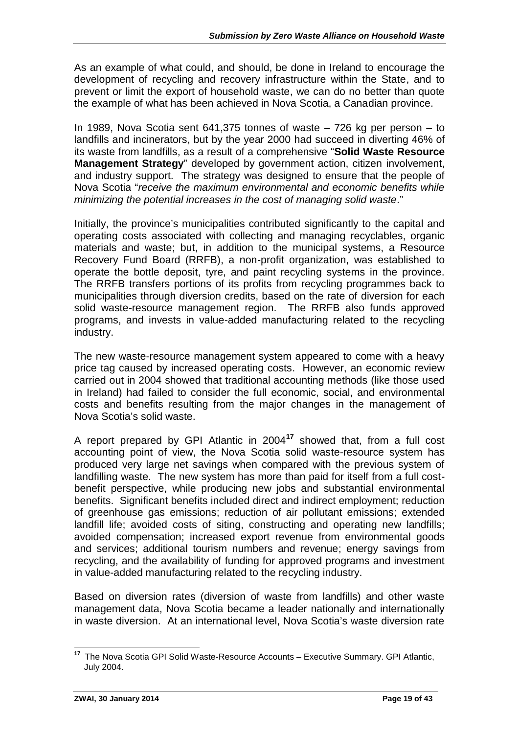As an example of what could, and should, be done in Ireland to encourage the development of recycling and recovery infrastructure within the State, and to prevent or limit the export of household waste, we can do no better than quote the example of what has been achieved in Nova Scotia, a Canadian province.

In 1989, Nova Scotia sent 641,375 tonnes of waste – 726 kg per person – to landfills and incinerators, but by the year 2000 had succeed in diverting 46% of its waste from landfills, as a result of a comprehensive "**Solid Waste Resource Management Strategy**" developed by government action, citizen involvement, and industry support. The strategy was designed to ensure that the people of Nova Scotia "*receive the maximum environmental and economic benefits while minimizing the potential increases in the cost of managing solid waste*."

Initially, the province's municipalities contributed significantly to the capital and operating costs associated with collecting and managing recyclables, organic materials and waste; but, in addition to the municipal systems, a Resource Recovery Fund Board (RRFB), a non-profit organization, was established to operate the bottle deposit, tyre, and paint recycling systems in the province. The RRFB transfers portions of its profits from recycling programmes back to municipalities through diversion credits, based on the rate of diversion for each solid waste-resource management region. The RRFB also funds approved programs, and invests in value-added manufacturing related to the recycling industry.

The new waste-resource management system appeared to come with a heavy price tag caused by increased operating costs. However, an economic review carried out in 2004 showed that traditional accounting methods (like those used in Ireland) had failed to consider the full economic, social, and environmental costs and benefits resulting from the major changes in the management of Nova Scotia's solid waste.

A report prepared by GPI Atlantic in 2004[17] showed that, from a full cost accounting point of view, the Nova Scotia solid waste-resource system has produced very large net savings when compared with the previous system of landfilling waste. The new system has more than paid for itself from a full cost-benefit perspective, while producing new jobs and substantial environmental benefits. Significant benefits included direct and indirect employment; reduction of greenhouse gas emissions; reduction of air pollutant emissions; extended landfill life; avoided costs of siting, constructing and operating new landfills; avoided compensation; increased export revenue from environmental goods and services; additional tourism numbers and revenue; energy savings from recycling, and the availability of funding for approved programs and investment in value-added manufacturing related to the recycling industry.

Based on diversion rates (diversion of waste from landfills) and other waste management data, Nova Scotia became a leader nationally and internationally in waste diversion. At an international level, Nova Scotia's waste diversion rate

[17] The Nova Scotia GPI Solid Waste-Resource Accounts – Executive Summary. GPI Atlantic, July 2004.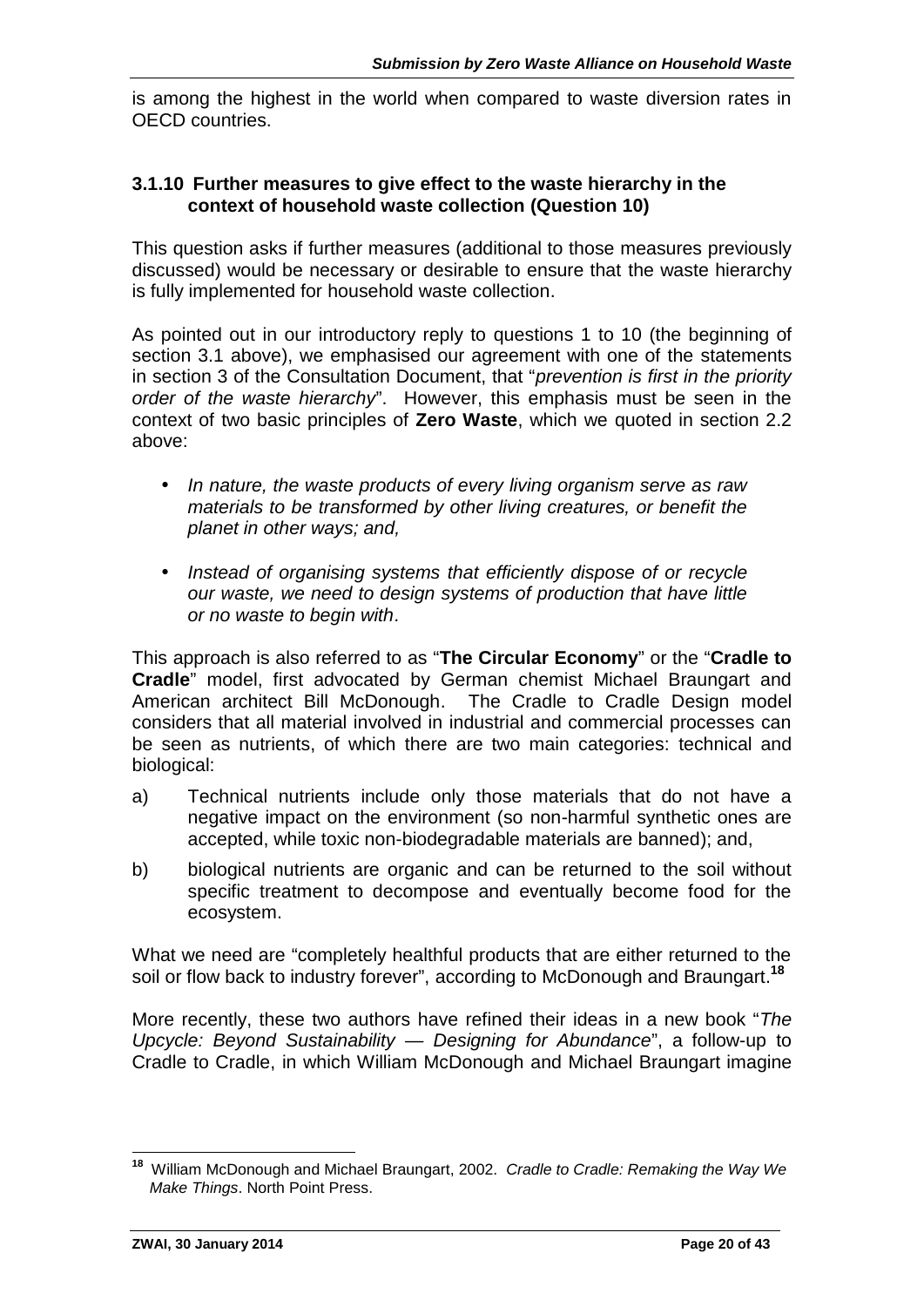is among the highest in the world when compared to waste diversion rates in OECD countries.

### 3.1.10 Further measures to give effect to the waste hierarchy in the context of household waste collection (Question 10)

This question asks if further measures (additional to those measures previously discussed) would be necessary or desirable to ensure that the waste hierarchy is fully implemented for household waste collection.

As pointed out in our introductory reply to questions 1 to 10 (the beginning of section 3.1 above), we emphasised our agreement with one of the statements in section 3 of the Consultation Document, that "*prevention is first in the priority order of the waste hierarchy*". However, this emphasis must be seen in the context of two basic principles of **Zero Waste**, which we quoted in section 2.2 above:

- *In nature, the waste products of every living organism serve as raw materials to be transformed by other living creatures, or benefit the planet in other ways; and,*
- *Instead of organising systems that efficiently dispose of or recycle our waste, we need to design systems of production that have little or no waste to begin with*.

This approach is also referred to as "**The Circular Economy**" or the "**Cradle to Cradle**" model, first advocated by German chemist Michael Braungart and American architect Bill McDonough. The Cradle to Cradle Design model considers that all material involved in industrial and commercial processes can be seen as nutrients, of which there are two main categories: technical and biological:

a) Technical nutrients include only those materials that do not have a negative impact on the environment (so non-harmful synthetic ones are accepted, while toxic non-biodegradable materials are banned); and,

b) biological nutrients are organic and can be returned to the soil without specific treatment to decompose and eventually become food for the ecosystem.

What we need are "completely healthful products that are either returned to the soil or flow back to industry forever", according to McDonough and Braungart.[18]

More recently, these two authors have refined their ideas in a new book "*The Upcycle: Beyond Sustainability — Designing for Abundance*", a follow-up to Cradle to Cradle, in which William McDonough and Michael Braungart imagine

---

[18] William McDonough and Michael Braungart, 2002. *Cradle to Cradle: Remaking the Way We Make Things*. North Point Press.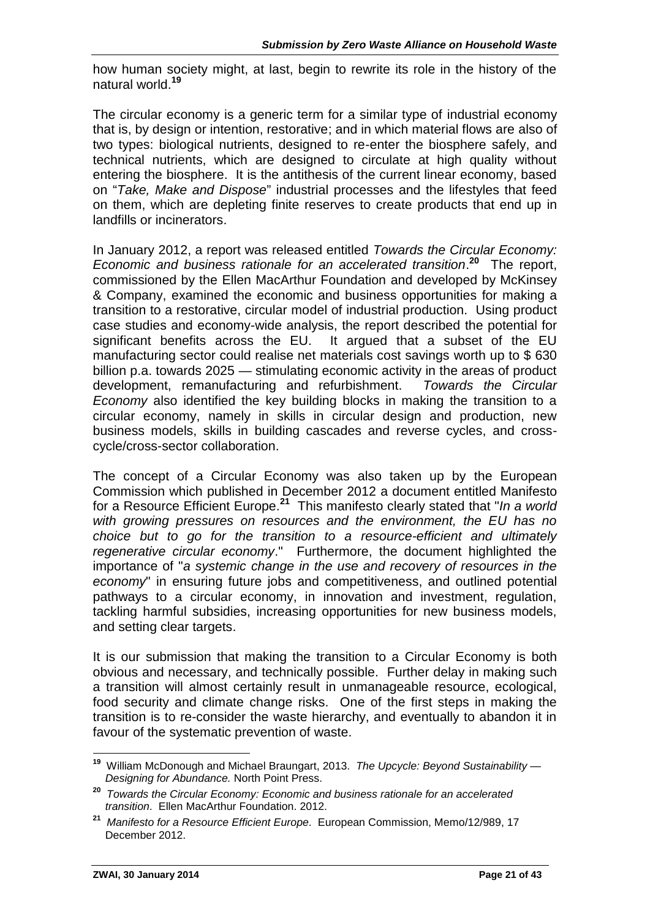how human society might, at last, begin to rewrite its role in the history of the natural world.[19]

The circular economy is a generic term for a similar type of industrial economy that is, by design or intention, restorative; and in which material flows are also of two types: biological nutrients, designed to re-enter the biosphere safely, and technical nutrients, which are designed to circulate at high quality without entering the biosphere. It is the antithesis of the current linear economy, based on "*Take, Make and Dispose*" industrial processes and the lifestyles that feed on them, which are depleting finite reserves to create products that end up in landfills or incinerators.

In January 2012, a report was released entitled *Towards the Circular Economy: Economic and business rationale for an accelerated transition*.[20] The report, commissioned by the Ellen MacArthur Foundation and developed by McKinsey & Company, examined the economic and business opportunities for making a transition to a restorative, circular model of industrial production. Using product case studies and economy-wide analysis, the report described the potential for significant benefits across the EU. It argued that a subset of the EU manufacturing sector could realise net materials cost savings worth up to $ 630 billion p.a. towards 2025 — stimulating economic activity in the areas of product development, remanufacturing and refurbishment. *Towards the Circular Economy* also identified the key building blocks in making the transition to a circular economy, namely in skills in circular design and production, new business models, skills in building cascades and reverse cycles, and cross-cycle/cross-sector collaboration.

The concept of a Circular Economy was also taken up by the European Commission which published in December 2012 a document entitled Manifesto for a Resource Efficient Europe.[21] This manifesto clearly stated that "*In a world with growing pressures on resources and the environment, the EU has no choice but to go for the transition to a resource-efficient and ultimately regenerative circular economy*." Furthermore, the document highlighted the importance of "*a systemic change in the use and recovery of resources in the economy*" in ensuring future jobs and competitiveness, and outlined potential pathways to a circular economy, in innovation and investment, regulation, tackling harmful subsidies, increasing opportunities for new business models, and setting clear targets.

It is our submission that making the transition to a Circular Economy is both obvious and necessary, and technically possible. Further delay in making such a transition will almost certainly result in unmanageable resource, ecological, food security and climate change risks. One of the first steps in making the transition is to re-consider the waste hierarchy, and eventually to abandon it in favour of the systematic prevention of waste.

---

[19] William McDonough and Michael Braungart, 2013. *The Upcycle: Beyond Sustainability — Designing for Abundance.* North Point Press.

[20] *Towards the Circular Economy: Economic and business rationale for an accelerated transition*. Ellen MacArthur Foundation. 2012.

[21] *Manifesto for a Resource Efficient Europe*. European Commission, Memo/12/989, 17 December 2012.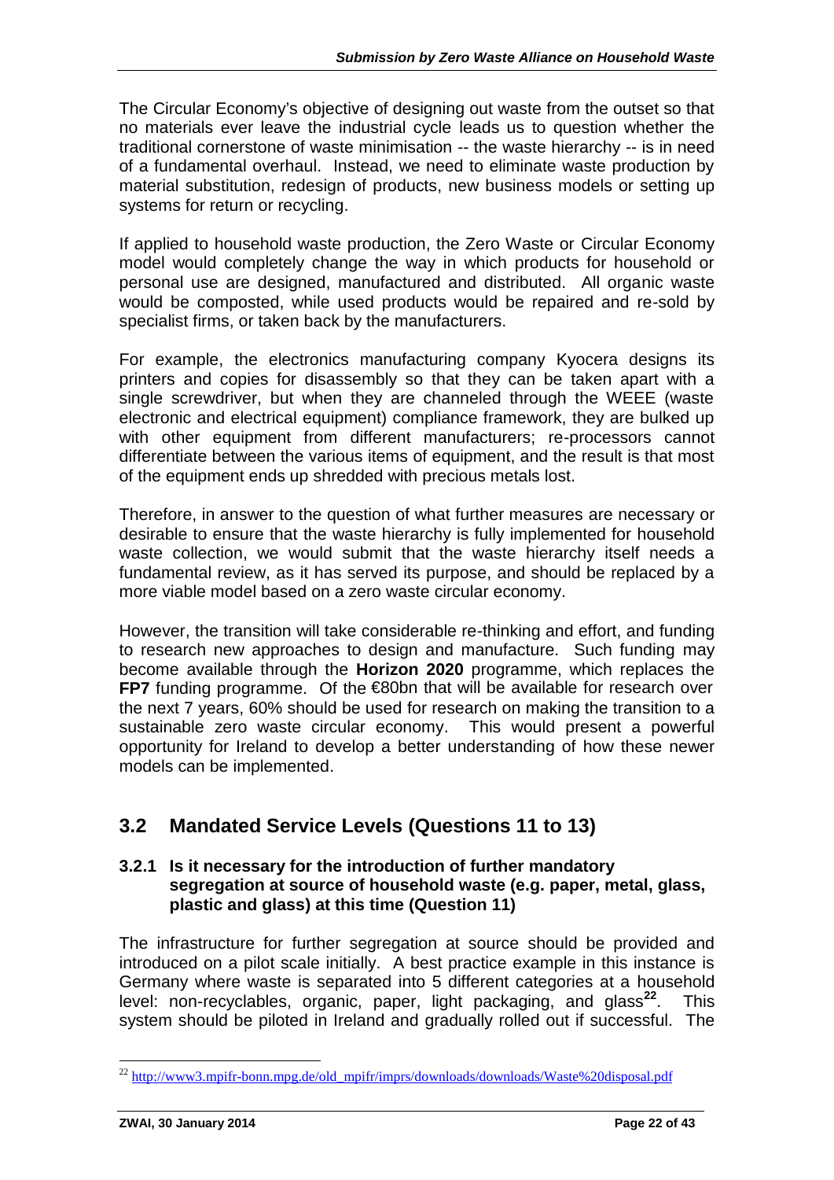The Circular Economy's objective of designing out waste from the outset so that no materials ever leave the industrial cycle leads us to question whether the traditional cornerstone of waste minimisation -- the waste hierarchy -- is in need of a fundamental overhaul. Instead, we need to eliminate waste production by material substitution, redesign of products, new business models or setting up systems for return or recycling.

If applied to household waste production, the Zero Waste or Circular Economy model would completely change the way in which products for household or personal use are designed, manufactured and distributed. All organic waste would be composted, while used products would be repaired and re-sold by specialist firms, or taken back by the manufacturers.

For example, the electronics manufacturing company Kyocera designs its printers and copies for disassembly so that they can be taken apart with a single screwdriver, but when they are channeled through the WEEE (waste electronic and electrical equipment) compliance framework, they are bulked up with other equipment from different manufacturers; re-processors cannot differentiate between the various items of equipment, and the result is that most of the equipment ends up shredded with precious metals lost.

Therefore, in answer to the question of what further measures are necessary or desirable to ensure that the waste hierarchy is fully implemented for household waste collection, we would submit that the waste hierarchy itself needs a fundamental review, as it has served its purpose, and should be replaced by a more viable model based on a zero waste circular economy.

However, the transition will take considerable re-thinking and effort, and funding to research new approaches to design and manufacture. Such funding may become available through the **Horizon 2020** programme, which replaces the **FP7** funding programme. Of the €80bn that will be available for research over the next 7 years, 60% should be used for research on making the transition to a sustainable zero waste circular economy. This would present a powerful opportunity for Ireland to develop a better understanding of how these newer models can be implemented.

## 3.2 Mandated Service Levels (Questions 11 to 13)

### 3.2.1 Is it necessary for the introduction of further mandatory segregation at source of household waste (e.g. paper, metal, glass, plastic and glass) at this time (Question 11)

The infrastructure for further segregation at source should be provided and introduced on a pilot scale initially. A best practice example in this instance is Germany where waste is separated into 5 different categories at a household level: non-recyclables, organic, paper, light packaging, and glass[22]. This system should be piloted in Ireland and gradually rolled out if successful. The

[22] http://www3.mpifr-bonn.mpg.de/old_mpifr/imprs/downloads/downloads/Waste%20disposal.pdf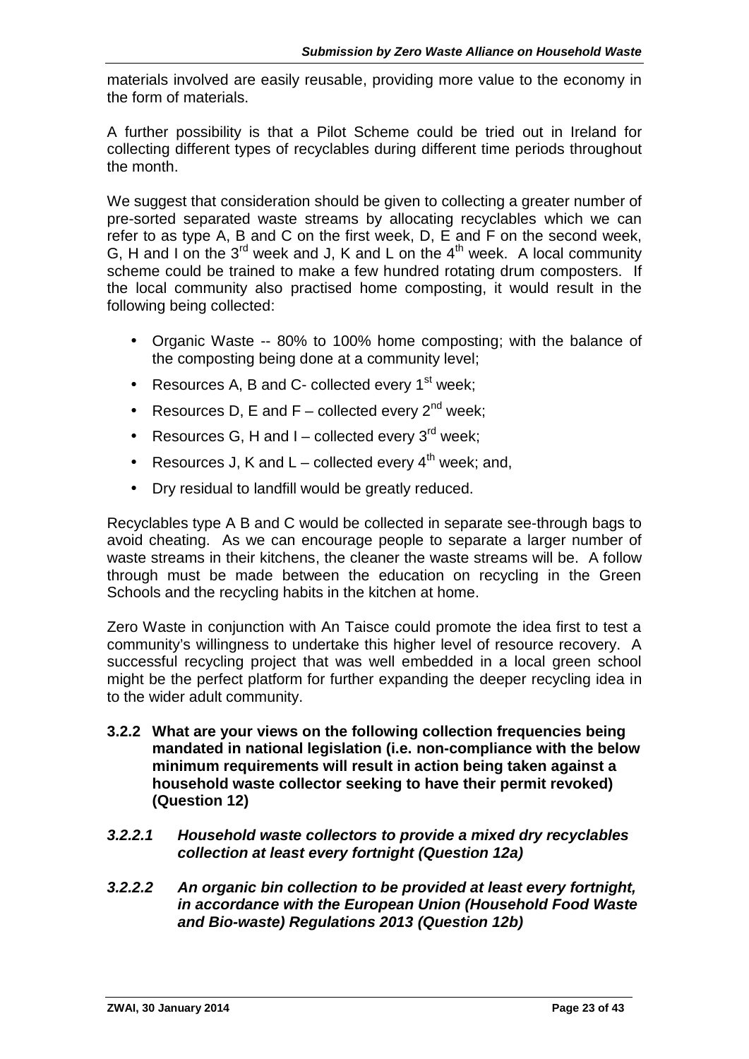materials involved are easily reusable, providing more value to the economy in the form of materials.

A further possibility is that a Pilot Scheme could be tried out in Ireland for collecting different types of recyclables during different time periods throughout the month.

We suggest that consideration should be given to collecting a greater number of pre-sorted separated waste streams by allocating recyclables which we can refer to as type A, B and C on the first week, D, E and F on the second week, G, H and I on the 3rd week and J, K and L on the 4th week. A local community scheme could be trained to make a few hundred rotating drum composters. If the local community also practised home composting, it would result in the following being collected:

- Organic Waste -- 80% to 100% home composting; with the balance of the composting being done at a community level;
- Resources A, B and C- collected every 1st week;
- Resources D, E and F – collected every 2nd week;
- Resources G, H and I – collected every 3rd week;
- Resources J, K and L – collected every 4th week; and,
- Dry residual to landfill would be greatly reduced.

Recyclables type A B and C would be collected in separate see-through bags to avoid cheating. As we can encourage people to separate a larger number of waste streams in their kitchens, the cleaner the waste streams will be. A follow through must be made between the education on recycling in the Green Schools and the recycling habits in the kitchen at home.

Zero Waste in conjunction with An Taisce could promote the idea first to test a community's willingness to undertake this higher level of resource recovery. A successful recycling project that was well embedded in a local green school might be the perfect platform for further expanding the deeper recycling idea in to the wider adult community.

### 3.2.2 What are your views on the following collection frequencies being mandated in national legislation (i.e. non-compliance with the below minimum requirements will result in action being taken against a household waste collector seeking to have their permit revoked) (Question 12)

#### *3.2.2.1 Household waste collectors to provide a mixed dry recyclables collection at least every fortnight (Question 12a)*

#### *3.2.2.2 An organic bin collection to be provided at least every fortnight, in accordance with the European Union (Household Food Waste and Bio-waste) Regulations 2013 (Question 12b)*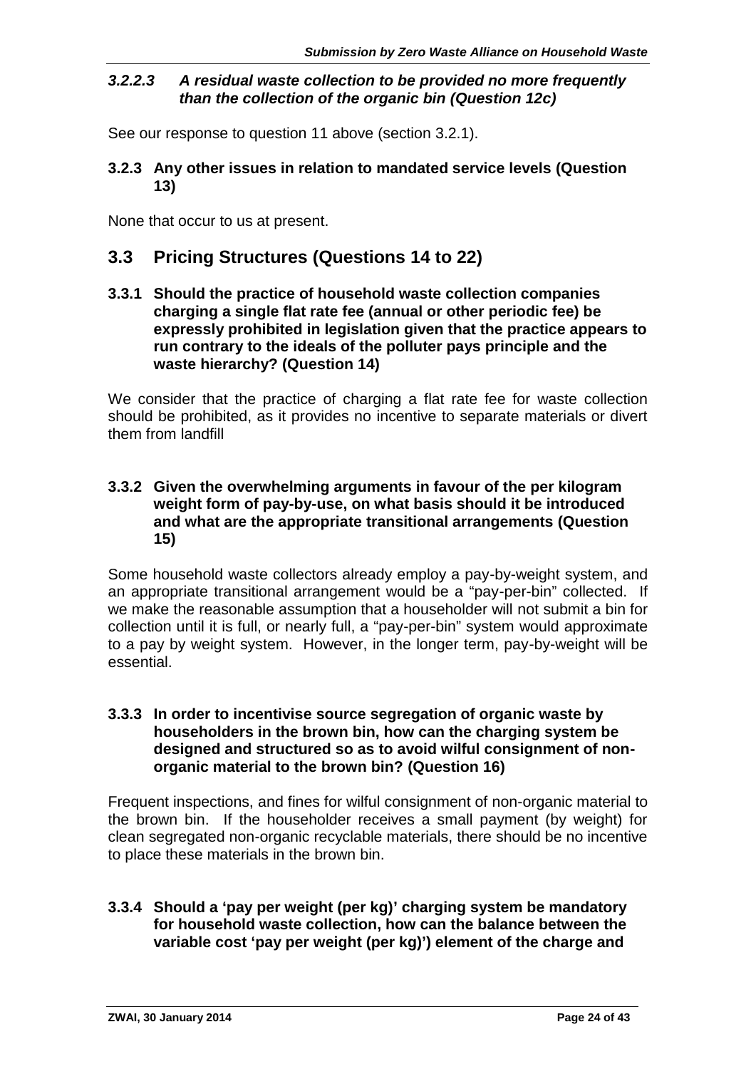#### *3.2.2.3 A residual waste collection to be provided no more frequently than the collection of the organic bin (Question 12c)*

See our response to question 11 above (section 3.2.1).

### 3.2.3 Any other issues in relation to mandated service levels (Question 13)

None that occur to us at present.

## 3.3 Pricing Structures (Questions 14 to 22)

### 3.3.1 Should the practice of household waste collection companies charging a single flat rate fee (annual or other periodic fee) be expressly prohibited in legislation given that the practice appears to run contrary to the ideals of the polluter pays principle and the waste hierarchy? (Question 14)

We consider that the practice of charging a flat rate fee for waste collection should be prohibited, as it provides no incentive to separate materials or divert them from landfill

### 3.3.2 Given the overwhelming arguments in favour of the per kilogram weight form of pay-by-use, on what basis should it be introduced and what are the appropriate transitional arrangements (Question 15)

Some household waste collectors already employ a pay-by-weight system, and an appropriate transitional arrangement would be a "pay-per-bin" collected. If we make the reasonable assumption that a householder will not submit a bin for collection until it is full, or nearly full, a "pay-per-bin" system would approximate to a pay by weight system. However, in the longer term, pay-by-weight will be essential.

### 3.3.3 In order to incentivise source segregation of organic waste by householders in the brown bin, how can the charging system be designed and structured so as to avoid wilful consignment of non-organic material to the brown bin? (Question 16)

Frequent inspections, and fines for wilful consignment of non-organic material to the brown bin. If the householder receives a small payment (by weight) for clean segregated non-organic recyclable materials, there should be no incentive to place these materials in the brown bin.

### 3.3.4 Should a 'pay per weight (per kg)' charging system be mandatory for household waste collection, how can the balance between the variable cost 'pay per weight (per kg)') element of the charge and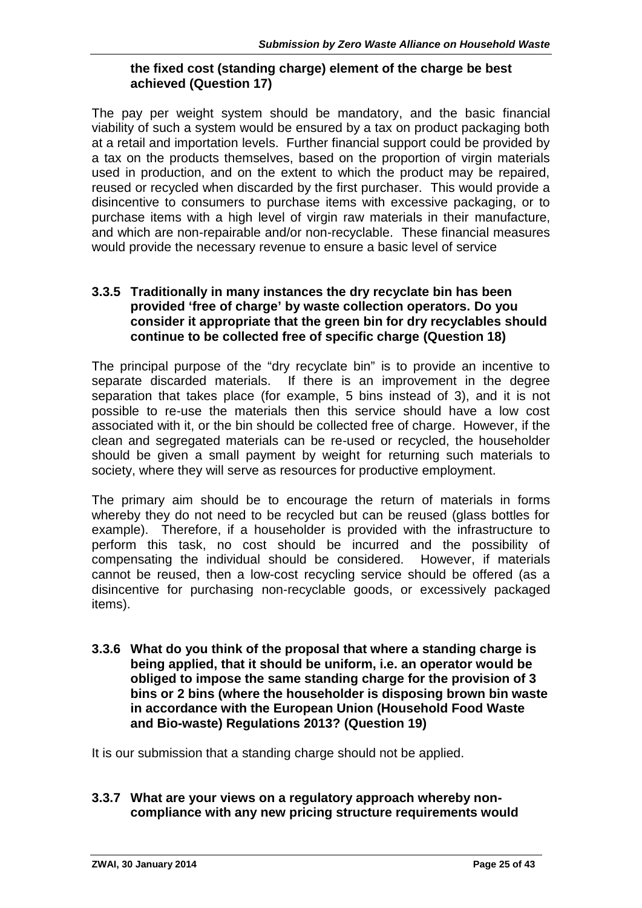**the fixed cost (standing charge) element of the charge be best achieved (Question 17)**

The pay per weight system should be mandatory, and the basic financial viability of such a system would be ensured by a tax on product packaging both at a retail and importation levels. Further financial support could be provided by a tax on the products themselves, based on the proportion of virgin materials used in production, and on the extent to which the product may be repaired, reused or recycled when discarded by the first purchaser. This would provide a disincentive to consumers to purchase items with excessive packaging, or to purchase items with a high level of virgin raw materials in their manufacture, and which are non-repairable and/or non-recyclable. These financial measures would provide the necessary revenue to ensure a basic level of service

### 3.3.5 Traditionally in many instances the dry recyclate bin has been provided 'free of charge' by waste collection operators. Do you consider it appropriate that the green bin for dry recyclables should continue to be collected free of specific charge (Question 18)

The principal purpose of the "dry recyclate bin" is to provide an incentive to separate discarded materials. If there is an improvement in the degree separation that takes place (for example, 5 bins instead of 3), and it is not possible to re-use the materials then this service should have a low cost associated with it, or the bin should be collected free of charge. However, if the clean and segregated materials can be re-used or recycled, the householder should be given a small payment by weight for returning such materials to society, where they will serve as resources for productive employment.

The primary aim should be to encourage the return of materials in forms whereby they do not need to be recycled but can be reused (glass bottles for example). Therefore, if a householder is provided with the infrastructure to perform this task, no cost should be incurred and the possibility of compensating the individual should be considered. However, if materials cannot be reused, then a low-cost recycling service should be offered (as a disincentive for purchasing non-recyclable goods, or excessively packaged items).

### 3.3.6 What do you think of the proposal that where a standing charge is being applied, that it should be uniform, i.e. an operator would be obliged to impose the same standing charge for the provision of 3 bins or 2 bins (where the householder is disposing brown bin waste in accordance with the European Union (Household Food Waste and Bio-waste) Regulations 2013? (Question 19)

It is our submission that a standing charge should not be applied.

### 3.3.7 What are your views on a regulatory approach whereby non-compliance with any new pricing structure requirements would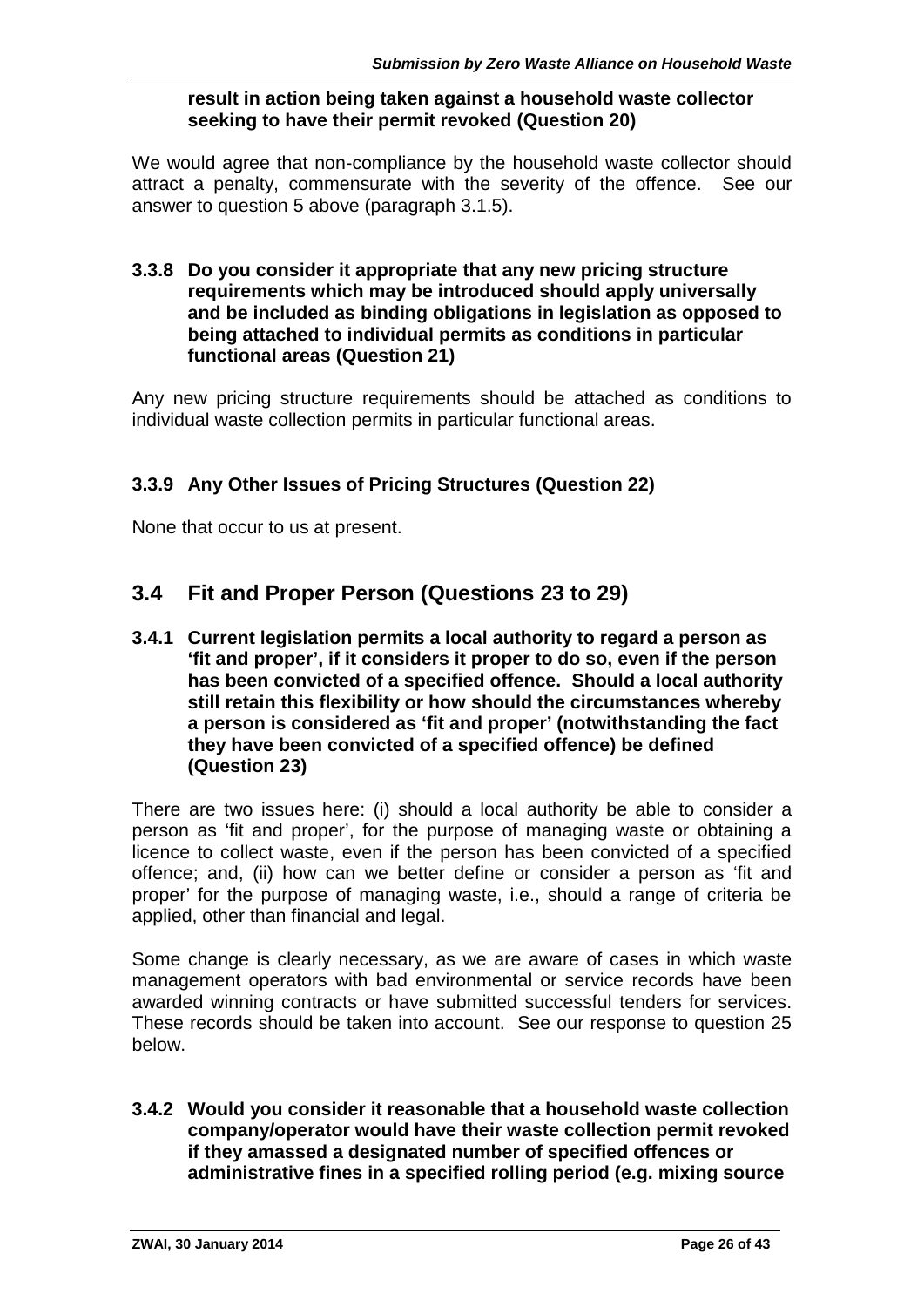**result in action being taken against a household waste collector seeking to have their permit revoked (Question 20)**

We would agree that non-compliance by the household waste collector should attract a penalty, commensurate with the severity of the offence. See our answer to question 5 above (paragraph 3.1.5).

### 3.3.8 Do you consider it appropriate that any new pricing structure requirements which may be introduced should apply universally and be included as binding obligations in legislation as opposed to being attached to individual permits as conditions in particular functional areas (Question 21)

Any new pricing structure requirements should be attached as conditions to individual waste collection permits in particular functional areas.

### 3.3.9 Any Other Issues of Pricing Structures (Question 22)

None that occur to us at present.

## 3.4 Fit and Proper Person (Questions 23 to 29)

### 3.4.1 Current legislation permits a local authority to regard a person as 'fit and proper', if it considers it proper to do so, even if the person has been convicted of a specified offence. Should a local authority still retain this flexibility or how should the circumstances whereby a person is considered as 'fit and proper' (notwithstanding the fact they have been convicted of a specified offence) be defined (Question 23)

There are two issues here: (i) should a local authority be able to consider a person as 'fit and proper', for the purpose of managing waste or obtaining a licence to collect waste, even if the person has been convicted of a specified offence; and, (ii) how can we better define or consider a person as 'fit and proper' for the purpose of managing waste, i.e., should a range of criteria be applied, other than financial and legal.

Some change is clearly necessary, as we are aware of cases in which waste management operators with bad environmental or service records have been awarded winning contracts or have submitted successful tenders for services. These records should be taken into account. See our response to question 25 below.

### 3.4.2 Would you consider it reasonable that a household waste collection company/operator would have their waste collection permit revoked if they amassed a designated number of specified offences or administrative fines in a specified rolling period (e.g. mixing source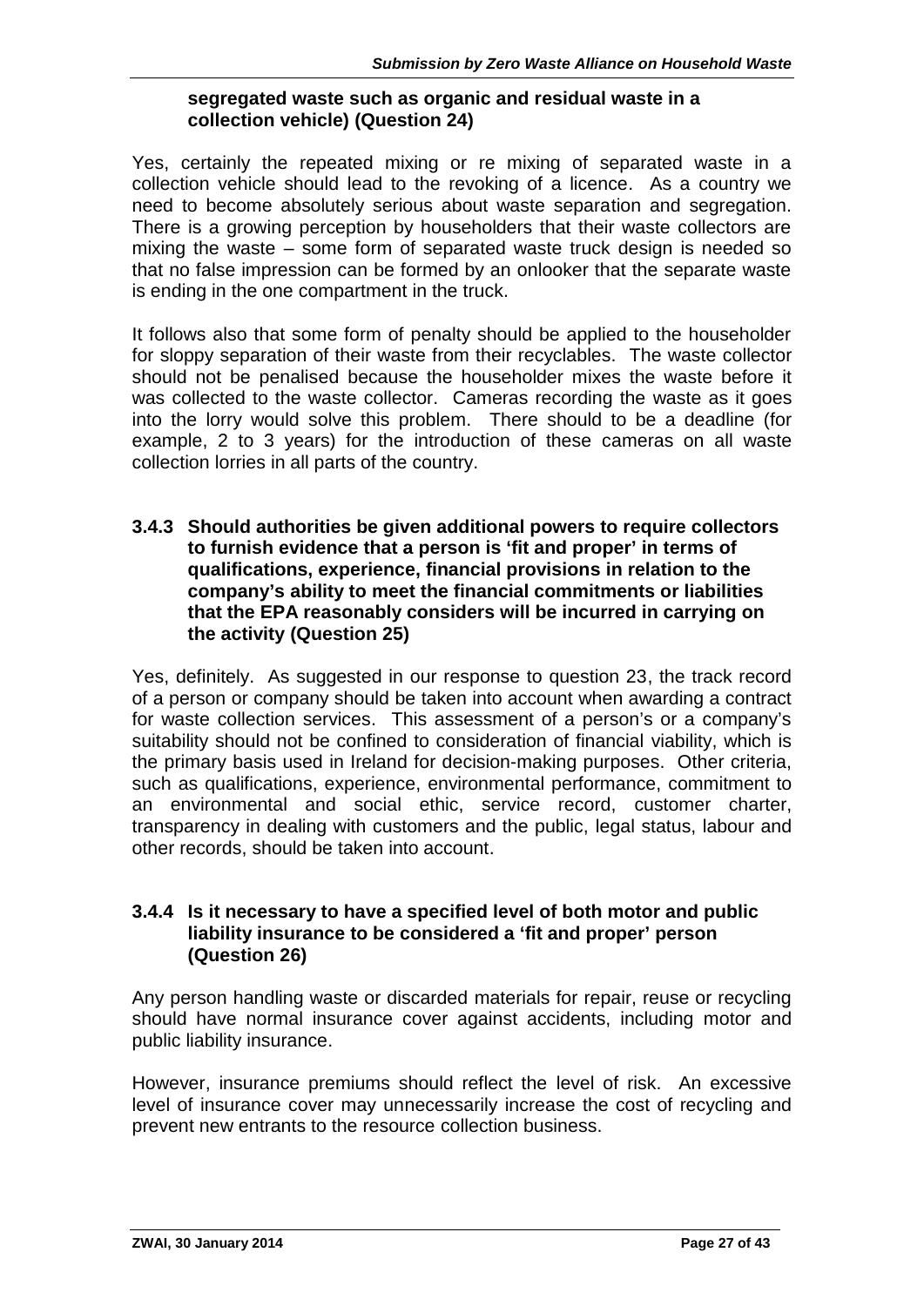**segregated waste such as organic and residual waste in a collection vehicle) (Question 24)**

Yes, certainly the repeated mixing or re mixing of separated waste in a collection vehicle should lead to the revoking of a licence. As a country we need to become absolutely serious about waste separation and segregation. There is a growing perception by householders that their waste collectors are mixing the waste – some form of separated waste truck design is needed so that no false impression can be formed by an onlooker that the separate waste is ending in the one compartment in the truck.

It follows also that some form of penalty should be applied to the householder for sloppy separation of their waste from their recyclables. The waste collector should not be penalised because the householder mixes the waste before it was collected to the waste collector. Cameras recording the waste as it goes into the lorry would solve this problem. There should to be a deadline (for example, 2 to 3 years) for the introduction of these cameras on all waste collection lorries in all parts of the country.

### 3.4.3 Should authorities be given additional powers to require collectors to furnish evidence that a person is 'fit and proper' in terms of qualifications, experience, financial provisions in relation to the company's ability to meet the financial commitments or liabilities that the EPA reasonably considers will be incurred in carrying on the activity (Question 25)

Yes, definitely. As suggested in our response to question 23, the track record of a person or company should be taken into account when awarding a contract for waste collection services. This assessment of a person's or a company's suitability should not be confined to consideration of financial viability, which is the primary basis used in Ireland for decision-making purposes. Other criteria, such as qualifications, experience, environmental performance, commitment to an environmental and social ethic, service record, customer charter, transparency in dealing with customers and the public, legal status, labour and other records, should be taken into account.

### 3.4.4 Is it necessary to have a specified level of both motor and public liability insurance to be considered a 'fit and proper' person (Question 26)

Any person handling waste or discarded materials for repair, reuse or recycling should have normal insurance cover against accidents, including motor and public liability insurance.

However, insurance premiums should reflect the level of risk. An excessive level of insurance cover may unnecessarily increase the cost of recycling and prevent new entrants to the resource collection business.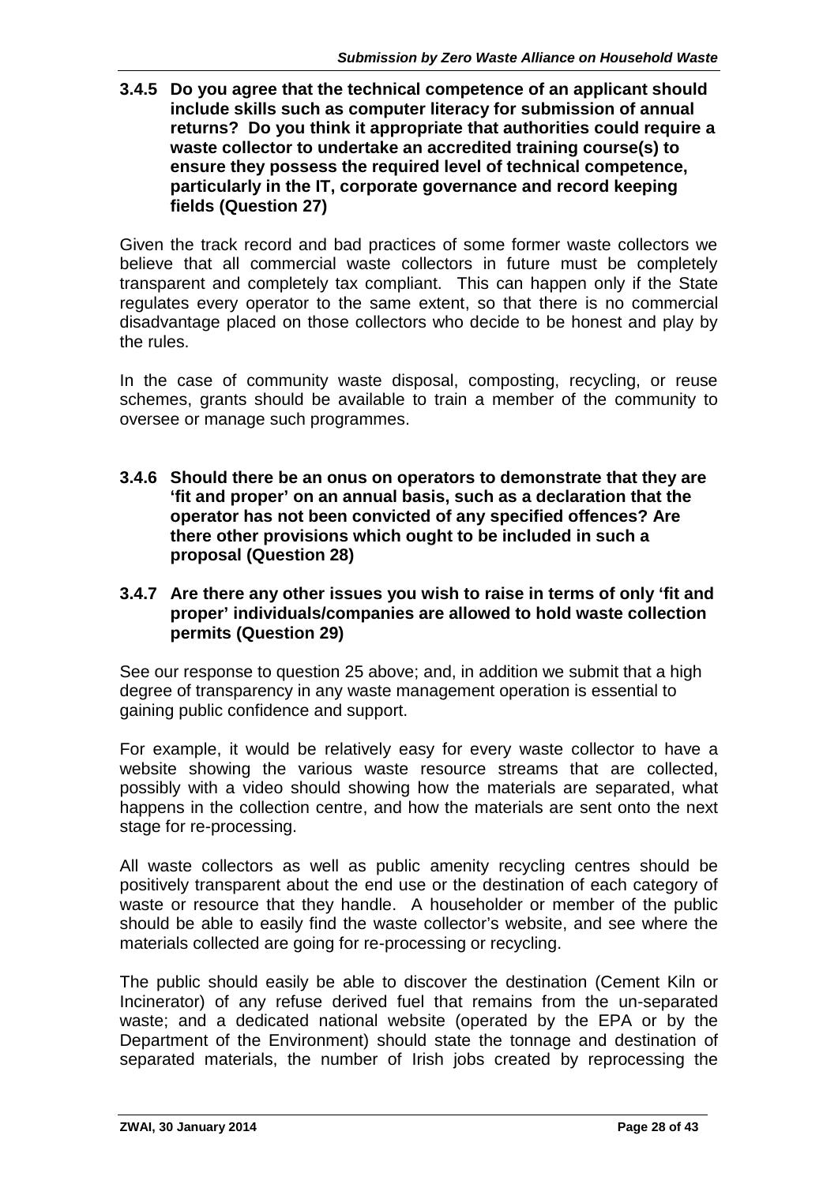### 3.4.5 Do you agree that the technical competence of an applicant should include skills such as computer literacy for submission of annual returns? Do you think it appropriate that authorities could require a waste collector to undertake an accredited training course(s) to ensure they possess the required level of technical competence, particularly in the IT, corporate governance and record keeping fields (Question 27)

Given the track record and bad practices of some former waste collectors we believe that all commercial waste collectors in future must be completely transparent and completely tax compliant. This can happen only if the State regulates every operator to the same extent, so that there is no commercial disadvantage placed on those collectors who decide to be honest and play by the rules.

In the case of community waste disposal, composting, recycling, or reuse schemes, grants should be available to train a member of the community to oversee or manage such programmes.

### 3.4.6 Should there be an onus on operators to demonstrate that they are 'fit and proper' on an annual basis, such as a declaration that the operator has not been convicted of any specified offences? Are there other provisions which ought to be included in such a proposal (Question 28)

### 3.4.7 Are there any other issues you wish to raise in terms of only 'fit and proper' individuals/companies are allowed to hold waste collection permits (Question 29)

See our response to question 25 above; and, in addition we submit that a high degree of transparency in any waste management operation is essential to gaining public confidence and support.

For example, it would be relatively easy for every waste collector to have a website showing the various waste resource streams that are collected, possibly with a video should showing how the materials are separated, what happens in the collection centre, and how the materials are sent onto the next stage for re-processing.

All waste collectors as well as public amenity recycling centres should be positively transparent about the end use or the destination of each category of waste or resource that they handle. A householder or member of the public should be able to easily find the waste collector's website, and see where the materials collected are going for re-processing or recycling.

The public should easily be able to discover the destination (Cement Kiln or Incinerator) of any refuse derived fuel that remains from the un-separated waste; and a dedicated national website (operated by the EPA or by the Department of the Environment) should state the tonnage and destination of separated materials, the number of Irish jobs created by reprocessing the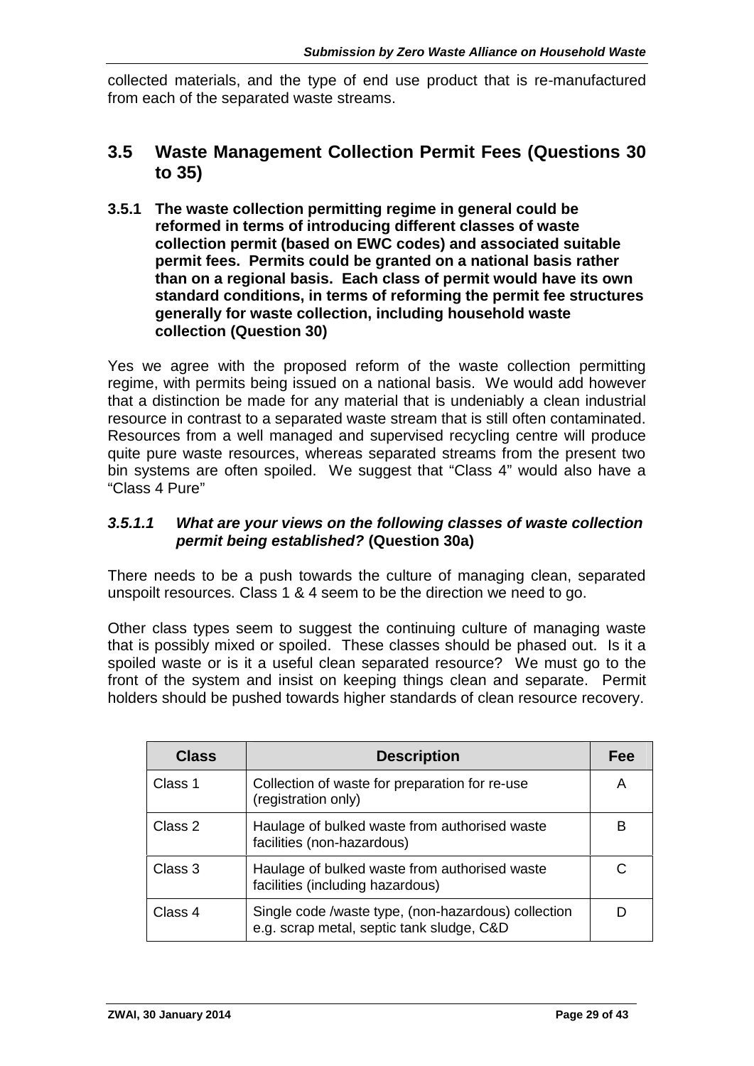collected materials, and the type of end use product that is re-manufactured from each of the separated waste streams.

## 3.5 Waste Management Collection Permit Fees (Questions 30 to 35)

### 3.5.1 The waste collection permitting regime in general could be reformed in terms of introducing different classes of waste collection permit (based on EWC codes) and associated suitable permit fees. Permits could be granted on a national basis rather than on a regional basis. Each class of permit would have its own standard conditions, in terms of reforming the permit fee structures generally for waste collection, including household waste collection (Question 30)

Yes we agree with the proposed reform of the waste collection permitting regime, with permits being issued on a national basis. We would add however that a distinction be made for any material that is undeniably a clean industrial resource in contrast to a separated waste stream that is still often contaminated. Resources from a well managed and supervised recycling centre will produce quite pure waste resources, whereas separated streams from the present two bin systems are often spoiled. We suggest that "Class 4" would also have a "Class 4 Pure"

#### *3.5.1.1 What are your views on the following classes of waste collection permit being established?* (Question 30a)

There needs to be a push towards the culture of managing clean, separated unspoilt resources. Class 1 & 4 seem to be the direction we need to go.

Other class types seem to suggest the continuing culture of managing waste that is possibly mixed or spoiled. These classes should be phased out. Is it a spoiled waste or is it a useful clean separated resource? We must go to the front of the system and insist on keeping things clean and separate. Permit holders should be pushed towards higher standards of clean resource recovery.

| Class | Description | Fee |
|---|---|---|
| Class 1 | Collection of waste for preparation for re-use (registration only) | A |
| Class 2 | Haulage of bulked waste from authorised waste facilities (non-hazardous) | B |
| Class 3 | Haulage of bulked waste from authorised waste facilities (including hazardous) | C |
| Class 4 | Single code /waste type, (non-hazardous) collection e.g. scrap metal, septic tank sludge, C&D | D |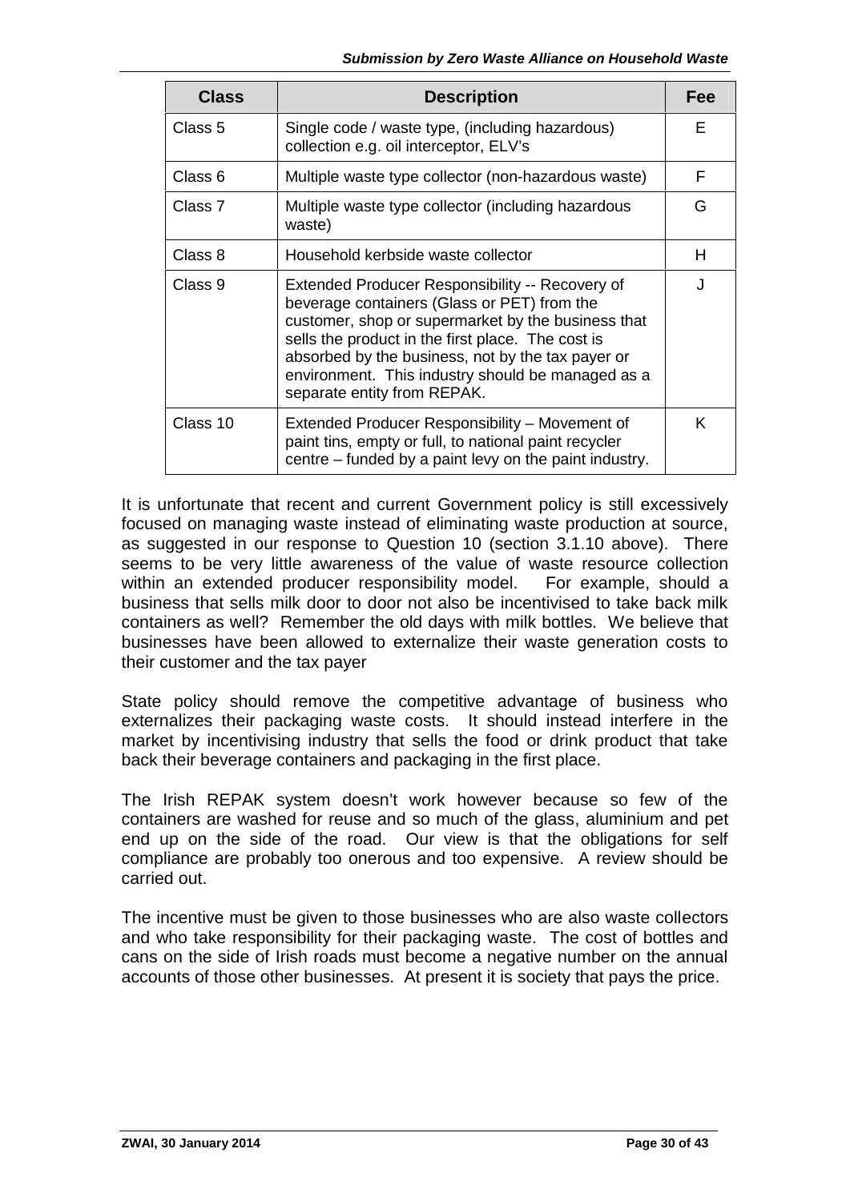| Class | Description | Fee |
| --- | --- | --- |
| Class 5 | Single code / waste type, (including hazardous) collection e.g. oil interceptor, ELV's | E |
| Class 6 | Multiple waste type collector (non-hazardous waste) | F |
| Class 7 | Multiple waste type collector (including hazardous waste) | G |
| Class 8 | Household kerbside waste collector | H |
| Class 9 | Extended Producer Responsibility -- Recovery of beverage containers (Glass or PET) from the customer, shop or supermarket by the business that sells the product in the first place. The cost is absorbed by the business, not by the tax payer or environment. This industry should be managed as a separate entity from REPAK. | J |
| Class 10 | Extended Producer Responsibility – Movement of paint tins, empty or full, to national paint recycler centre – funded by a paint levy on the paint industry. | K |

It is unfortunate that recent and current Government policy is still excessively focused on managing waste instead of eliminating waste production at source, as suggested in our response to Question 10 (section 3.1.10 above). There seems to be very little awareness of the value of waste resource collection within an extended producer responsibility model. For example, should a business that sells milk door to door not also be incentivised to take back milk containers as well? Remember the old days with milk bottles. We believe that businesses have been allowed to externalize their waste generation costs to their customer and the tax payer

State policy should remove the competitive advantage of business who externalizes their packaging waste costs. It should instead interfere in the market by incentivising industry that sells the food or drink product that take back their beverage containers and packaging in the first place.

The Irish REPAK system doesn't work however because so few of the containers are washed for reuse and so much of the glass, aluminium and pet end up on the side of the road. Our view is that the obligations for self compliance are probably too onerous and too expensive. A review should be carried out.

The incentive must be given to those businesses who are also waste collectors and who take responsibility for their packaging waste. The cost of bottles and cans on the side of Irish roads must become a negative number on the annual accounts of those other businesses. At present it is society that pays the price.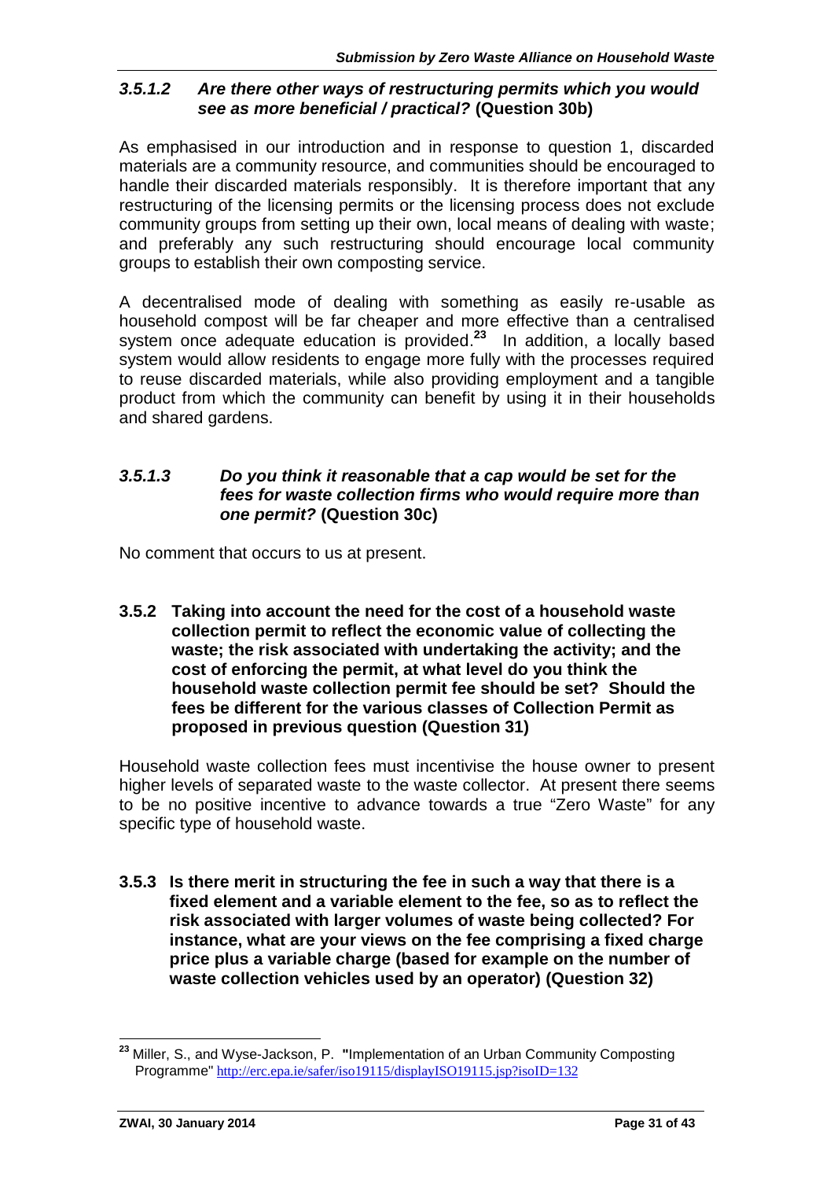#### *3.5.1.2 Are there other ways of restructuring permits which you would see as more beneficial / practical?* **(Question 30b)**

As emphasised in our introduction and in response to question 1, discarded materials are a community resource, and communities should be encouraged to handle their discarded materials responsibly. It is therefore important that any restructuring of the licensing permits or the licensing process does not exclude community groups from setting up their own, local means of dealing with waste; and preferably any such restructuring should encourage local community groups to establish their own composting service.

A decentralised mode of dealing with something as easily re-usable as household compost will be far cheaper and more effective than a centralised system once adequate education is provided.[23] In addition, a locally based system would allow residents to engage more fully with the processes required to reuse discarded materials, while also providing employment and a tangible product from which the community can benefit by using it in their households and shared gardens.

#### *3.5.1.3 Do you think it reasonable that a cap would be set for the fees for waste collection firms who would require more than one permit?* **(Question 30c)**

No comment that occurs to us at present.

### 3.5.2 Taking into account the need for the cost of a household waste collection permit to reflect the economic value of collecting the waste; the risk associated with undertaking the activity; and the cost of enforcing the permit, at what level do you think the household waste collection permit fee should be set? Should the fees be different for the various classes of Collection Permit as proposed in previous question (Question 31)

Household waste collection fees must incentivise the house owner to present higher levels of separated waste to the waste collector. At present there seems to be no positive incentive to advance towards a true "Zero Waste" for any specific type of household waste.

### 3.5.3 Is there merit in structuring the fee in such a way that there is a fixed element and a variable element to the fee, so as to reflect the risk associated with larger volumes of waste being collected? For instance, what are your views on the fee comprising a fixed charge price plus a variable charge (based for example on the number of waste collection vehicles used by an operator) (Question 32)

---

[23] Miller, S., and Wyse-Jackson, P. **"**Implementation of an Urban Community Composting Programme" http://erc.epa.ie/safer/iso19115/displayISO19115.jsp?isoID=132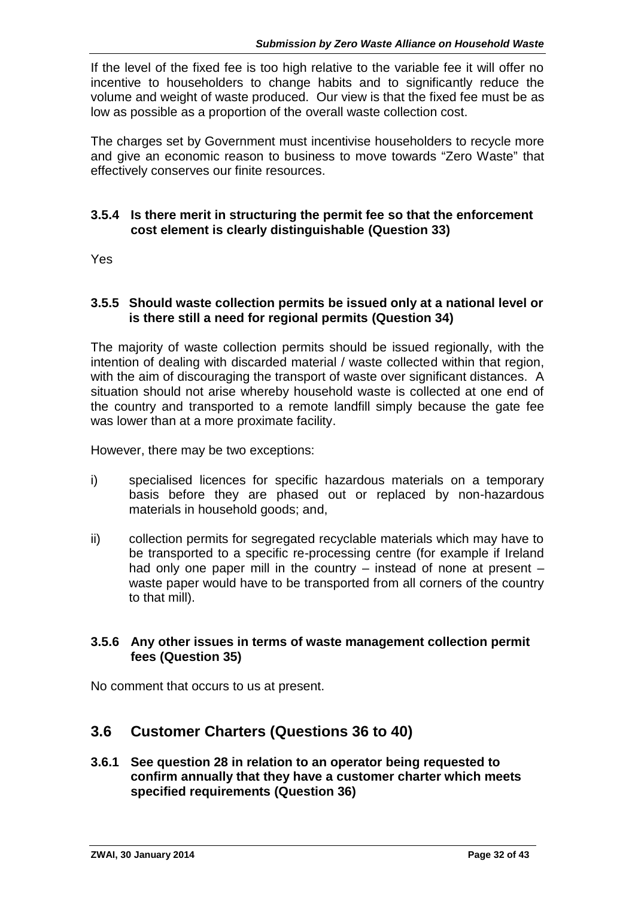If the level of the fixed fee is too high relative to the variable fee it will offer no incentive to householders to change habits and to significantly reduce the volume and weight of waste produced. Our view is that the fixed fee must be as low as possible as a proportion of the overall waste collection cost.

The charges set by Government must incentivise householders to recycle more and give an economic reason to business to move towards "Zero Waste" that effectively conserves our finite resources.

### 3.5.4 Is there merit in structuring the permit fee so that the enforcement cost element is clearly distinguishable (Question 33)

Yes

### 3.5.5 Should waste collection permits be issued only at a national level or is there still a need for regional permits (Question 34)

The majority of waste collection permits should be issued regionally, with the intention of dealing with discarded material / waste collected within that region, with the aim of discouraging the transport of waste over significant distances. A situation should not arise whereby household waste is collected at one end of the country and transported to a remote landfill simply because the gate fee was lower than at a more proximate facility.

However, there may be two exceptions:

i) specialised licences for specific hazardous materials on a temporary basis before they are phased out or replaced by non-hazardous materials in household goods; and,

ii) collection permits for segregated recyclable materials which may have to be transported to a specific re-processing centre (for example if Ireland had only one paper mill in the country – instead of none at present – waste paper would have to be transported from all corners of the country to that mill).

### 3.5.6 Any other issues in terms of waste management collection permit fees (Question 35)

No comment that occurs to us at present.

## 3.6 Customer Charters (Questions 36 to 40)

### 3.6.1 See question 28 in relation to an operator being requested to confirm annually that they have a customer charter which meets specified requirements (Question 36)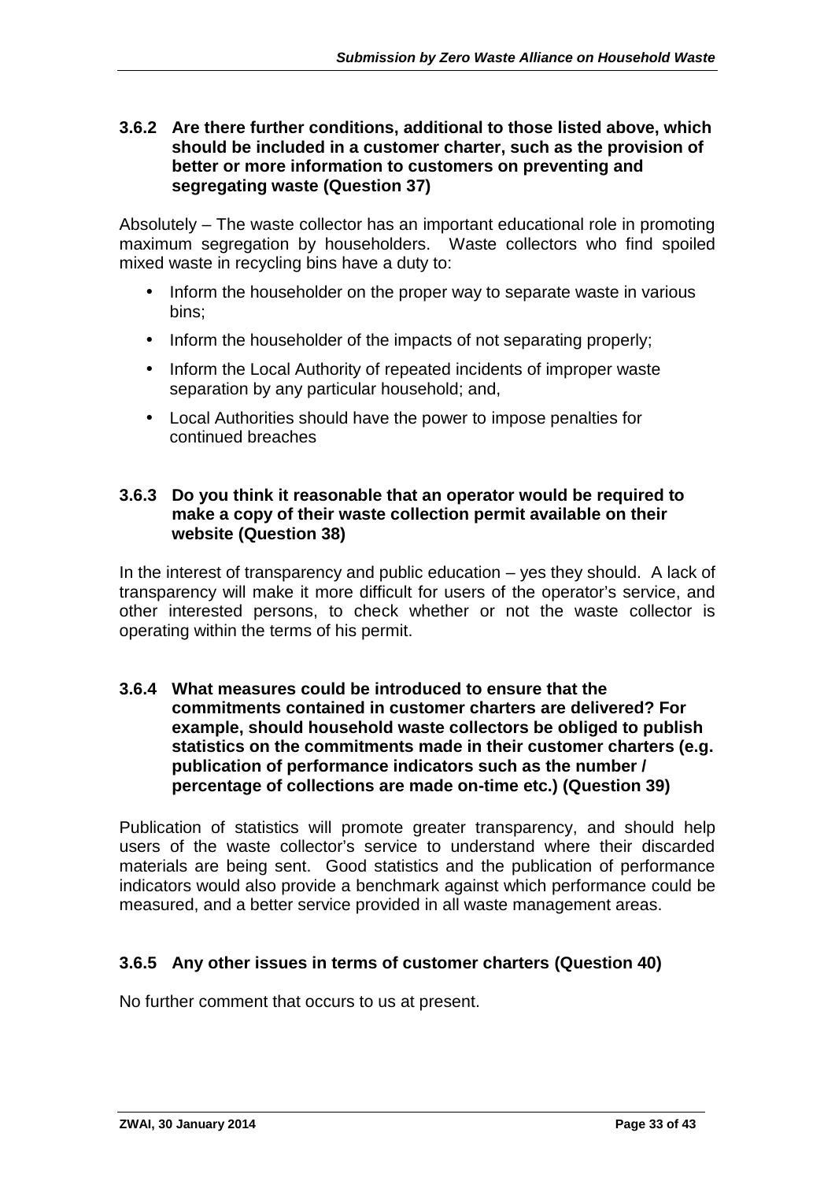### 3.6.2 Are there further conditions, additional to those listed above, which should be included in a customer charter, such as the provision of better or more information to customers on preventing and segregating waste (Question 37)

Absolutely – The waste collector has an important educational role in promoting maximum segregation by householders. Waste collectors who find spoiled mixed waste in recycling bins have a duty to:

- Inform the householder on the proper way to separate waste in various bins;
- Inform the householder of the impacts of not separating properly;
- Inform the Local Authority of repeated incidents of improper waste separation by any particular household; and,
- Local Authorities should have the power to impose penalties for continued breaches

### 3.6.3 Do you think it reasonable that an operator would be required to make a copy of their waste collection permit available on their website (Question 38)

In the interest of transparency and public education – yes they should. A lack of transparency will make it more difficult for users of the operator's service, and other interested persons, to check whether or not the waste collector is operating within the terms of his permit.

### 3.6.4 What measures could be introduced to ensure that the commitments contained in customer charters are delivered? For example, should household waste collectors be obliged to publish statistics on the commitments made in their customer charters (e.g. publication of performance indicators such as the number / percentage of collections are made on-time etc.) (Question 39)

Publication of statistics will promote greater transparency, and should help users of the waste collector's service to understand where their discarded materials are being sent. Good statistics and the publication of performance indicators would also provide a benchmark against which performance could be measured, and a better service provided in all waste management areas.

### 3.6.5 Any other issues in terms of customer charters (Question 40)

No further comment that occurs to us at present.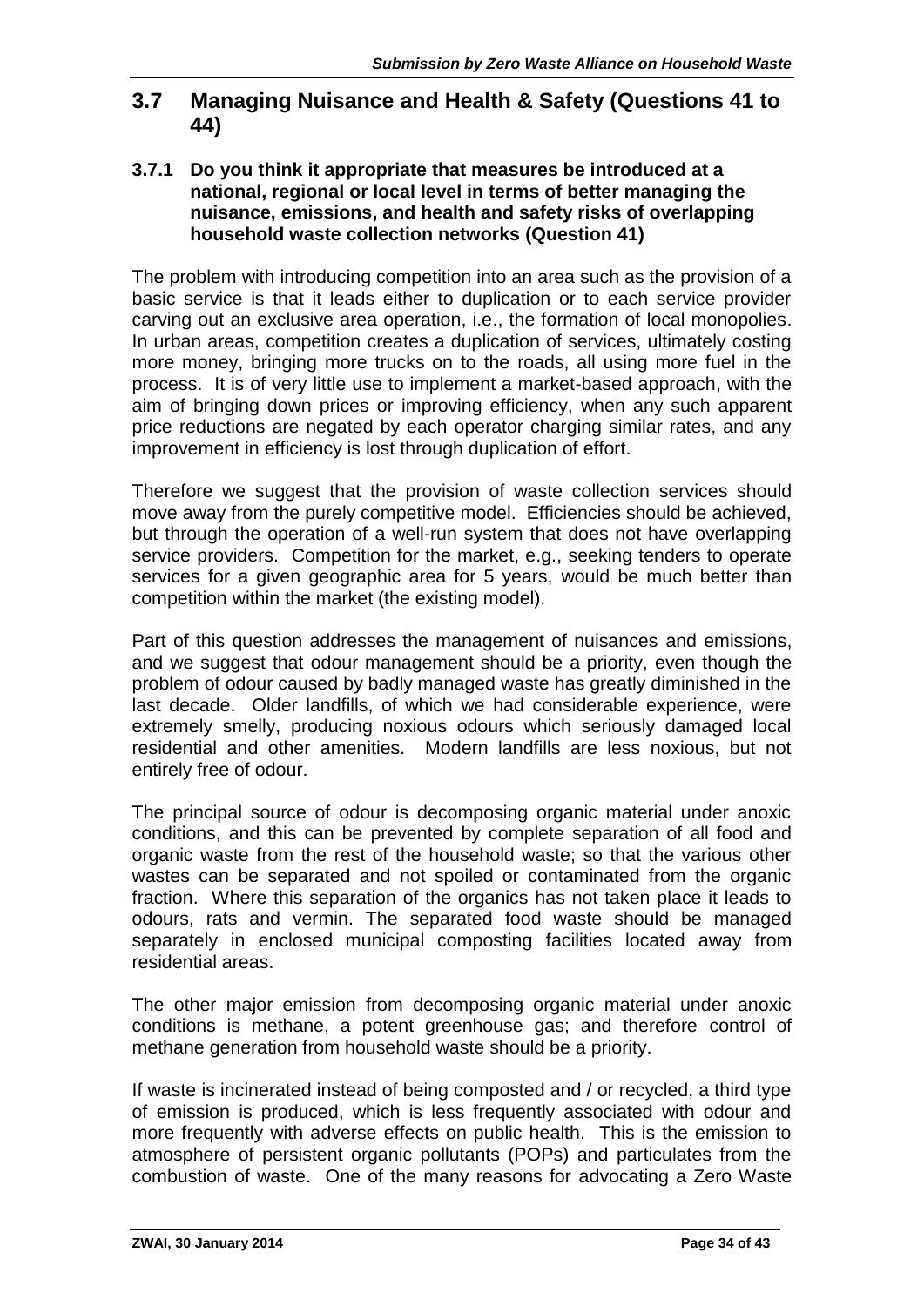## 3.7 Managing Nuisance and Health & Safety (Questions 41 to 44)

### 3.7.1 Do you think it appropriate that measures be introduced at a national, regional or local level in terms of better managing the nuisance, emissions, and health and safety risks of overlapping household waste collection networks (Question 41)

The problem with introducing competition into an area such as the provision of a basic service is that it leads either to duplication or to each service provider carving out an exclusive area operation, i.e., the formation of local monopolies. In urban areas, competition creates a duplication of services, ultimately costing more money, bringing more trucks on to the roads, all using more fuel in the process. It is of very little use to implement a market-based approach, with the aim of bringing down prices or improving efficiency, when any such apparent price reductions are negated by each operator charging similar rates, and any improvement in efficiency is lost through duplication of effort.

Therefore we suggest that the provision of waste collection services should move away from the purely competitive model. Efficiencies should be achieved, but through the operation of a well-run system that does not have overlapping service providers. Competition for the market, e.g., seeking tenders to operate services for a given geographic area for 5 years, would be much better than competition within the market (the existing model).

Part of this question addresses the management of nuisances and emissions, and we suggest that odour management should be a priority, even though the problem of odour caused by badly managed waste has greatly diminished in the last decade. Older landfills, of which we had considerable experience, were extremely smelly, producing noxious odours which seriously damaged local residential and other amenities. Modern landfills are less noxious, but not entirely free of odour.

The principal source of odour is decomposing organic material under anoxic conditions, and this can be prevented by complete separation of all food and organic waste from the rest of the household waste; so that the various other wastes can be separated and not spoiled or contaminated from the organic fraction. Where this separation of the organics has not taken place it leads to odours, rats and vermin. The separated food waste should be managed separately in enclosed municipal composting facilities located away from residential areas.

The other major emission from decomposing organic material under anoxic conditions is methane, a potent greenhouse gas; and therefore control of methane generation from household waste should be a priority.

If waste is incinerated instead of being composted and / or recycled, a third type of emission is produced, which is less frequently associated with odour and more frequently with adverse effects on public health. This is the emission to atmosphere of persistent organic pollutants (POPs) and particulates from the combustion of waste. One of the many reasons for advocating a Zero Waste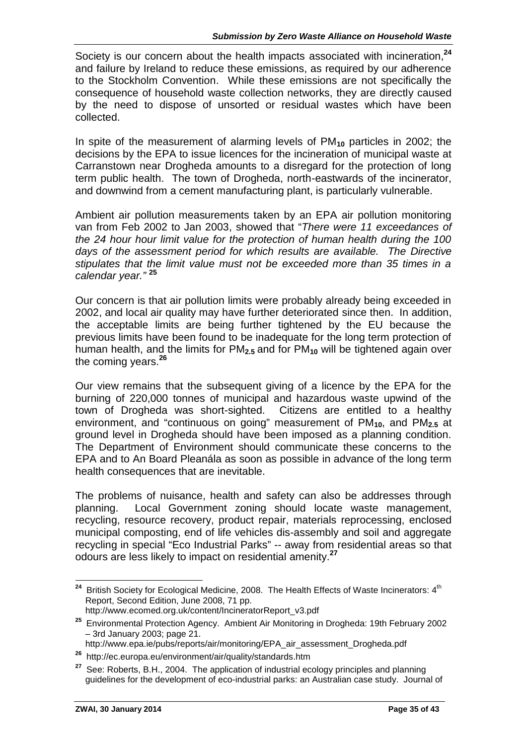Society is our concern about the health impacts associated with incineration,[24] and failure by Ireland to reduce these emissions, as required by our adherence to the Stockholm Convention. While these emissions are not specifically the consequence of household waste collection networks, they are directly caused by the need to dispose of unsorted or residual wastes which have been collected.

In spite of the measurement of alarming levels of $PM_{10}$ particles in 2002; the decisions by the EPA to issue licences for the incineration of municipal waste at Carranstown near Drogheda amounts to a disregard for the protection of long term public health. The town of Drogheda, north-eastwards of the incinerator, and downwind from a cement manufacturing plant, is particularly vulnerable.

Ambient air pollution measurements taken by an EPA air pollution monitoring van from Feb 2002 to Jan 2003, showed that "*There were 11 exceedances of the 24 hour hour limit value for the protection of human health during the 100 days of the assessment period for which results are available. The Directive stipulates that the limit value must not be exceeded more than 35 times in a calendar year.*" [25]

Our concern is that air pollution limits were probably already being exceeded in 2002, and local air quality may have further deteriorated since then. In addition, the acceptable limits are being further tightened by the EU because the previous limits have been found to be inadequate for the long term protection of human health, and the limits for $PM_{2.5}$ and for $PM_{10}$ will be tightened again over the coming years.[26]

Our view remains that the subsequent giving of a licence by the EPA for the burning of 220,000 tonnes of municipal and hazardous waste upwind of the town of Drogheda was short-sighted. Citizens are entitled to a healthy environment, and "continuous on going" measurement of $PM_{10}$, and $PM_{2.5}$ at ground level in Drogheda should have been imposed as a planning condition. The Department of Environment should communicate these concerns to the EPA and to An Board Pleanála as soon as possible in advance of the long term health consequences that are inevitable.

The problems of nuisance, health and safety can also be addresses through planning. Local Government zoning should locate waste management, recycling, resource recovery, product repair, materials reprocessing, enclosed municipal composting, end of life vehicles dis-assembly and soil and aggregate recycling in special "Eco Industrial Parks" -- away from residential areas so that odours are less likely to impact on residential amenity.[27]

---

[24] British Society for Ecological Medicine, 2008. The Health Effects of Waste Incinerators: 4th Report, Second Edition, June 2008, 71 pp. http://www.ecomed.org.uk/content/IncineratorReport_v3.pdf

[25] Environmental Protection Agency. Ambient Air Monitoring in Drogheda: 19th February 2002 – 3rd January 2003; page 21. http://www.epa.ie/pubs/reports/air/monitoring/EPA_air_assessment_Drogheda.pdf

[26] http://ec.europa.eu/environment/air/quality/standards.htm

[27] See: Roberts, B.H., 2004. The application of industrial ecology principles and planning guidelines for the development of eco-industrial parks: an Australian case study. Journal of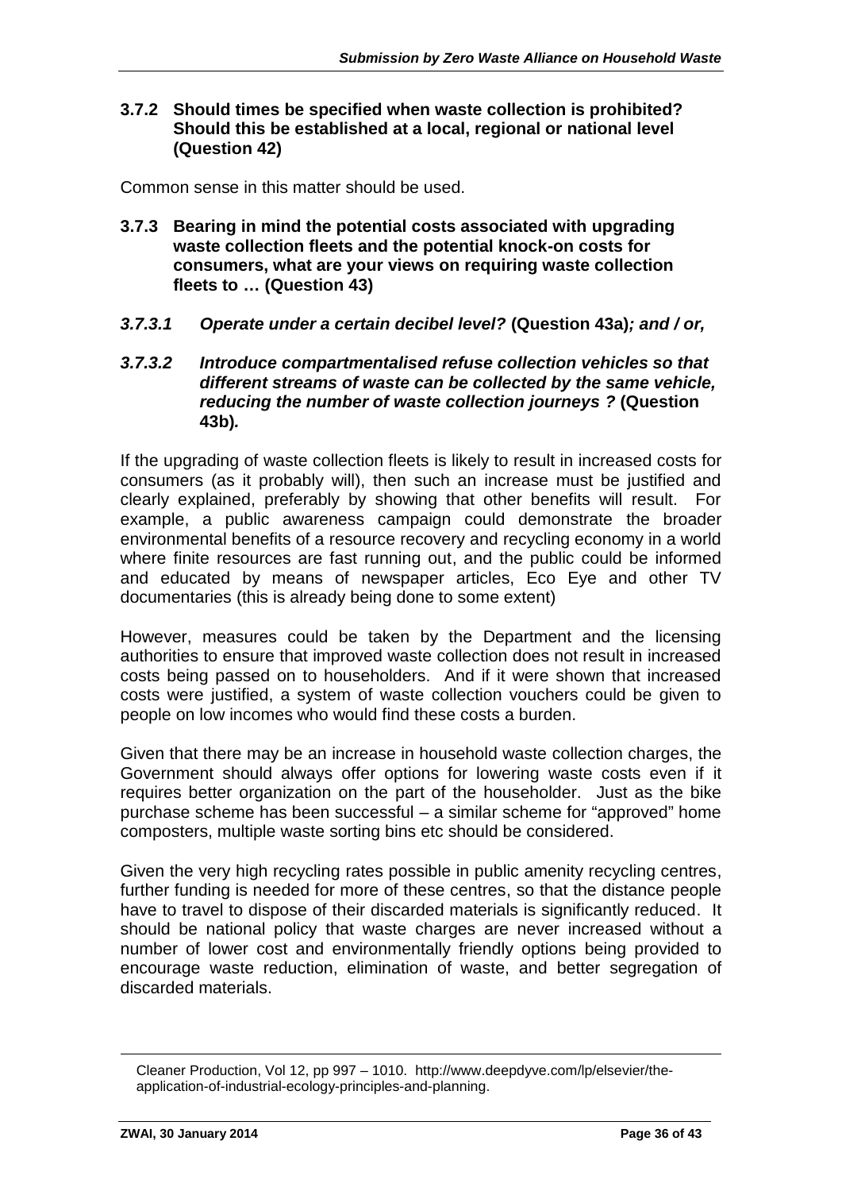### 3.7.2 Should times be specified when waste collection is prohibited? Should this be established at a local, regional or national level (Question 42)

Common sense in this matter should be used.

### 3.7.3 Bearing in mind the potential costs associated with upgrading waste collection fleets and the potential knock-on costs for consumers, what are your views on requiring waste collection fleets to … (Question 43)

#### *3.7.3.1 Operate under a certain decibel level?* **(Question 43a)***; and / or,*

#### *3.7.3.2 Introduce compartmentalised refuse collection vehicles so that different streams of waste can be collected by the same vehicle, reducing the number of waste collection journeys ?* **(Question 43b)***.*

If the upgrading of waste collection fleets is likely to result in increased costs for consumers (as it probably will), then such an increase must be justified and clearly explained, preferably by showing that other benefits will result. For example, a public awareness campaign could demonstrate the broader environmental benefits of a resource recovery and recycling economy in a world where finite resources are fast running out, and the public could be informed and educated by means of newspaper articles, Eco Eye and other TV documentaries (this is already being done to some extent)

However, measures could be taken by the Department and the licensing authorities to ensure that improved waste collection does not result in increased costs being passed on to householders. And if it were shown that increased costs were justified, a system of waste collection vouchers could be given to people on low incomes who would find these costs a burden.

Given that there may be an increase in household waste collection charges, the Government should always offer options for lowering waste costs even if it requires better organization on the part of the householder. Just as the bike purchase scheme has been successful – a similar scheme for "approved" home composters, multiple waste sorting bins etc should be considered.

Given the very high recycling rates possible in public amenity recycling centres, further funding is needed for more of these centres, so that the distance people have to travel to dispose of their discarded materials is significantly reduced. It should be national policy that waste charges are never increased without a number of lower cost and environmentally friendly options being provided to encourage waste reduction, elimination of waste, and better segregation of discarded materials.

---

Cleaner Production, Vol 12, pp 997 – 1010. http://www.deepdyve.com/lp/elsevier/the-application-of-industrial-ecology-principles-and-planning.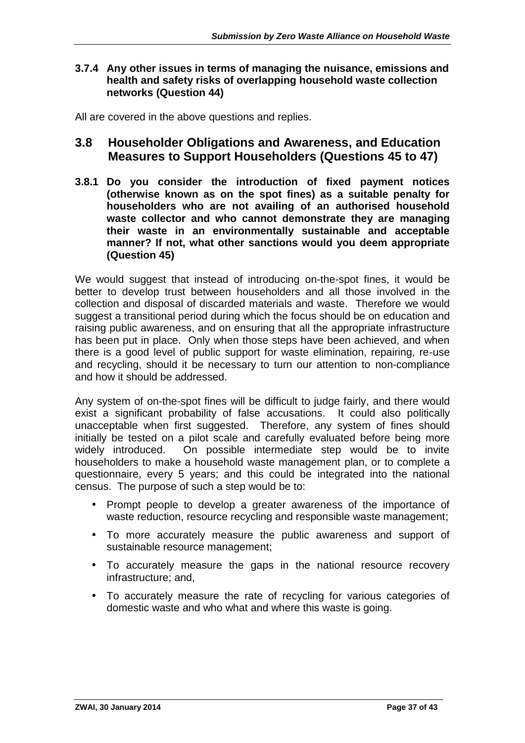### 3.7.4 Any other issues in terms of managing the nuisance, emissions and health and safety risks of overlapping household waste collection networks (Question 44)

All are covered in the above questions and replies.

## 3.8 Householder Obligations and Awareness, and Education Measures to Support Householders (Questions 45 to 47)

### 3.8.1 Do you consider the introduction of fixed payment notices (otherwise known as on the spot fines) as a suitable penalty for householders who are not availing of an authorised household waste collector and who cannot demonstrate they are managing their waste in an environmentally sustainable and acceptable manner? If not, what other sanctions would you deem appropriate (Question 45)

We would suggest that instead of introducing on-the-spot fines, it would be better to develop trust between householders and all those involved in the collection and disposal of discarded materials and waste. Therefore we would suggest a transitional period during which the focus should be on education and raising public awareness, and on ensuring that all the appropriate infrastructure has been put in place. Only when those steps have been achieved, and when there is a good level of public support for waste elimination, repairing, re-use and recycling, should it be necessary to turn our attention to non-compliance and how it should be addressed.

Any system of on-the-spot fines will be difficult to judge fairly, and there would exist a significant probability of false accusations. It could also politically unacceptable when first suggested. Therefore, any system of fines should initially be tested on a pilot scale and carefully evaluated before being more widely introduced. On possible intermediate step would be to invite householders to make a household waste management plan, or to complete a questionnaire, every 5 years; and this could be integrated into the national census. The purpose of such a step would be to:

- Prompt people to develop a greater awareness of the importance of waste reduction, resource recycling and responsible waste management;
- To more accurately measure the public awareness and support of sustainable resource management;
- To accurately measure the gaps in the national resource recovery infrastructure; and,
- To accurately measure the rate of recycling for various categories of domestic waste and who what and where this waste is going.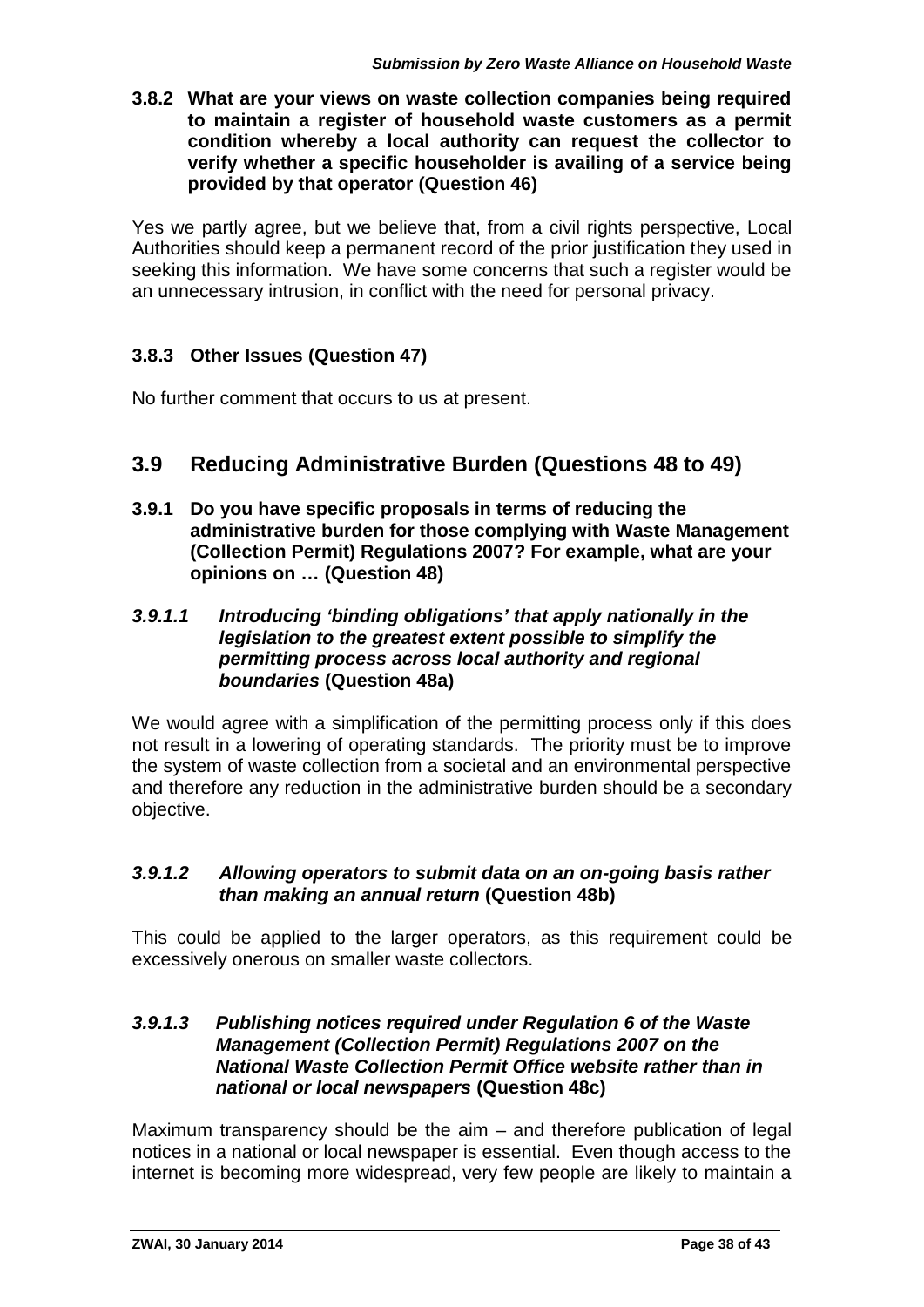### 3.8.2 What are your views on waste collection companies being required to maintain a register of household waste customers as a permit condition whereby a local authority can request the collector to verify whether a specific householder is availing of a service being provided by that operator (Question 46)

Yes we partly agree, but we believe that, from a civil rights perspective, Local Authorities should keep a permanent record of the prior justification they used in seeking this information. We have some concerns that such a register would be an unnecessary intrusion, in conflict with the need for personal privacy.

### 3.8.3 Other Issues (Question 47)

No further comment that occurs to us at present.

## 3.9 Reducing Administrative Burden (Questions 48 to 49)

### 3.9.1 Do you have specific proposals in terms of reducing the administrative burden for those complying with Waste Management (Collection Permit) Regulations 2007? For example, what are your opinions on … (Question 48)

#### *3.9.1.1 Introducing 'binding obligations' that apply nationally in the legislation to the greatest extent possible to simplify the permitting process across local authority and regional boundaries* (Question 48a)

We would agree with a simplification of the permitting process only if this does not result in a lowering of operating standards. The priority must be to improve the system of waste collection from a societal and an environmental perspective and therefore any reduction in the administrative burden should be a secondary objective.

#### *3.9.1.2 Allowing operators to submit data on an on-going basis rather than making an annual return* (Question 48b)

This could be applied to the larger operators, as this requirement could be excessively onerous on smaller waste collectors.

#### *3.9.1.3 Publishing notices required under Regulation 6 of the Waste Management (Collection Permit) Regulations 2007 on the National Waste Collection Permit Office website rather than in national or local newspapers* (Question 48c)

Maximum transparency should be the aim – and therefore publication of legal notices in a national or local newspaper is essential. Even though access to the internet is becoming more widespread, very few people are likely to maintain a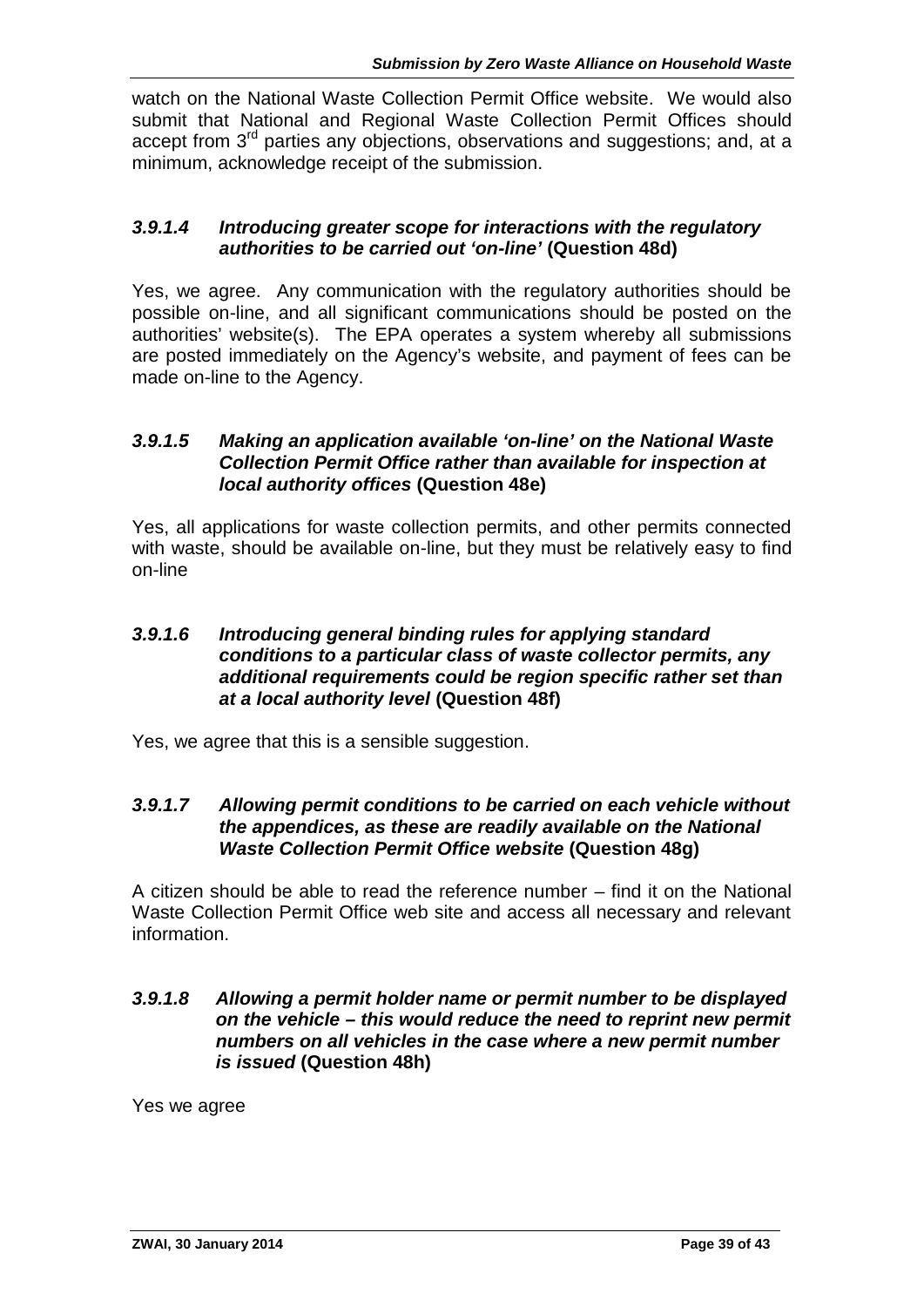watch on the National Waste Collection Permit Office website. We would also submit that National and Regional Waste Collection Permit Offices should accept from 3rd parties any objections, observations and suggestions; and, at a minimum, acknowledge receipt of the submission.

### *3.9.1.4 Introducing greater scope for interactions with the regulatory authorities to be carried out 'on-line'* (Question 48d)

Yes, we agree. Any communication with the regulatory authorities should be possible on-line, and all significant communications should be posted on the authorities' website(s). The EPA operates a system whereby all submissions are posted immediately on the Agency's website, and payment of fees can be made on-line to the Agency.

### *3.9.1.5 Making an application available 'on-line' on the National Waste Collection Permit Office rather than available for inspection at local authority offices* (Question 48e)

Yes, all applications for waste collection permits, and other permits connected with waste, should be available on-line, but they must be relatively easy to find on-line

### *3.9.1.6 Introducing general binding rules for applying standard conditions to a particular class of waste collector permits, any additional requirements could be region specific rather set than at a local authority level* (Question 48f)

Yes, we agree that this is a sensible suggestion.

### *3.9.1.7 Allowing permit conditions to be carried on each vehicle without the appendices, as these are readily available on the National Waste Collection Permit Office website* (Question 48g)

A citizen should be able to read the reference number – find it on the National Waste Collection Permit Office web site and access all necessary and relevant information.

### *3.9.1.8 Allowing a permit holder name or permit number to be displayed on the vehicle – this would reduce the need to reprint new permit numbers on all vehicles in the case where a new permit number is issued* (Question 48h)

Yes we agree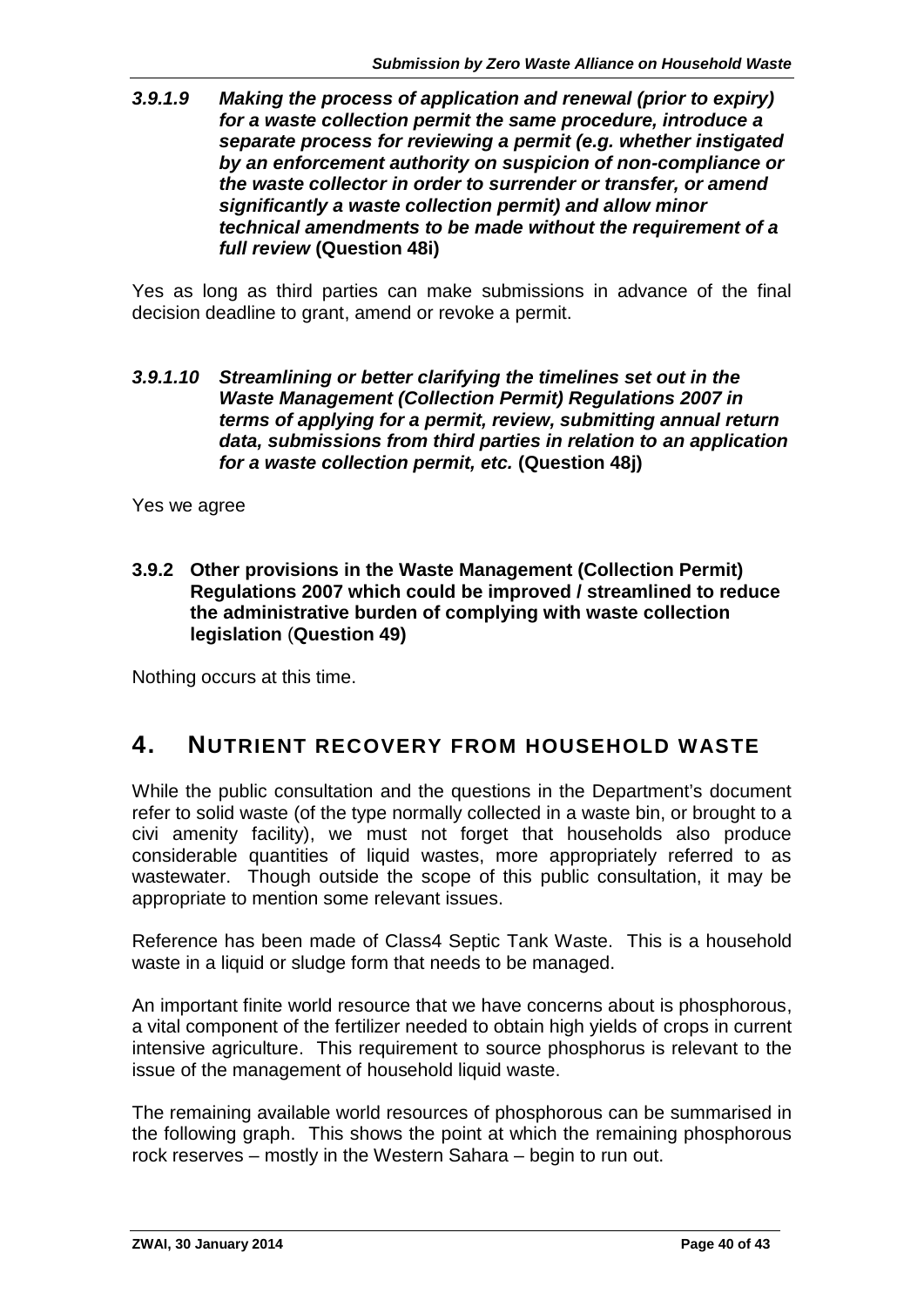***3.9.1.9 Making the process of application and renewal (prior to expiry) for a waste collection permit the same procedure, introduce a separate process for reviewing a permit (e.g. whether instigated by an enforcement authority on suspicion of non-compliance or the waste collector in order to surrender or transfer, or amend significantly a waste collection permit) and allow minor technical amendments to be made without the requirement of a full review*** **(Question 48i)**

Yes as long as third parties can make submissions in advance of the final decision deadline to grant, amend or revoke a permit.

***3.9.1.10 Streamlining or better clarifying the timelines set out in the Waste Management (Collection Permit) Regulations 2007 in terms of applying for a permit, review, submitting annual return data, submissions from third parties in relation to an application for a waste collection permit, etc.*** **(Question 48j)**

Yes we agree

**3.9.2 Other provisions in the Waste Management (Collection Permit) Regulations 2007 which could be improved / streamlined to reduce the administrative burden of complying with waste collection legislation (Question 49)**

Nothing occurs at this time.

# 4. NUTRIENT RECOVERY FROM HOUSEHOLD WASTE

While the public consultation and the questions in the Department's document refer to solid waste (of the type normally collected in a waste bin, or brought to a civi amenity facility), we must not forget that households also produce considerable quantities of liquid wastes, more appropriately referred to as wastewater. Though outside the scope of this public consultation, it may be appropriate to mention some relevant issues.

Reference has been made of Class4 Septic Tank Waste. This is a household waste in a liquid or sludge form that needs to be managed.

An important finite world resource that we have concerns about is phosphorous, a vital component of the fertilizer needed to obtain high yields of crops in current intensive agriculture. This requirement to source phosphorus is relevant to the issue of the management of household liquid waste.

The remaining available world resources of phosphorous can be summarised in the following graph. This shows the point at which the remaining phosphorous rock reserves – mostly in the Western Sahara – begin to run out.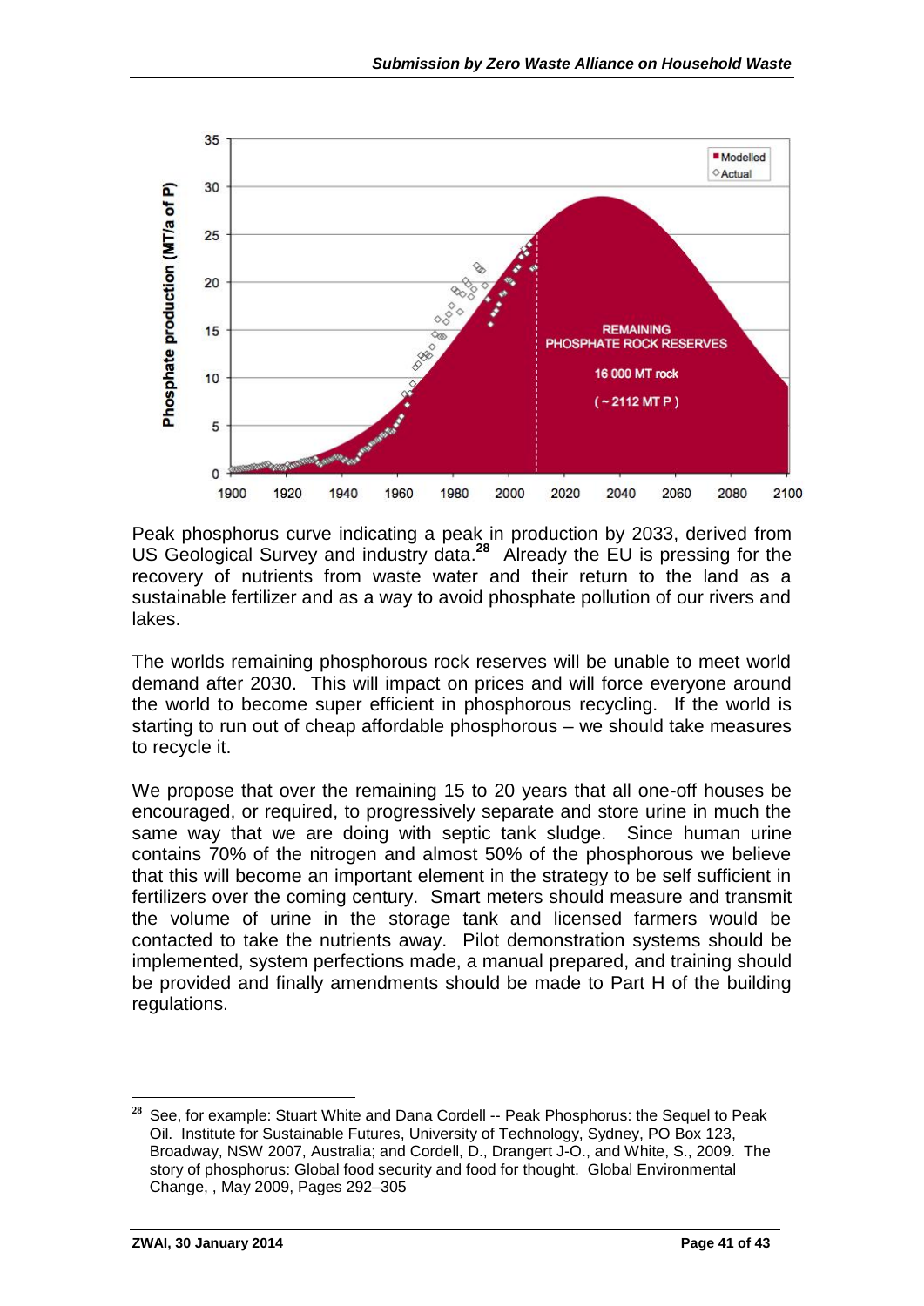Peak phosphorus curve indicating a peak in production by 2033, derived from US Geological Survey and industry data.[28] Already the EU is pressing for the recovery of nutrients from waste water and their return to the land as a sustainable fertilizer and as a way to avoid phosphate pollution of our rivers and lakes.

The worlds remaining phosphorous rock reserves will be unable to meet world demand after 2030. This will impact on prices and will force everyone around the world to become super efficient in phosphorous recycling. If the world is starting to run out of cheap affordable phosphorous – we should take measures to recycle it.

We propose that over the remaining 15 to 20 years that all one-off houses be encouraged, or required, to progressively separate and store urine in much the same way that we are doing with septic tank sludge. Since human urine contains 70% of the nitrogen and almost 50% of the phosphorous we believe that this will become an important element in the strategy to be self sufficient in fertilizers over the coming century. Smart meters should measure and transmit the volume of urine in the storage tank and licensed farmers would be contacted to take the nutrients away. Pilot demonstration systems should be implemented, system perfections made, a manual prepared, and training should be provided and finally amendments should be made to Part H of the building regulations.

[28] See, for example: Stuart White and Dana Cordell -- Peak Phosphorus: the Sequel to Peak Oil. Institute for Sustainable Futures, University of Technology, Sydney, PO Box 123, Broadway, NSW 2007, Australia; and Cordell, D., Drangert J-O., and White, S., 2009. The story of phosphorus: Global food security and food for thought. Global Environmental Change, , May 2009, Pages 292–305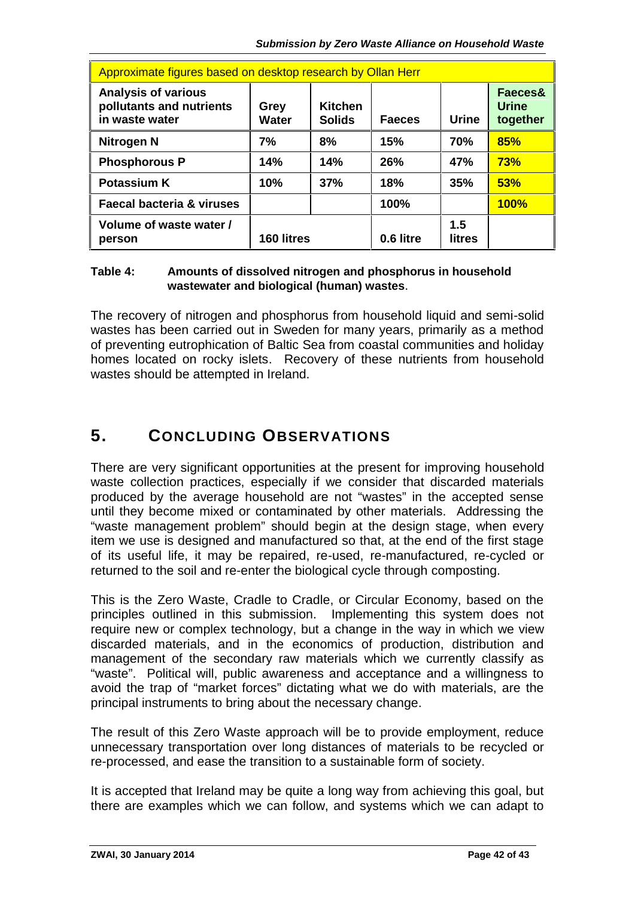| Approximate figures based on desktop research by Ollan Herr | | | | | |
|---|---|---|---|---|---|
| **Analysis of various pollutants and nutrients in waste water** | **Grey Water** | **Kitchen Solids** | **Faeces** | **Urine** | **Faeces& Urine together** |
| **Nitrogen N** | **7%** | **8%** | **15%** | **70%** | **85%** |
| **Phosphorous P** | **14%** | **14%** | **26%** | **47%** | **73%** |
| **Potassium K** | **10%** | **37%** | **18%** | **35%** | **53%** |
| **Faecal bacteria & viruses** | | | **100%** | | **100%** |
| **Volume of waste water / person** | **160 litres** | | **0.6 litre** | **1.5 litres** | |

**Table 4: Amounts of dissolved nitrogen and phosphorus in household wastewater and biological (human) wastes**.

The recovery of nitrogen and phosphorus from household liquid and semi-solid wastes has been carried out in Sweden for many years, primarily as a method of preventing eutrophication of Baltic Sea from coastal communities and holiday homes located on rocky islets. Recovery of these nutrients from household wastes should be attempted in Ireland.

# 5. CONCLUDING OBSERVATIONS

There are very significant opportunities at the present for improving household waste collection practices, especially if we consider that discarded materials produced by the average household are not "wastes" in the accepted sense until they become mixed or contaminated by other materials. Addressing the "waste management problem" should begin at the design stage, when every item we use is designed and manufactured so that, at the end of the first stage of its useful life, it may be repaired, re-used, re-manufactured, re-cycled or returned to the soil and re-enter the biological cycle through composting.

This is the Zero Waste, Cradle to Cradle, or Circular Economy, based on the principles outlined in this submission. Implementing this system does not require new or complex technology, but a change in the way in which we view discarded materials, and in the economics of production, distribution and management of the secondary raw materials which we currently classify as "waste". Political will, public awareness and acceptance and a willingness to avoid the trap of "market forces" dictating what we do with materials, are the principal instruments to bring about the necessary change.

The result of this Zero Waste approach will be to provide employment, reduce unnecessary transportation over long distances of materials to be recycled or re-processed, and ease the transition to a sustainable form of society.

It is accepted that Ireland may be quite a long way from achieving this goal, but there are examples which we can follow, and systems which we can adapt to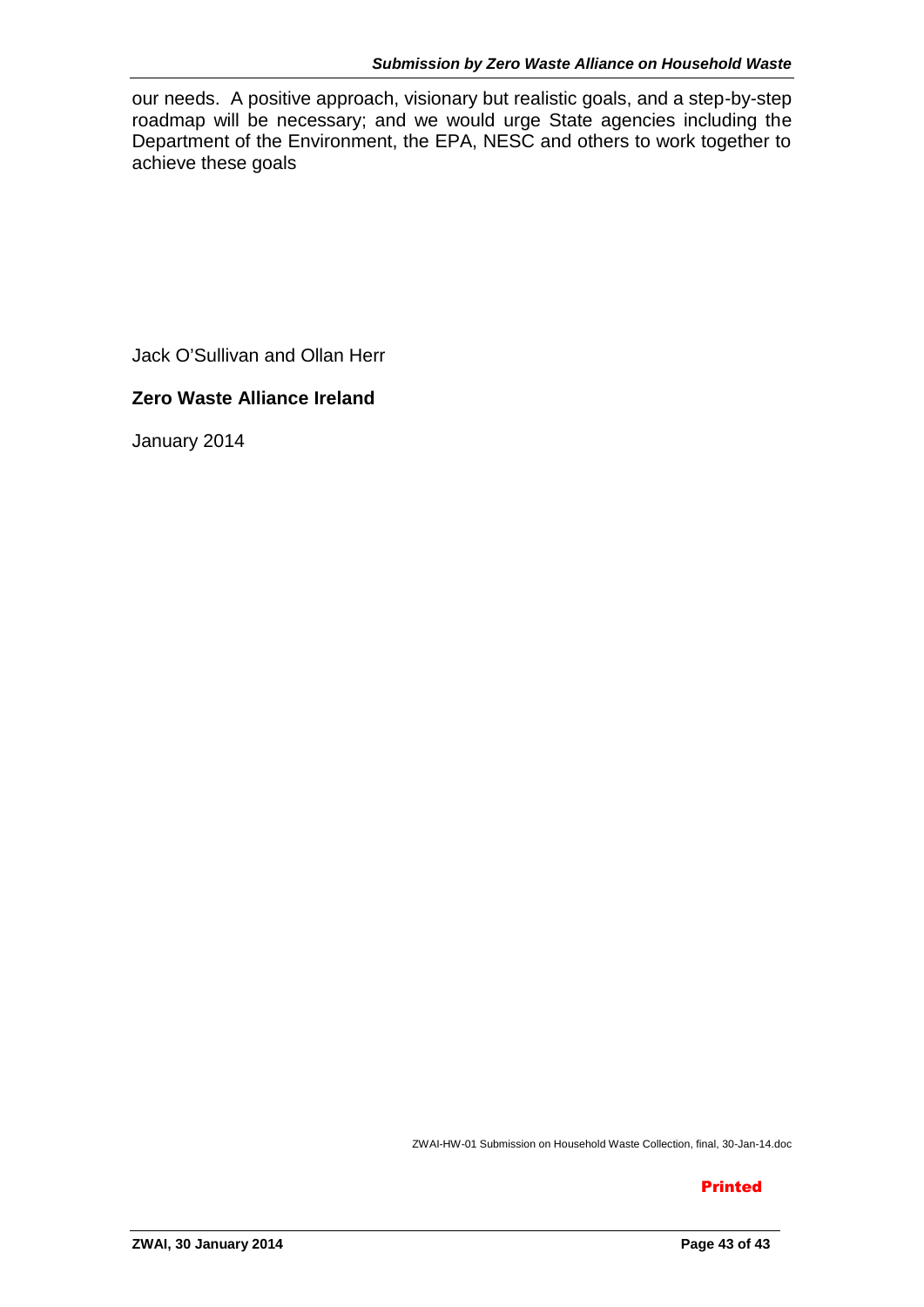our needs. A positive approach, visionary but realistic goals, and a step-by-step roadmap will be necessary; and we would urge State agencies including the Department of the Environment, the EPA, NESC and others to work together to achieve these goals

Jack O'Sullivan and Ollan Herr

**Zero Waste Alliance Ireland**

January 2014

ZWAI-HW-01 Submission on Household Waste Collection, final, 30-Jan-14.doc

Printed